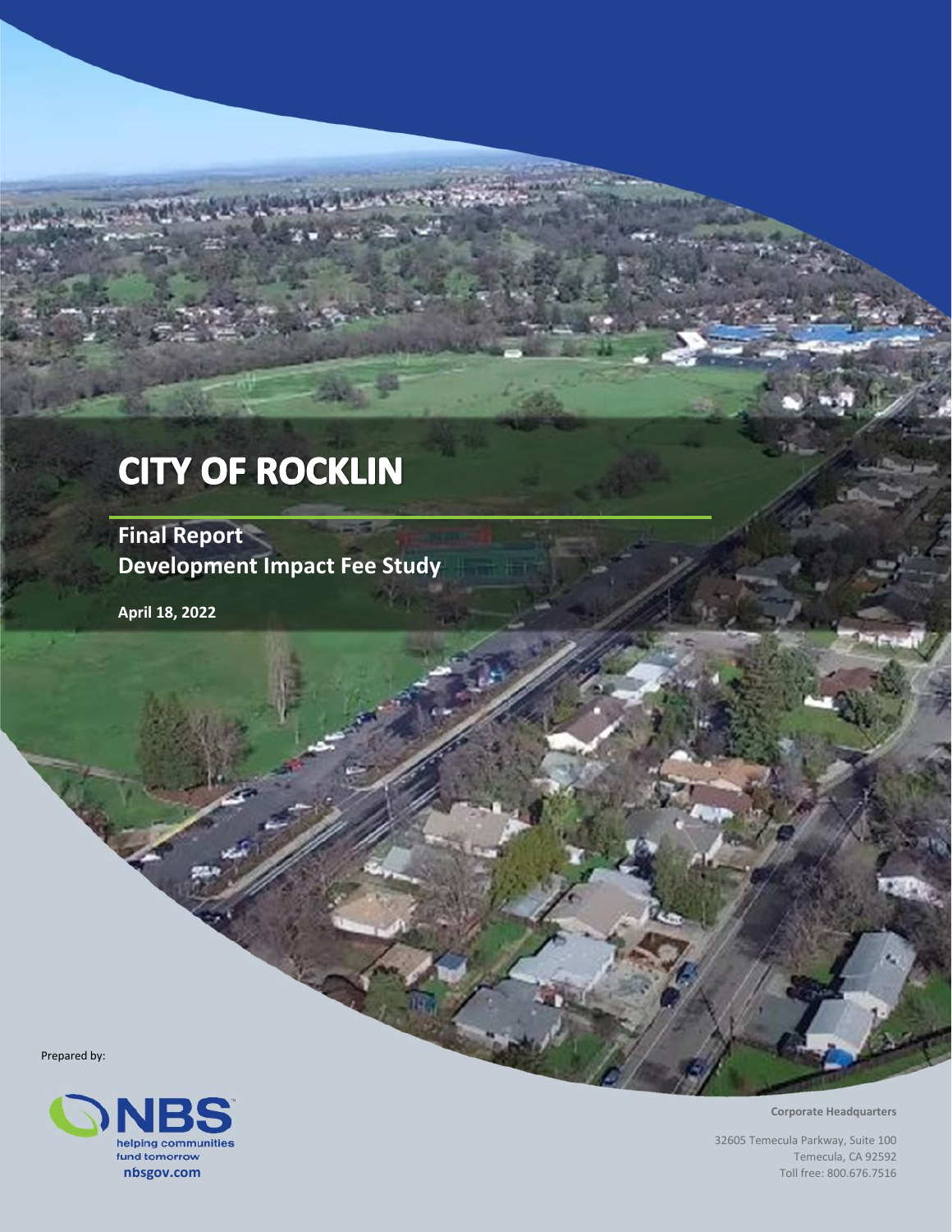# CITY OF ROCKLIN

## Final Report
## Development Impact Fee Study

**April 18, 2022**

Prepared by:

NBS
helping communities fund tomorrow
nbsgov.com

**Corporate Headquarters**

32605 Temecula Parkway, Suite 100
Temecula, CA 92592
Toll free: 800.676.7516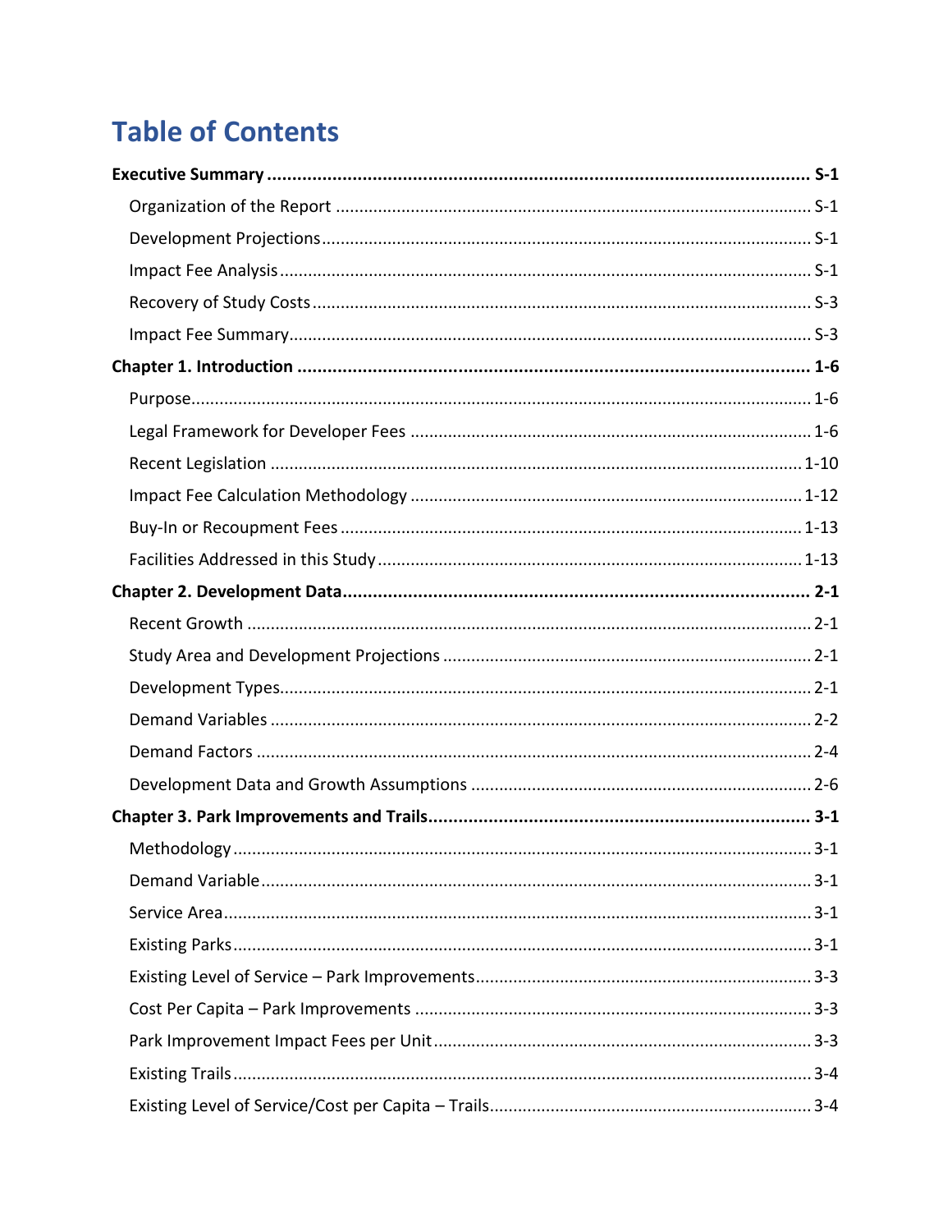# Table of Contents

**Executive Summary ..... S-1**

- Organization of the Report ..... S-1
- Development Projections ..... S-1
- Impact Fee Analysis ..... S-1
- Recovery of Study Costs ..... S-3
- Impact Fee Summary ..... S-3

**Chapter 1. Introduction ..... 1-6**

- Purpose ..... 1-6
- Legal Framework for Developer Fees ..... 1-6
- Recent Legislation ..... 1-10
- Impact Fee Calculation Methodology ..... 1-12
- Buy-In or Recoupment Fees ..... 1-13
- Facilities Addressed in this Study ..... 1-13

**Chapter 2. Development Data ..... 2-1**

- Recent Growth ..... 2-1
- Study Area and Development Projections ..... 2-1
- Development Types ..... 2-1
- Demand Variables ..... 2-2
- Demand Factors ..... 2-4
- Development Data and Growth Assumptions ..... 2-6

**Chapter 3. Park Improvements and Trails ..... 3-1**

- Methodology ..... 3-1
- Demand Variable ..... 3-1
- Service Area ..... 3-1
- Existing Parks ..... 3-1
- Existing Level of Service – Park Improvements ..... 3-3
- Cost Per Capita – Park Improvements ..... 3-3
- Park Improvement Impact Fees per Unit ..... 3-3
- Existing Trails ..... 3-4
- Existing Level of Service/Cost per Capita – Trails ..... 3-4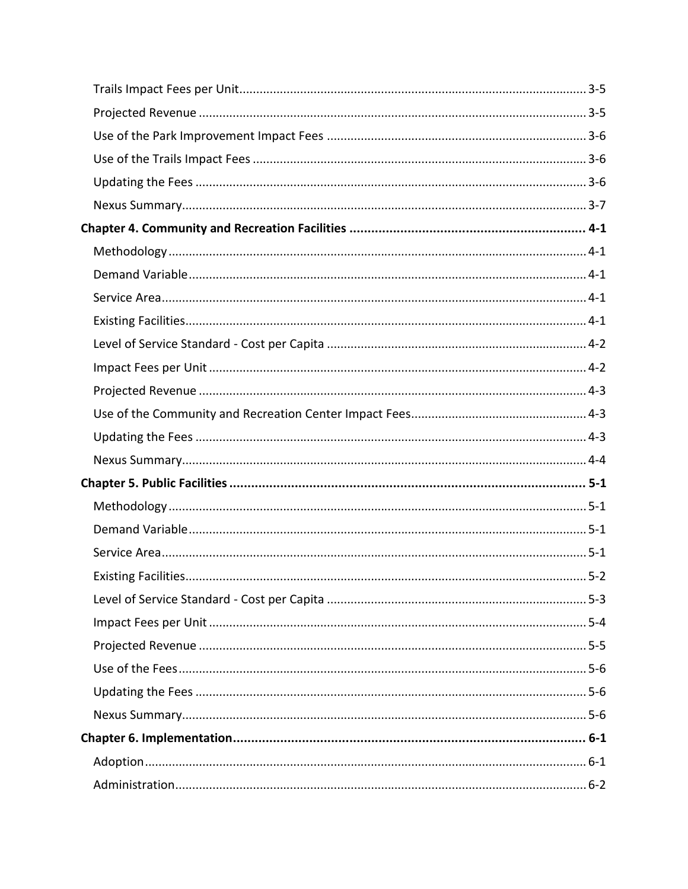Trails Impact Fees per Unit ..................................................................................................... 3-5

Projected Revenue ................................................................................................................. 3-5

Use of the Park Improvement Impact Fees ........................................................................... 3-6

Use of the Trails Impact Fees ................................................................................................. 3-6

Updating the Fees .................................................................................................................. 3-6

Nexus Summary ...................................................................................................................... 3-7

**Chapter 4. Community and Recreation Facilities ................................................................. 4-1**

Methodology .......................................................................................................................... 4-1

Demand Variable .................................................................................................................... 4-1

Service Area ............................................................................................................................ 4-1

Existing Facilities ..................................................................................................................... 4-1

Level of Service Standard - Cost per Capita ........................................................................... 4-2

Impact Fees per Unit .............................................................................................................. 4-2

Projected Revenue ................................................................................................................. 4-3

Use of the Community and Recreation Center Impact Fees .................................................. 4-3

Updating the Fees .................................................................................................................. 4-3

Nexus Summary ...................................................................................................................... 4-4

**Chapter 5. Public Facilities .................................................................................................. 5-1**

Methodology .......................................................................................................................... 5-1

Demand Variable .................................................................................................................... 5-1

Service Area ............................................................................................................................ 5-1

Existing Facilities ..................................................................................................................... 5-2

Level of Service Standard - Cost per Capita ........................................................................... 5-3

Impact Fees per Unit .............................................................................................................. 5-4

Projected Revenue ................................................................................................................. 5-5

Use of the Fees ....................................................................................................................... 5-6

Updating the Fees .................................................................................................................. 5-6

Nexus Summary ...................................................................................................................... 5-6

**Chapter 6. Implementation ................................................................................................. 6-1**

Adoption ................................................................................................................................ 6-1

Administration ........................................................................................................................ 6-2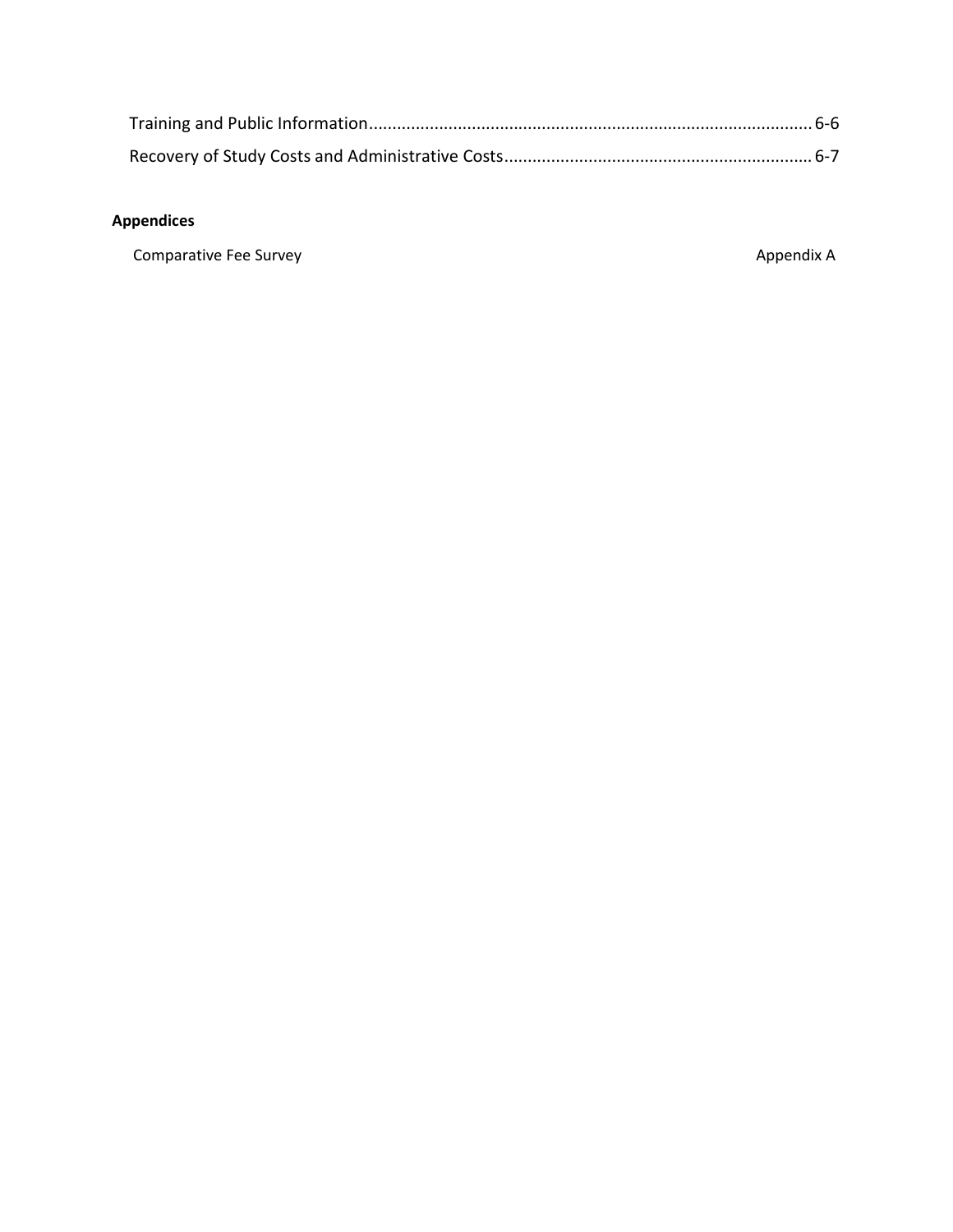Training and Public Information........................................................................................... 6-6

Recovery of Study Costs and Administrative Costs.................................................................. 6-7

**Appendices**

Comparative Fee Survey Appendix A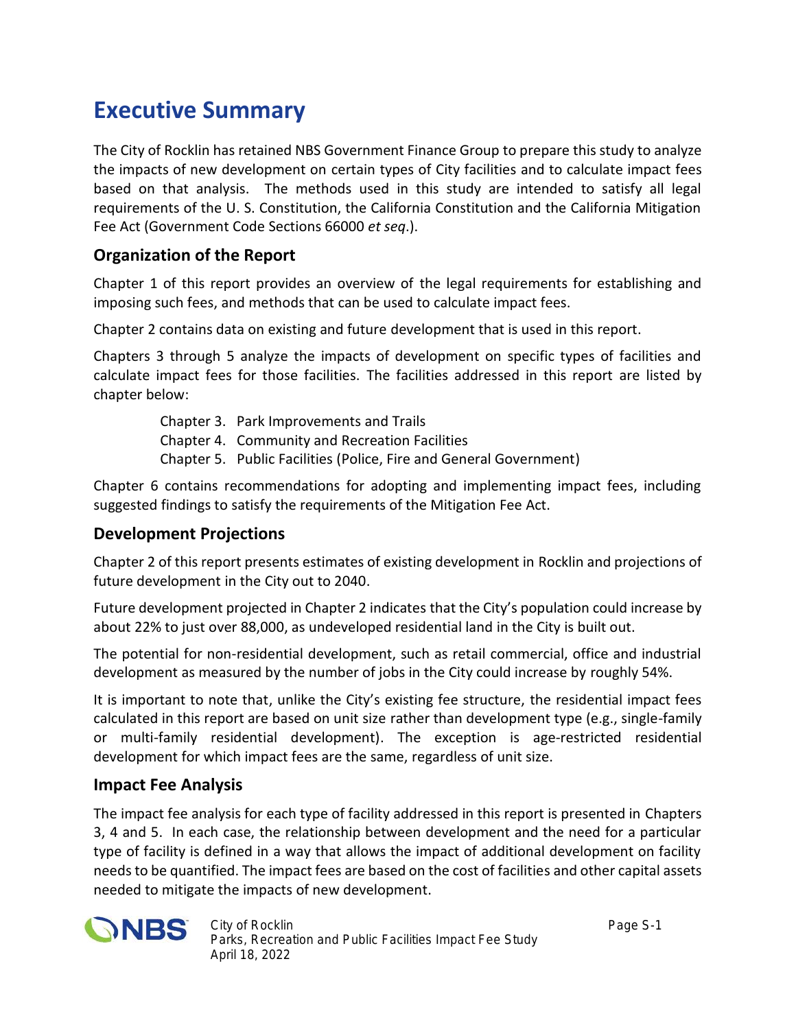# Executive Summary

The City of Rocklin has retained NBS Government Finance Group to prepare this study to analyze the impacts of new development on certain types of City facilities and to calculate impact fees based on that analysis. The methods used in this study are intended to satisfy all legal requirements of the U. S. Constitution, the California Constitution and the California Mitigation Fee Act (Government Code Sections 66000 *et seq*.).

## Organization of the Report

Chapter 1 of this report provides an overview of the legal requirements for establishing and imposing such fees, and methods that can be used to calculate impact fees.

Chapter 2 contains data on existing and future development that is used in this report.

Chapters 3 through 5 analyze the impacts of development on specific types of facilities and calculate impact fees for those facilities. The facilities addressed in this report are listed by chapter below:

- Chapter 3. Park Improvements and Trails
- Chapter 4. Community and Recreation Facilities
- Chapter 5. Public Facilities (Police, Fire and General Government)

Chapter 6 contains recommendations for adopting and implementing impact fees, including suggested findings to satisfy the requirements of the Mitigation Fee Act.

## Development Projections

Chapter 2 of this report presents estimates of existing development in Rocklin and projections of future development in the City out to 2040.

Future development projected in Chapter 2 indicates that the City's population could increase by about 22% to just over 88,000, as undeveloped residential land in the City is built out.

The potential for non-residential development, such as retail commercial, office and industrial development as measured by the number of jobs in the City could increase by roughly 54%.

It is important to note that, unlike the City's existing fee structure, the residential impact fees calculated in this report are based on unit size rather than development type (e.g., single-family or multi-family residential development). The exception is age-restricted residential development for which impact fees are the same, regardless of unit size.

## Impact Fee Analysis

The impact fee analysis for each type of facility addressed in this report is presented in Chapters 3, 4 and 5. In each case, the relationship between development and the need for a particular type of facility is defined in a way that allows the impact of additional development on facility needs to be quantified. The impact fees are based on the cost of facilities and other capital assets needed to mitigate the impacts of new development.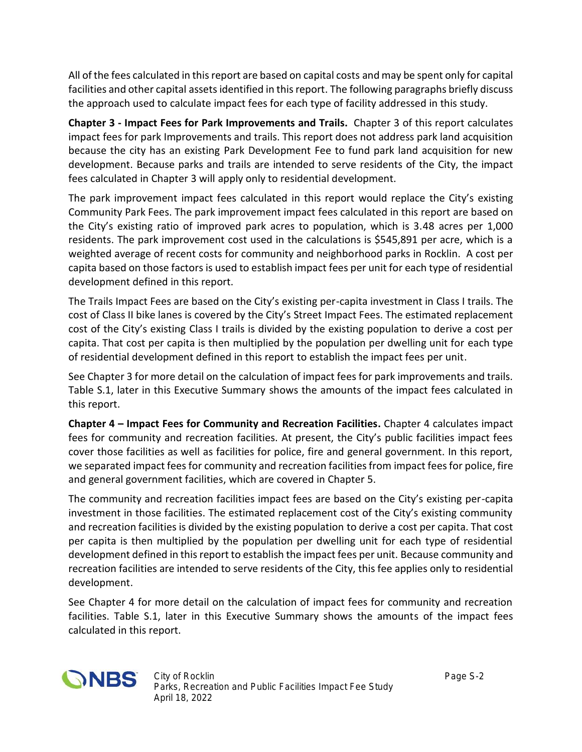All of the fees calculated in this report are based on capital costs and may be spent only for capital facilities and other capital assets identified in this report. The following paragraphs briefly discuss the approach used to calculate impact fees for each type of facility addressed in this study.

**Chapter 3 - Impact Fees for Park Improvements and Trails.** Chapter 3 of this report calculates impact fees for park Improvements and trails. This report does not address park land acquisition because the city has an existing Park Development Fee to fund park land acquisition for new development. Because parks and trails are intended to serve residents of the City, the impact fees calculated in Chapter 3 will apply only to residential development.

The park improvement impact fees calculated in this report would replace the City's existing Community Park Fees. The park improvement impact fees calculated in this report are based on the City's existing ratio of improved park acres to population, which is 3.48 acres per 1,000 residents. The park improvement cost used in the calculations is $545,891 per acre, which is a weighted average of recent costs for community and neighborhood parks in Rocklin. A cost per capita based on those factors is used to establish impact fees per unit for each type of residential development defined in this report.

The Trails Impact Fees are based on the City's existing per-capita investment in Class I trails. The cost of Class II bike lanes is covered by the City's Street Impact Fees. The estimated replacement cost of the City's existing Class I trails is divided by the existing population to derive a cost per capita. That cost per capita is then multiplied by the population per dwelling unit for each type of residential development defined in this report to establish the impact fees per unit.

See Chapter 3 for more detail on the calculation of impact fees for park improvements and trails. Table S.1, later in this Executive Summary shows the amounts of the impact fees calculated in this report.

**Chapter 4 – Impact Fees for Community and Recreation Facilities.** Chapter 4 calculates impact fees for community and recreation facilities. At present, the City's public facilities impact fees cover those facilities as well as facilities for police, fire and general government. In this report, we separated impact fees for community and recreation facilities from impact fees for police, fire and general government facilities, which are covered in Chapter 5.

The community and recreation facilities impact fees are based on the City's existing per-capita investment in those facilities. The estimated replacement cost of the City's existing community and recreation facilities is divided by the existing population to derive a cost per capita. That cost per capita is then multiplied by the population per dwelling unit for each type of residential development defined in this report to establish the impact fees per unit. Because community and recreation facilities are intended to serve residents of the City, this fee applies only to residential development.

See Chapter 4 for more detail on the calculation of impact fees for community and recreation facilities. Table S.1, later in this Executive Summary shows the amounts of the impact fees calculated in this report.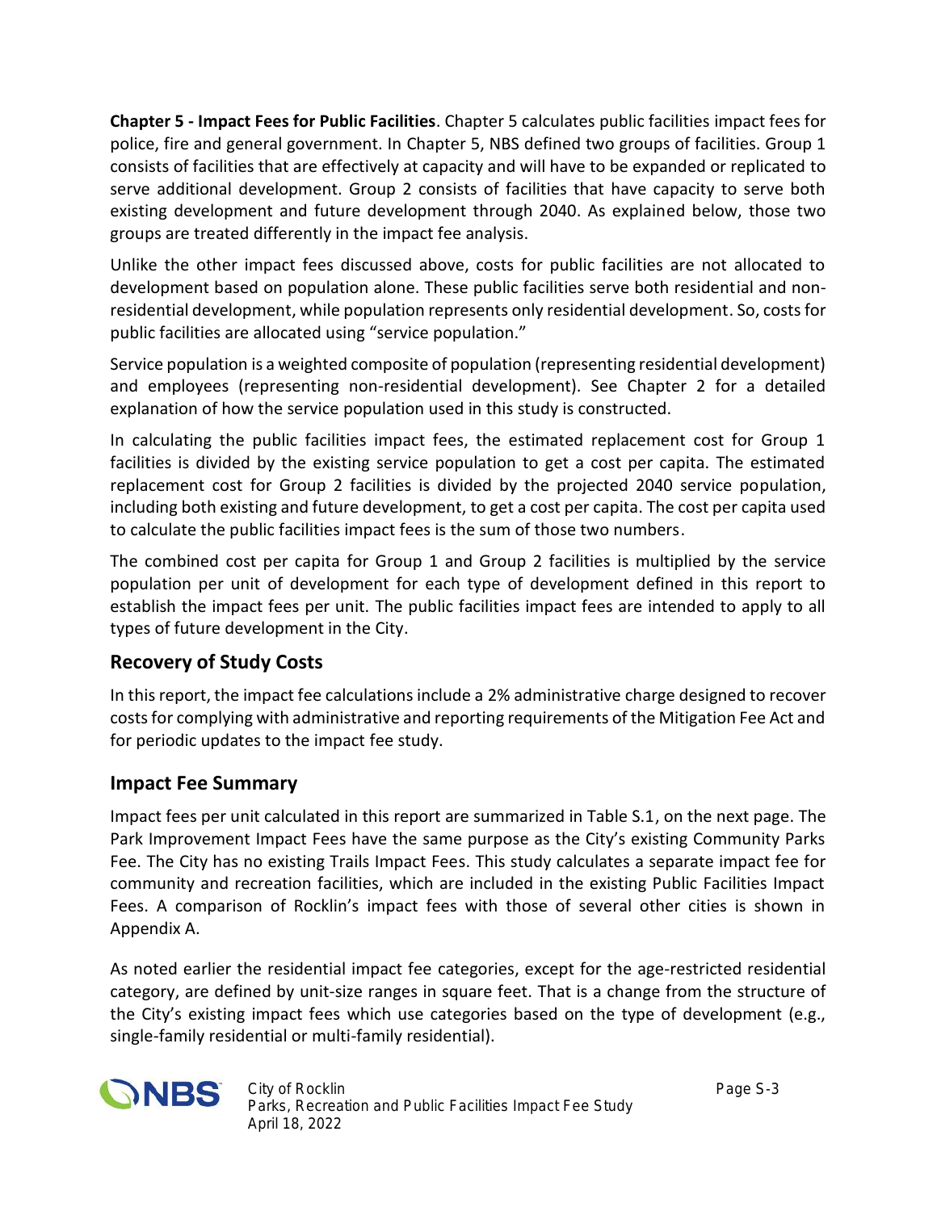**Chapter 5 - Impact Fees for Public Facilities**. Chapter 5 calculates public facilities impact fees for police, fire and general government. In Chapter 5, NBS defined two groups of facilities. Group 1 consists of facilities that are effectively at capacity and will have to be expanded or replicated to serve additional development. Group 2 consists of facilities that have capacity to serve both existing development and future development through 2040. As explained below, those two groups are treated differently in the impact fee analysis.

Unlike the other impact fees discussed above, costs for public facilities are not allocated to development based on population alone. These public facilities serve both residential and non-residential development, while population represents only residential development. So, costs for public facilities are allocated using "service population."

Service population is a weighted composite of population (representing residential development) and employees (representing non-residential development). See Chapter 2 for a detailed explanation of how the service population used in this study is constructed.

In calculating the public facilities impact fees, the estimated replacement cost for Group 1 facilities is divided by the existing service population to get a cost per capita. The estimated replacement cost for Group 2 facilities is divided by the projected 2040 service population, including both existing and future development, to get a cost per capita. The cost per capita used to calculate the public facilities impact fees is the sum of those two numbers.

The combined cost per capita for Group 1 and Group 2 facilities is multiplied by the service population per unit of development for each type of development defined in this report to establish the impact fees per unit. The public facilities impact fees are intended to apply to all types of future development in the City.

## Recovery of Study Costs

In this report, the impact fee calculations include a 2% administrative charge designed to recover costs for complying with administrative and reporting requirements of the Mitigation Fee Act and for periodic updates to the impact fee study.

## Impact Fee Summary

Impact fees per unit calculated in this report are summarized in Table S.1, on the next page. The Park Improvement Impact Fees have the same purpose as the City's existing Community Parks Fee. The City has no existing Trails Impact Fees. This study calculates a separate impact fee for community and recreation facilities, which are included in the existing Public Facilities Impact Fees. A comparison of Rocklin's impact fees with those of several other cities is shown in Appendix A.

As noted earlier the residential impact fee categories, except for the age-restricted residential category, are defined by unit-size ranges in square feet. That is a change from the structure of the City's existing impact fees which use categories based on the type of development (e.g., single-family residential or multi-family residential).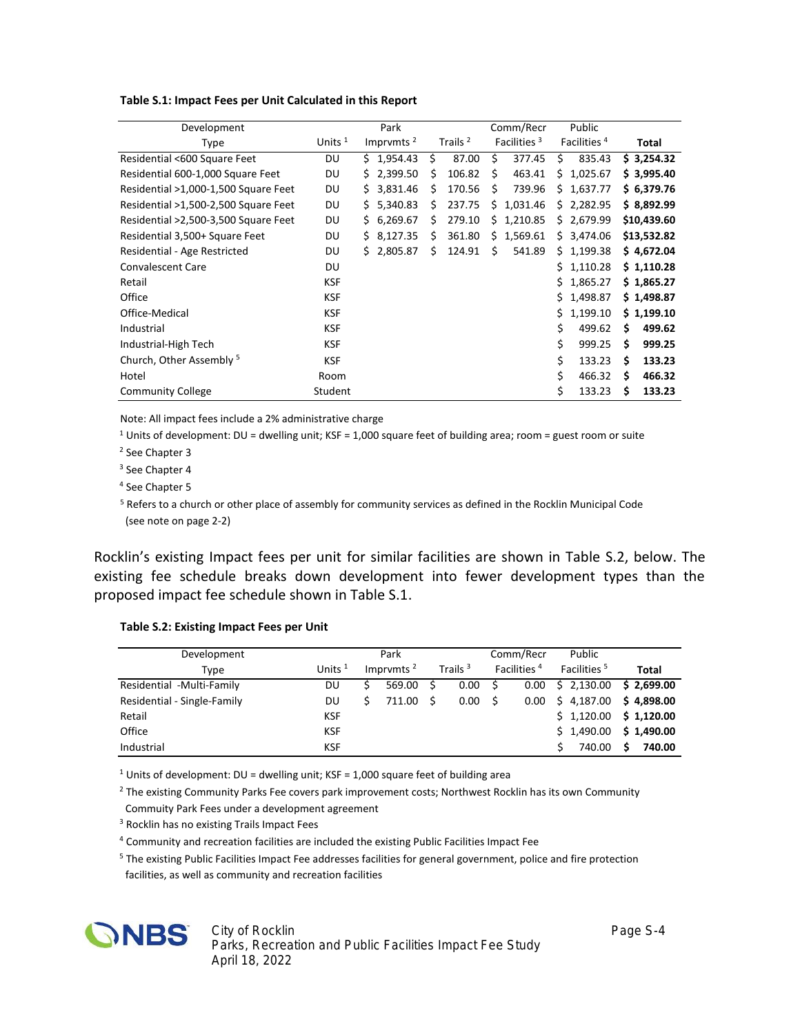**Table S.1: Impact Fees per Unit Calculated in this Report**

| Development Type | Units [1] | Park Imprvmts [2] | Trails [2] | Comm/Recr Facilities [3] | Public Facilities [4] | Total |
|---|---|---|---|---|---|---|
| Residential <600 Square Feet | DU | $ 1,954.43 | $ 87.00 | $ 377.45 | $ 835.43 | $ 3,254.32 |
| Residential 600-1,000 Square Feet | DU | $ 2,399.50 | $ 106.82 | $ 463.41 | $ 1,025.67 | $ 3,995.40 |
| Residential >1,000-1,500 Square Feet | DU | $ 3,831.46 | $ 170.56 | $ 739.96 | $ 1,637.77 | $ 6,379.76 |
| Residential >1,500-2,500 Square Feet | DU | $ 5,340.83 | $ 237.75 | $ 1,031.46 | $ 2,282.95 | $ 8,892.99 |
| Residential >2,500-3,500 Square Feet | DU | $ 6,269.67 | $ 279.10 | $ 1,210.85 | $ 2,679.99 | $10,439.60 |
| Residential 3,500+ Square Feet | DU | $ 8,127.35 | $ 361.80 | $ 1,569.61 | $ 3,474.06 | $13,532.82 |
| Residential - Age Restricted | DU | $ 2,805.87 | $ 124.91 | $ 541.89 | $ 1,199.38 | $ 4,672.04 |
| Convalescent Care | DU | | | | $ 1,110.28 | $ 1,110.28 |
| Retail | KSF | | | | $ 1,865.27 | $ 1,865.27 |
| Office | KSF | | | | $ 1,498.87 | $ 1,498.87 |
| Office-Medical | KSF | | | | $ 1,199.10 | $ 1,199.10 |
| Industrial | KSF | | | | $ 499.62 | $ 499.62 |
| Industrial-High Tech | KSF | | | | $ 999.25 | $ 999.25 |
| Church, Other Assembly [5] | KSF | | | | $ 133.23 | $ 133.23 |
| Hotel | Room | | | | $ 466.32 | $ 466.32 |
| Community College | Student | | | | $ 133.23 | $ 133.23 |

Note: All impact fees include a 2% administrative charge

[1] Units of development: DU = dwelling unit; KSF = 1,000 square feet of building area; room = guest room or suite

[2] See Chapter 3

[3] See Chapter 4

[4] See Chapter 5

[5] Refers to a church or other place of assembly for community services as defined in the Rocklin Municipal Code (see note on page 2-2)

Rocklin's existing Impact fees per unit for similar facilities are shown in Table S.2, below. The existing fee schedule breaks down development into fewer development types than the proposed impact fee schedule shown in Table S.1.

**Table S.2: Existing Impact Fees per Unit**

| Development Type | Units [1] | Park Imprvmts [2] | Trails [3] | Comm/Recr Facilities [4] | Public Facilities [5] | Total |
|---|---|---|---|---|---|---|
| Residential -Multi-Family | DU | $ 569.00 | $ 0.00 | $ 0.00 | $ 2,130.00 | $ 2,699.00 |
| Residential - Single-Family | DU | $ 711.00 | $ 0.00 | $ 0.00 | $ 4,187.00 | $ 4,898.00 |
| Retail | KSF | | | | $ 1,120.00 | $ 1,120.00 |
| Office | KSF | | | | $ 1,490.00 | $ 1,490.00 |
| Industrial | KSF | | | | $ 740.00 | $ 740.00 |

[1] Units of development: DU = dwelling unit; KSF = 1,000 square feet of building area

[2] The existing Community Parks Fee covers park improvement costs; Northwest Rocklin has its own Community Commuity Park Fees under a development agreement

[3] Rocklin has no existing Trails Impact Fees

[4] Community and recreation facilities are included the existing Public Facilities Impact Fee

[5] The existing Public Facilities Impact Fee addresses facilities for general government, police and fire protection facilities, as well as community and recreation facilities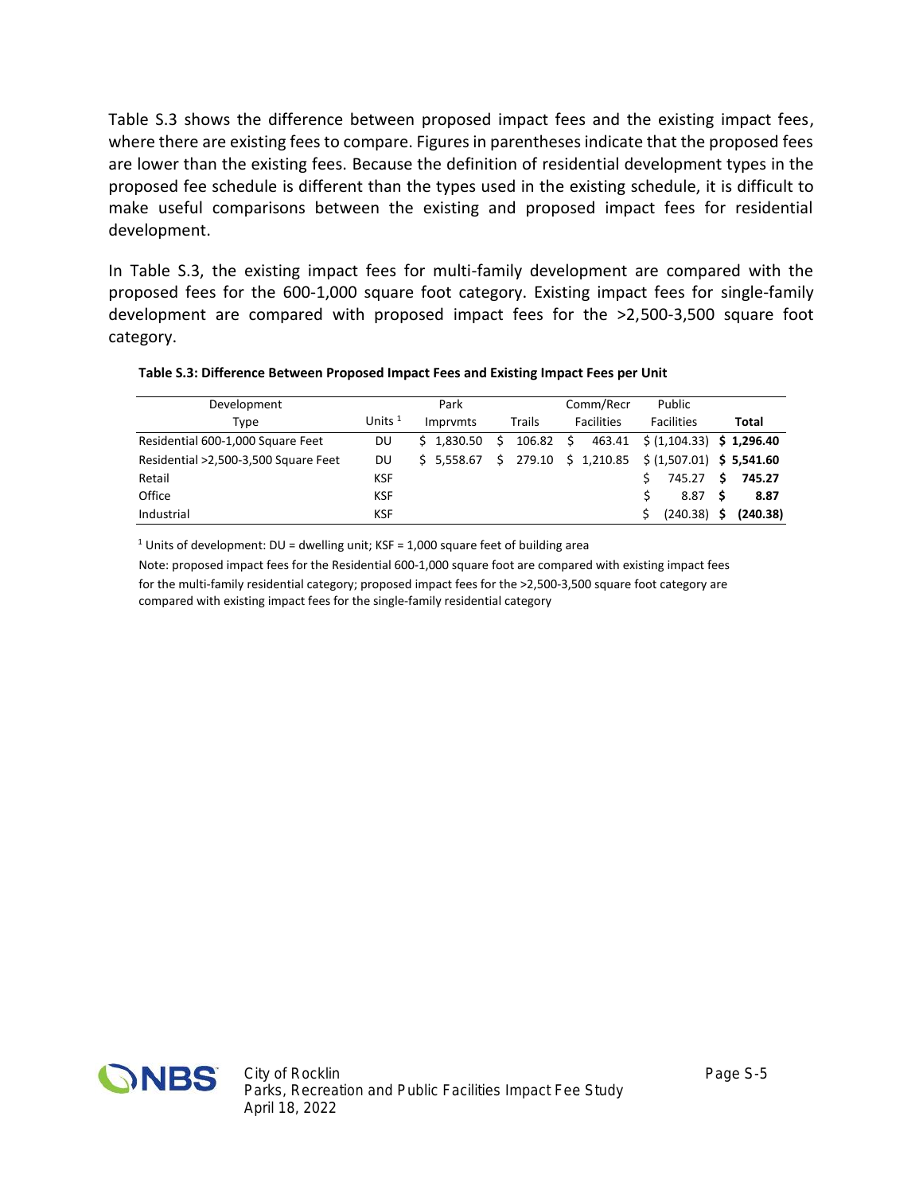Table S.3 shows the difference between proposed impact fees and the existing impact fees, where there are existing fees to compare. Figures in parentheses indicate that the proposed fees are lower than the existing fees. Because the definition of residential development types in the proposed fee schedule is different than the types used in the existing schedule, it is difficult to make useful comparisons between the existing and proposed impact fees for residential development.

In Table S.3, the existing impact fees for multi-family development are compared with the proposed fees for the 600-1,000 square foot category. Existing impact fees for single-family development are compared with proposed impact fees for the >2,500-3,500 square foot category.

**Table S.3: Difference Between Proposed Impact Fees and Existing Impact Fees per Unit**

| Development Type | Units [1] | Park Imprvmts | Trails | Comm/Recr Facilities | Public Facilities | Total |
|---|---|---|---|---|---|---|
| Residential 600-1,000 Square Feet | DU | $ 1,830.50 | $ 106.82 | $ 463.41 | $ (1,104.33) | **$ 1,296.40** |
| Residential >2,500-3,500 Square Feet | DU | $ 5,558.67 | $ 279.10 | $ 1,210.85 | $ (1,507.01) | **$ 5,541.60** |
| Retail | KSF | | | | $ 745.27 | **$ 745.27** |
| Office | KSF | | | | $ 8.87 | **$ 8.87** |
| Industrial | KSF | | | | $ (240.38) | **$ (240.38)** |

[1] Units of development: DU = dwelling unit; KSF = 1,000 square feet of building area

Note: proposed impact fees for the Residential 600-1,000 square foot are compared with existing impact fees for the multi-family residential category; proposed impact fees for the >2,500-3,500 square foot category are compared with existing impact fees for the single-family residential category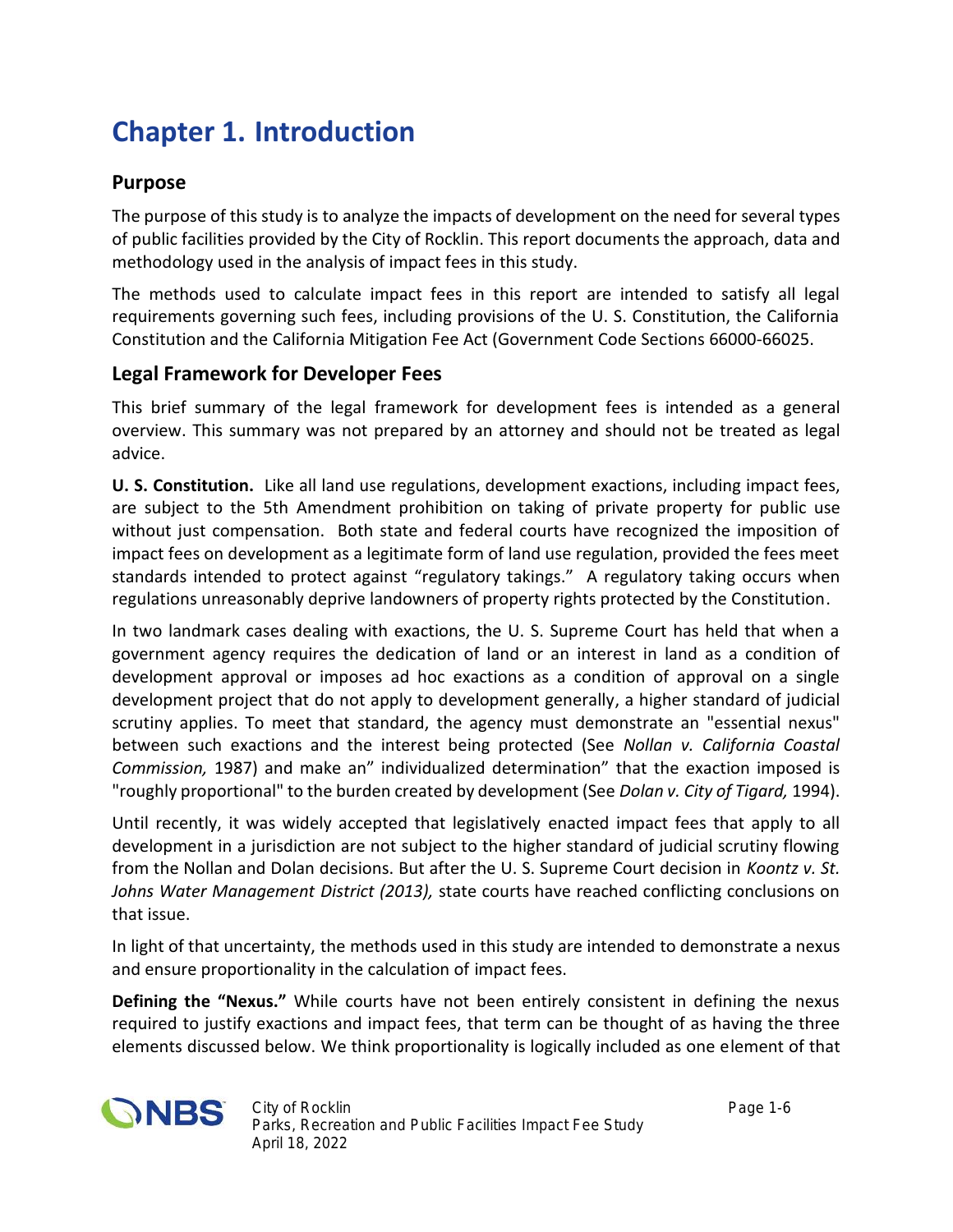# Chapter 1. Introduction

## Purpose

The purpose of this study is to analyze the impacts of development on the need for several types of public facilities provided by the City of Rocklin. This report documents the approach, data and methodology used in the analysis of impact fees in this study.

The methods used to calculate impact fees in this report are intended to satisfy all legal requirements governing such fees, including provisions of the U. S. Constitution, the California Constitution and the California Mitigation Fee Act (Government Code Sections 66000-66025.

## Legal Framework for Developer Fees

This brief summary of the legal framework for development fees is intended as a general overview. This summary was not prepared by an attorney and should not be treated as legal advice.

**U. S. Constitution.** Like all land use regulations, development exactions, including impact fees, are subject to the 5th Amendment prohibition on taking of private property for public use without just compensation. Both state and federal courts have recognized the imposition of impact fees on development as a legitimate form of land use regulation, provided the fees meet standards intended to protect against "regulatory takings." A regulatory taking occurs when regulations unreasonably deprive landowners of property rights protected by the Constitution.

In two landmark cases dealing with exactions, the U. S. Supreme Court has held that when a government agency requires the dedication of land or an interest in land as a condition of development approval or imposes ad hoc exactions as a condition of approval on a single development project that do not apply to development generally, a higher standard of judicial scrutiny applies. To meet that standard, the agency must demonstrate an "essential nexus" between such exactions and the interest being protected (See *Nollan v. California Coastal Commission,* 1987) and make an" individualized determination" that the exaction imposed is "roughly proportional" to the burden created by development (See *Dolan v. City of Tigard,* 1994).

Until recently, it was widely accepted that legislatively enacted impact fees that apply to all development in a jurisdiction are not subject to the higher standard of judicial scrutiny flowing from the Nollan and Dolan decisions. But after the U. S. Supreme Court decision in *Koontz v. St. Johns Water Management District (2013),* state courts have reached conflicting conclusions on that issue.

In light of that uncertainty, the methods used in this study are intended to demonstrate a nexus and ensure proportionality in the calculation of impact fees.

**Defining the "Nexus."** While courts have not been entirely consistent in defining the nexus required to justify exactions and impact fees, that term can be thought of as having the three elements discussed below. We think proportionality is logically included as one element of that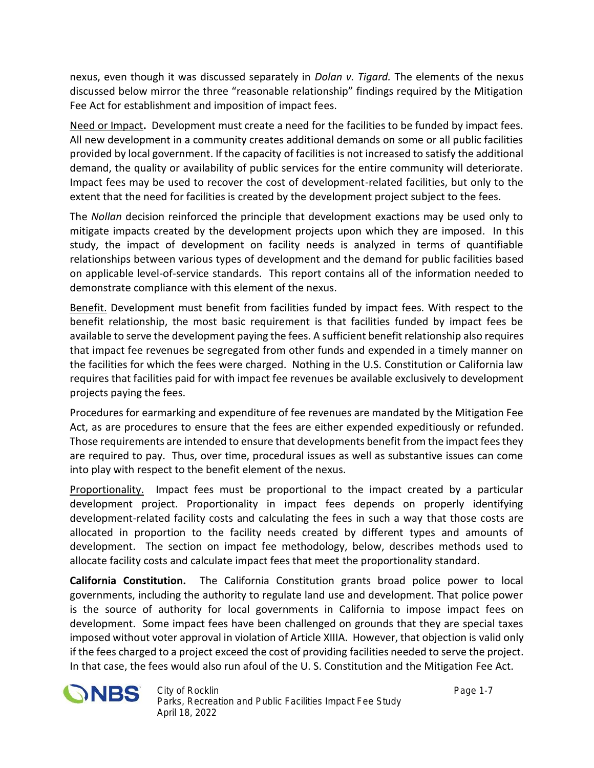nexus, even though it was discussed separately in *Dolan v. Tigard.* The elements of the nexus discussed below mirror the three "reasonable relationship" findings required by the Mitigation Fee Act for establishment and imposition of impact fees.

Need or Impact**.** Development must create a need for the facilities to be funded by impact fees. All new development in a community creates additional demands on some or all public facilities provided by local government. If the capacity of facilities is not increased to satisfy the additional demand, the quality or availability of public services for the entire community will deteriorate. Impact fees may be used to recover the cost of development-related facilities, but only to the extent that the need for facilities is created by the development project subject to the fees.

The *Nollan* decision reinforced the principle that development exactions may be used only to mitigate impacts created by the development projects upon which they are imposed. In this study, the impact of development on facility needs is analyzed in terms of quantifiable relationships between various types of development and the demand for public facilities based on applicable level-of-service standards. This report contains all of the information needed to demonstrate compliance with this element of the nexus.

Benefit. Development must benefit from facilities funded by impact fees. With respect to the benefit relationship, the most basic requirement is that facilities funded by impact fees be available to serve the development paying the fees. A sufficient benefit relationship also requires that impact fee revenues be segregated from other funds and expended in a timely manner on the facilities for which the fees were charged. Nothing in the U.S. Constitution or California law requires that facilities paid for with impact fee revenues be available exclusively to development projects paying the fees.

Procedures for earmarking and expenditure of fee revenues are mandated by the Mitigation Fee Act, as are procedures to ensure that the fees are either expended expeditiously or refunded. Those requirements are intended to ensure that developments benefit from the impact fees they are required to pay. Thus, over time, procedural issues as well as substantive issues can come into play with respect to the benefit element of the nexus.

Proportionality. Impact fees must be proportional to the impact created by a particular development project. Proportionality in impact fees depends on properly identifying development-related facility costs and calculating the fees in such a way that those costs are allocated in proportion to the facility needs created by different types and amounts of development. The section on impact fee methodology, below, describes methods used to allocate facility costs and calculate impact fees that meet the proportionality standard.

**California Constitution.** The California Constitution grants broad police power to local governments, including the authority to regulate land use and development. That police power is the source of authority for local governments in California to impose impact fees on development. Some impact fees have been challenged on grounds that they are special taxes imposed without voter approval in violation of Article XIIIA. However, that objection is valid only if the fees charged to a project exceed the cost of providing facilities needed to serve the project. In that case, the fees would also run afoul of the U. S. Constitution and the Mitigation Fee Act.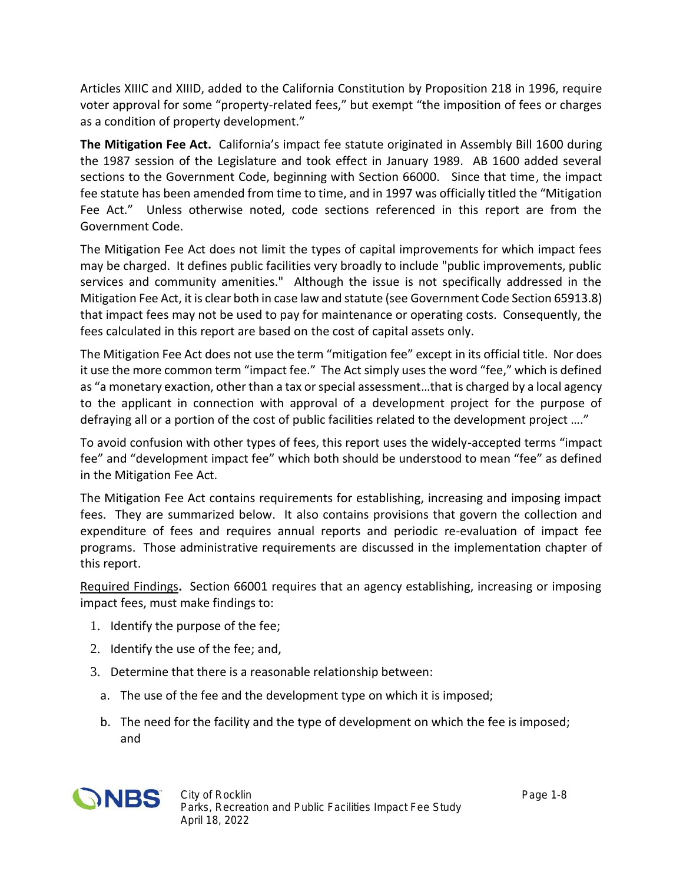Articles XIIIC and XIIID, added to the California Constitution by Proposition 218 in 1996, require voter approval for some "property-related fees," but exempt "the imposition of fees or charges as a condition of property development."

**The Mitigation Fee Act.** California's impact fee statute originated in Assembly Bill 1600 during the 1987 session of the Legislature and took effect in January 1989. AB 1600 added several sections to the Government Code, beginning with Section 66000. Since that time, the impact fee statute has been amended from time to time, and in 1997 was officially titled the "Mitigation Fee Act." Unless otherwise noted, code sections referenced in this report are from the Government Code.

The Mitigation Fee Act does not limit the types of capital improvements for which impact fees may be charged. It defines public facilities very broadly to include "public improvements, public services and community amenities." Although the issue is not specifically addressed in the Mitigation Fee Act, it is clear both in case law and statute (see Government Code Section 65913.8) that impact fees may not be used to pay for maintenance or operating costs. Consequently, the fees calculated in this report are based on the cost of capital assets only.

The Mitigation Fee Act does not use the term "mitigation fee" except in its official title. Nor does it use the more common term "impact fee." The Act simply uses the word "fee," which is defined as "a monetary exaction, other than a tax or special assessment…that is charged by a local agency to the applicant in connection with approval of a development project for the purpose of defraying all or a portion of the cost of public facilities related to the development project …."

To avoid confusion with other types of fees, this report uses the widely-accepted terms "impact fee" and "development impact fee" which both should be understood to mean "fee" as defined in the Mitigation Fee Act.

The Mitigation Fee Act contains requirements for establishing, increasing and imposing impact fees. They are summarized below. It also contains provisions that govern the collection and expenditure of fees and requires annual reports and periodic re-evaluation of impact fee programs. Those administrative requirements are discussed in the implementation chapter of this report.

Required Findings**.** Section 66001 requires that an agency establishing, increasing or imposing impact fees, must make findings to:

1. Identify the purpose of the fee;
2. Identify the use of the fee; and,
3. Determine that there is a reasonable relationship between:
   a. The use of the fee and the development type on which it is imposed;
   b. The need for the facility and the type of development on which the fee is imposed; and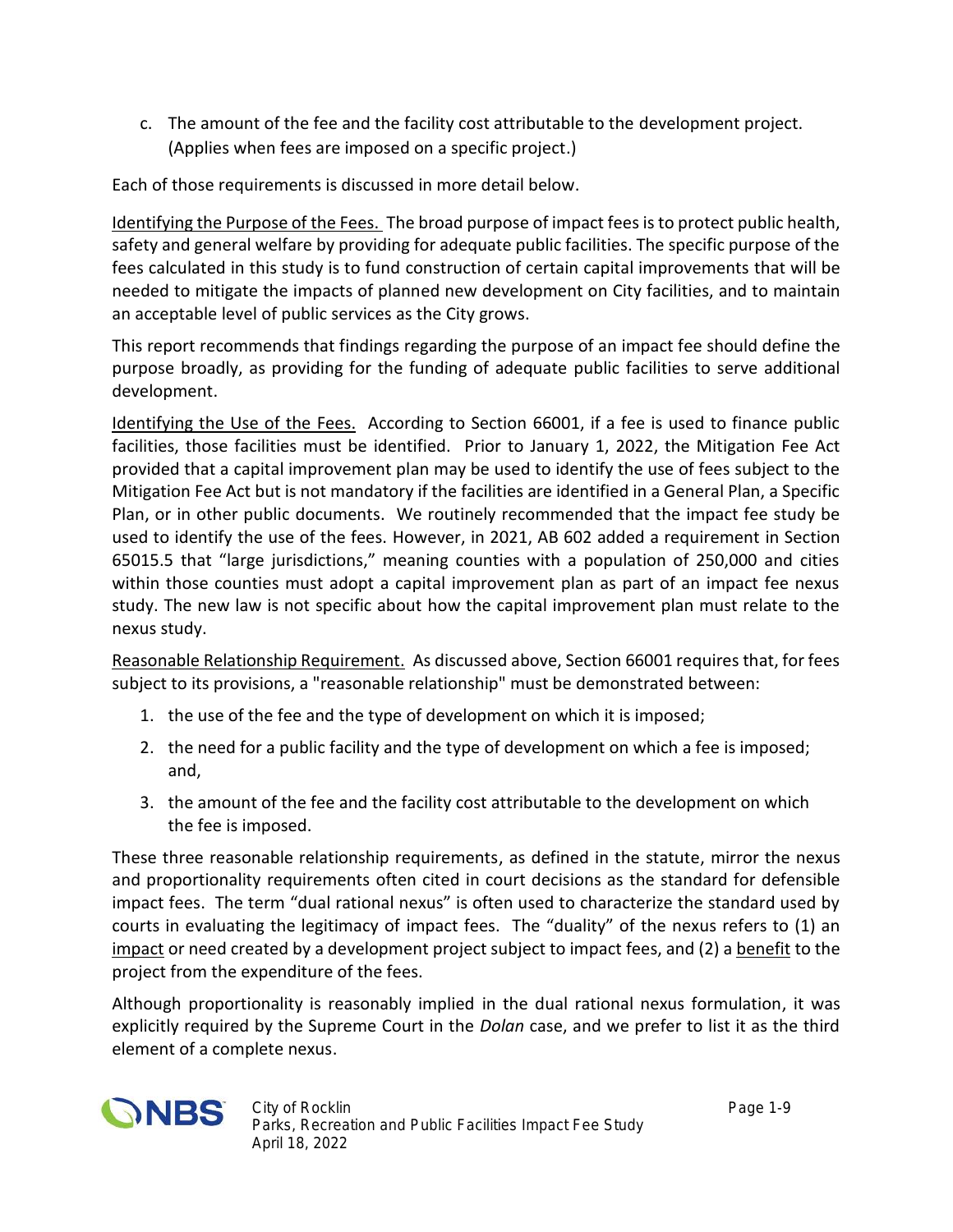c. The amount of the fee and the facility cost attributable to the development project. (Applies when fees are imposed on a specific project.)

Each of those requirements is discussed in more detail below.

Identifying the Purpose of the Fees. The broad purpose of impact fees is to protect public health, safety and general welfare by providing for adequate public facilities. The specific purpose of the fees calculated in this study is to fund construction of certain capital improvements that will be needed to mitigate the impacts of planned new development on City facilities, and to maintain an acceptable level of public services as the City grows.

This report recommends that findings regarding the purpose of an impact fee should define the purpose broadly, as providing for the funding of adequate public facilities to serve additional development.

Identifying the Use of the Fees. According to Section 66001, if a fee is used to finance public facilities, those facilities must be identified. Prior to January 1, 2022, the Mitigation Fee Act provided that a capital improvement plan may be used to identify the use of fees subject to the Mitigation Fee Act but is not mandatory if the facilities are identified in a General Plan, a Specific Plan, or in other public documents. We routinely recommended that the impact fee study be used to identify the use of the fees. However, in 2021, AB 602 added a requirement in Section 65015.5 that "large jurisdictions," meaning counties with a population of 250,000 and cities within those counties must adopt a capital improvement plan as part of an impact fee nexus study. The new law is not specific about how the capital improvement plan must relate to the nexus study.

Reasonable Relationship Requirement. As discussed above, Section 66001 requires that, for fees subject to its provisions, a "reasonable relationship" must be demonstrated between:

1. the use of the fee and the type of development on which it is imposed;
2. the need for a public facility and the type of development on which a fee is imposed; and,
3. the amount of the fee and the facility cost attributable to the development on which the fee is imposed.

These three reasonable relationship requirements, as defined in the statute, mirror the nexus and proportionality requirements often cited in court decisions as the standard for defensible impact fees. The term "dual rational nexus" is often used to characterize the standard used by courts in evaluating the legitimacy of impact fees. The "duality" of the nexus refers to (1) an impact or need created by a development project subject to impact fees, and (2) a benefit to the project from the expenditure of the fees.

Although proportionality is reasonably implied in the dual rational nexus formulation, it was explicitly required by the Supreme Court in the *Dolan* case, and we prefer to list it as the third element of a complete nexus.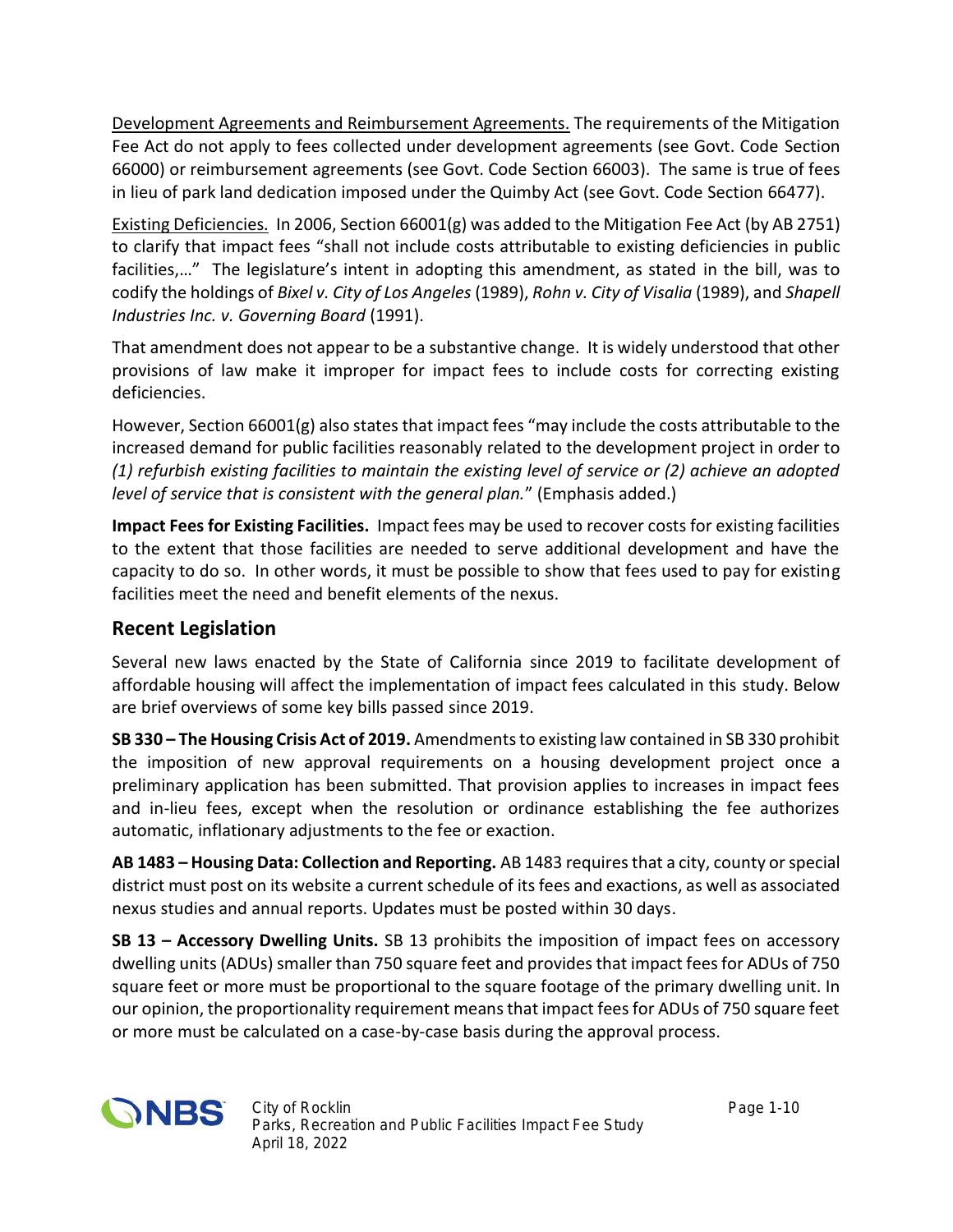<u>Development Agreements and Reimbursement Agreements.</u> The requirements of the Mitigation Fee Act do not apply to fees collected under development agreements (see Govt. Code Section 66000) or reimbursement agreements (see Govt. Code Section 66003). The same is true of fees in lieu of park land dedication imposed under the Quimby Act (see Govt. Code Section 66477).

<u>Existing Deficiencies.</u> In 2006, Section 66001(g) was added to the Mitigation Fee Act (by AB 2751) to clarify that impact fees "shall not include costs attributable to existing deficiencies in public facilities,…" The legislature's intent in adopting this amendment, as stated in the bill, was to codify the holdings of *Bixel v. City of Los Angeles* (1989), *Rohn v. City of Visalia* (1989), and *Shapell Industries Inc. v. Governing Board* (1991).

That amendment does not appear to be a substantive change. It is widely understood that other provisions of law make it improper for impact fees to include costs for correcting existing deficiencies.

However, Section 66001(g) also states that impact fees "may include the costs attributable to the increased demand for public facilities reasonably related to the development project in order to *(1) refurbish existing facilities to maintain the existing level of service or (2) achieve an adopted level of service that is consistent with the general plan.*" (Emphasis added.)

**Impact Fees for Existing Facilities.** Impact fees may be used to recover costs for existing facilities to the extent that those facilities are needed to serve additional development and have the capacity to do so. In other words, it must be possible to show that fees used to pay for existing facilities meet the need and benefit elements of the nexus.

## Recent Legislation

Several new laws enacted by the State of California since 2019 to facilitate development of affordable housing will affect the implementation of impact fees calculated in this study. Below are brief overviews of some key bills passed since 2019.

**SB 330 – The Housing Crisis Act of 2019.** Amendments to existing law contained in SB 330 prohibit the imposition of new approval requirements on a housing development project once a preliminary application has been submitted. That provision applies to increases in impact fees and in-lieu fees, except when the resolution or ordinance establishing the fee authorizes automatic, inflationary adjustments to the fee or exaction.

**AB 1483 – Housing Data: Collection and Reporting.** AB 1483 requires that a city, county or special district must post on its website a current schedule of its fees and exactions, as well as associated nexus studies and annual reports. Updates must be posted within 30 days.

**SB 13 – Accessory Dwelling Units.** SB 13 prohibits the imposition of impact fees on accessory dwelling units (ADUs) smaller than 750 square feet and provides that impact fees for ADUs of 750 square feet or more must be proportional to the square footage of the primary dwelling unit. In our opinion, the proportionality requirement means that impact fees for ADUs of 750 square feet or more must be calculated on a case-by-case basis during the approval process.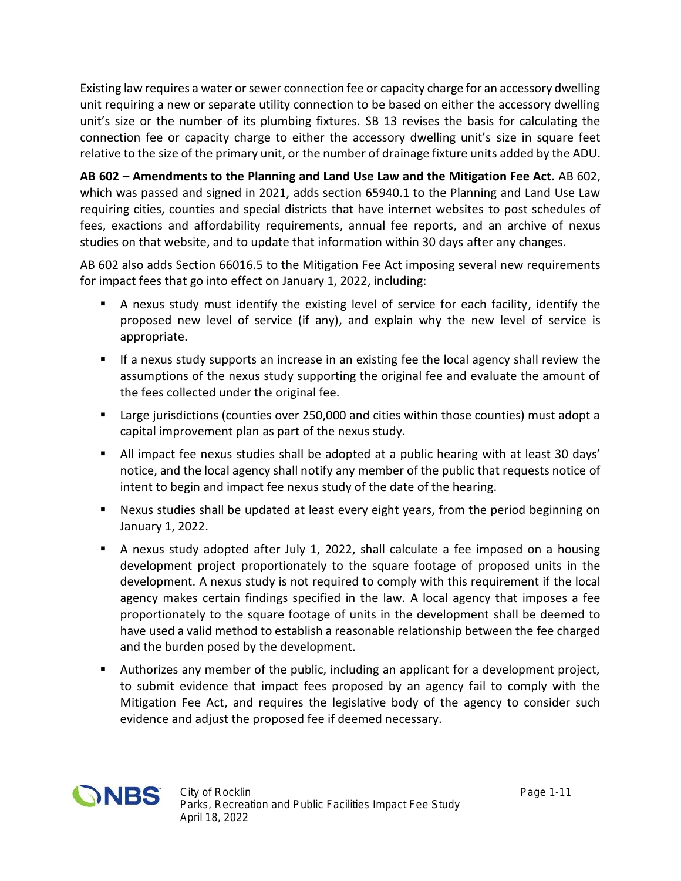Existing law requires a water or sewer connection fee or capacity charge for an accessory dwelling unit requiring a new or separate utility connection to be based on either the accessory dwelling unit's size or the number of its plumbing fixtures. SB 13 revises the basis for calculating the connection fee or capacity charge to either the accessory dwelling unit's size in square feet relative to the size of the primary unit, or the number of drainage fixture units added by the ADU.

**AB 602 – Amendments to the Planning and Land Use Law and the Mitigation Fee Act.** AB 602, which was passed and signed in 2021, adds section 65940.1 to the Planning and Land Use Law requiring cities, counties and special districts that have internet websites to post schedules of fees, exactions and affordability requirements, annual fee reports, and an archive of nexus studies on that website, and to update that information within 30 days after any changes.

AB 602 also adds Section 66016.5 to the Mitigation Fee Act imposing several new requirements for impact fees that go into effect on January 1, 2022, including:

- A nexus study must identify the existing level of service for each facility, identify the proposed new level of service (if any), and explain why the new level of service is appropriate.
- If a nexus study supports an increase in an existing fee the local agency shall review the assumptions of the nexus study supporting the original fee and evaluate the amount of the fees collected under the original fee.
- Large jurisdictions (counties over 250,000 and cities within those counties) must adopt a capital improvement plan as part of the nexus study.
- All impact fee nexus studies shall be adopted at a public hearing with at least 30 days' notice, and the local agency shall notify any member of the public that requests notice of intent to begin and impact fee nexus study of the date of the hearing.
- Nexus studies shall be updated at least every eight years, from the period beginning on January 1, 2022.
- A nexus study adopted after July 1, 2022, shall calculate a fee imposed on a housing development project proportionately to the square footage of proposed units in the development. A nexus study is not required to comply with this requirement if the local agency makes certain findings specified in the law. A local agency that imposes a fee proportionately to the square footage of units in the development shall be deemed to have used a valid method to establish a reasonable relationship between the fee charged and the burden posed by the development.
- Authorizes any member of the public, including an applicant for a development project, to submit evidence that impact fees proposed by an agency fail to comply with the Mitigation Fee Act, and requires the legislative body of the agency to consider such evidence and adjust the proposed fee if deemed necessary.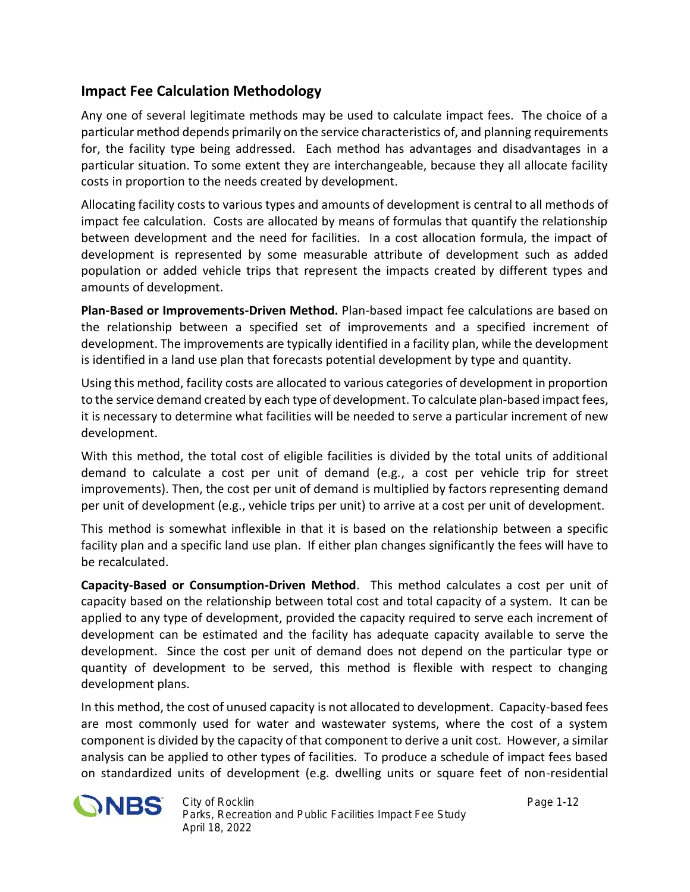## Impact Fee Calculation Methodology

Any one of several legitimate methods may be used to calculate impact fees. The choice of a particular method depends primarily on the service characteristics of, and planning requirements for, the facility type being addressed. Each method has advantages and disadvantages in a particular situation. To some extent they are interchangeable, because they all allocate facility costs in proportion to the needs created by development.

Allocating facility costs to various types and amounts of development is central to all methods of impact fee calculation. Costs are allocated by means of formulas that quantify the relationship between development and the need for facilities. In a cost allocation formula, the impact of development is represented by some measurable attribute of development such as added population or added vehicle trips that represent the impacts created by different types and amounts of development.

**Plan-Based or Improvements-Driven Method.** Plan-based impact fee calculations are based on the relationship between a specified set of improvements and a specified increment of development. The improvements are typically identified in a facility plan, while the development is identified in a land use plan that forecasts potential development by type and quantity.

Using this method, facility costs are allocated to various categories of development in proportion to the service demand created by each type of development. To calculate plan-based impact fees, it is necessary to determine what facilities will be needed to serve a particular increment of new development.

With this method, the total cost of eligible facilities is divided by the total units of additional demand to calculate a cost per unit of demand (e.g., a cost per vehicle trip for street improvements). Then, the cost per unit of demand is multiplied by factors representing demand per unit of development (e.g., vehicle trips per unit) to arrive at a cost per unit of development.

This method is somewhat inflexible in that it is based on the relationship between a specific facility plan and a specific land use plan. If either plan changes significantly the fees will have to be recalculated.

**Capacity-Based or Consumption-Driven Method**. This method calculates a cost per unit of capacity based on the relationship between total cost and total capacity of a system. It can be applied to any type of development, provided the capacity required to serve each increment of development can be estimated and the facility has adequate capacity available to serve the development. Since the cost per unit of demand does not depend on the particular type or quantity of development to be served, this method is flexible with respect to changing development plans.

In this method, the cost of unused capacity is not allocated to development. Capacity-based fees are most commonly used for water and wastewater systems, where the cost of a system component is divided by the capacity of that component to derive a unit cost. However, a similar analysis can be applied to other types of facilities. To produce a schedule of impact fees based on standardized units of development (e.g. dwelling units or square feet of non-residential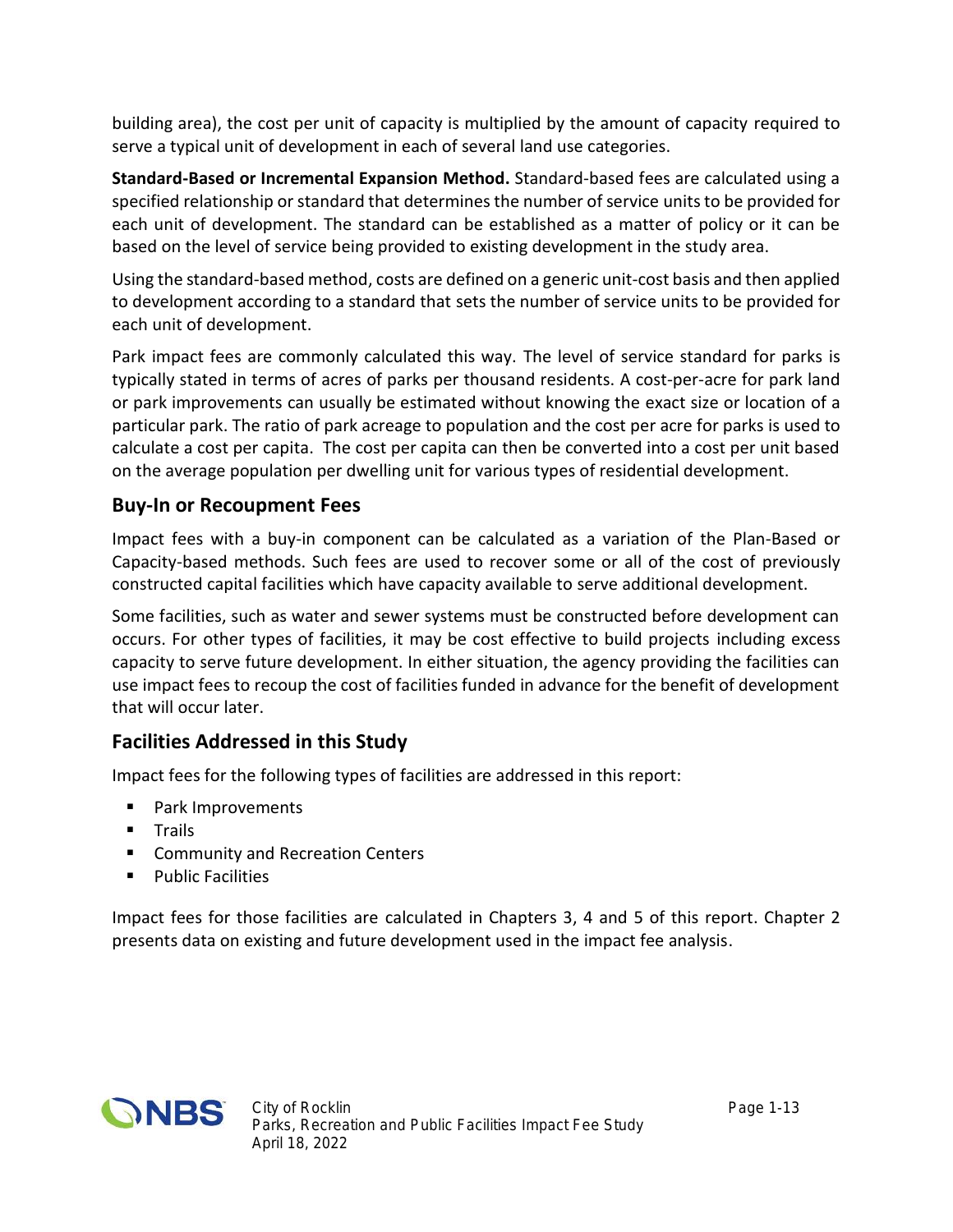building area), the cost per unit of capacity is multiplied by the amount of capacity required to serve a typical unit of development in each of several land use categories.

**Standard-Based or Incremental Expansion Method.** Standard-based fees are calculated using a specified relationship or standard that determines the number of service units to be provided for each unit of development. The standard can be established as a matter of policy or it can be based on the level of service being provided to existing development in the study area.

Using the standard-based method, costs are defined on a generic unit-cost basis and then applied to development according to a standard that sets the number of service units to be provided for each unit of development.

Park impact fees are commonly calculated this way. The level of service standard for parks is typically stated in terms of acres of parks per thousand residents. A cost-per-acre for park land or park improvements can usually be estimated without knowing the exact size or location of a particular park. The ratio of park acreage to population and the cost per acre for parks is used to calculate a cost per capita. The cost per capita can then be converted into a cost per unit based on the average population per dwelling unit for various types of residential development.

## Buy-In or Recoupment Fees

Impact fees with a buy-in component can be calculated as a variation of the Plan-Based or Capacity-based methods. Such fees are used to recover some or all of the cost of previously constructed capital facilities which have capacity available to serve additional development.

Some facilities, such as water and sewer systems must be constructed before development can occurs. For other types of facilities, it may be cost effective to build projects including excess capacity to serve future development. In either situation, the agency providing the facilities can use impact fees to recoup the cost of facilities funded in advance for the benefit of development that will occur later.

## Facilities Addressed in this Study

Impact fees for the following types of facilities are addressed in this report:

- Park Improvements
- Trails
- Community and Recreation Centers
- Public Facilities

Impact fees for those facilities are calculated in Chapters 3, 4 and 5 of this report. Chapter 2 presents data on existing and future development used in the impact fee analysis.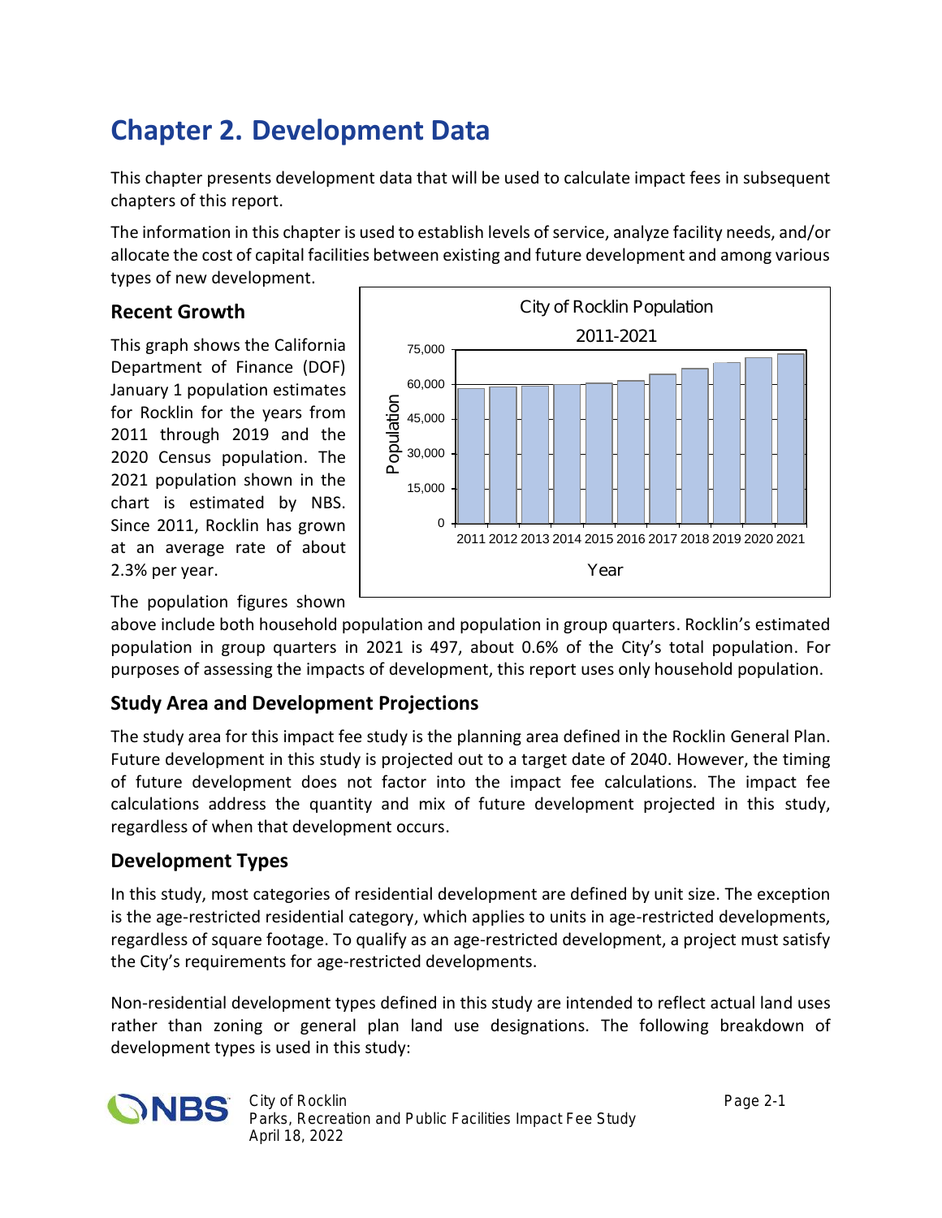# Chapter 2. Development Data

This chapter presents development data that will be used to calculate impact fees in subsequent chapters of this report.

The information in this chapter is used to establish levels of service, analyze facility needs, and/or allocate the cost of capital facilities between existing and future development and among various types of new development.

## Recent Growth

This graph shows the California Department of Finance (DOF) January 1 population estimates for Rocklin for the years from 2011 through 2019 and the 2020 Census population. The 2021 population shown in the chart is estimated by NBS. Since 2011, Rocklin has grown at an average rate of about 2.3% per year.

The population figures shown above include both household population and population in group quarters. Rocklin's estimated population in group quarters in 2021 is 497, about 0.6% of the City's total population. For purposes of assessing the impacts of development, this report uses only household population.

## Study Area and Development Projections

The study area for this impact fee study is the planning area defined in the Rocklin General Plan. Future development in this study is projected out to a target date of 2040. However, the timing of future development does not factor into the impact fee calculations. The impact fee calculations address the quantity and mix of future development projected in this study, regardless of when that development occurs.

## Development Types

In this study, most categories of residential development are defined by unit size. The exception is the age-restricted residential category, which applies to units in age-restricted developments, regardless of square footage. To qualify as an age-restricted development, a project must satisfy the City's requirements for age-restricted developments.

Non-residential development types defined in this study are intended to reflect actual land uses rather than zoning or general plan land use designations. The following breakdown of development types is used in this study: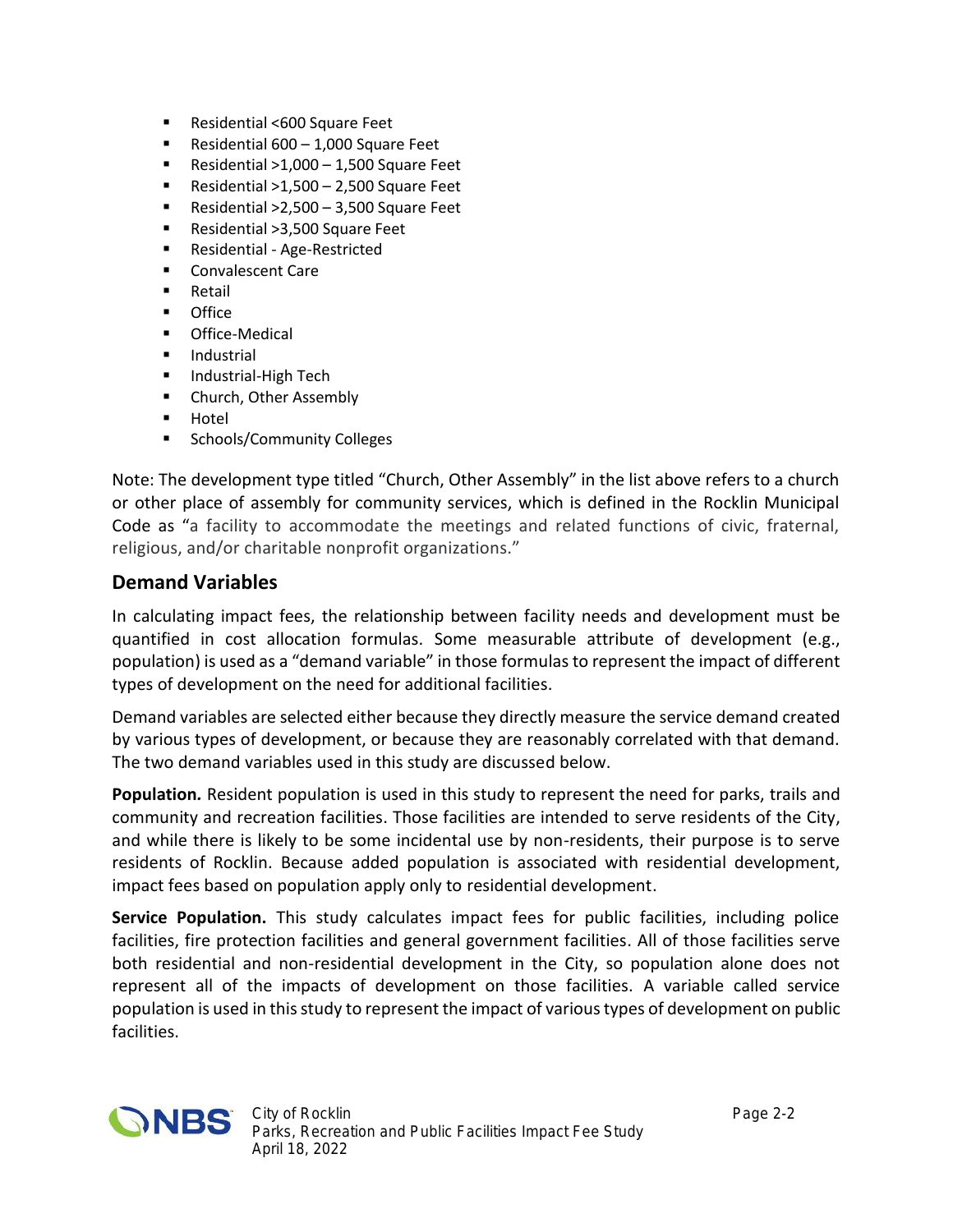- Residential <600 Square Feet
- Residential 600 – 1,000 Square Feet
- Residential >1,000 – 1,500 Square Feet
- Residential >1,500 – 2,500 Square Feet
- Residential >2,500 – 3,500 Square Feet
- Residential >3,500 Square Feet
- Residential - Age-Restricted
- Convalescent Care
- Retail
- Office
- Office-Medical
- Industrial
- Industrial-High Tech
- Church, Other Assembly
- Hotel
- Schools/Community Colleges

Note: The development type titled "Church, Other Assembly" in the list above refers to a church or other place of assembly for community services, which is defined in the Rocklin Municipal Code as "a facility to accommodate the meetings and related functions of civic, fraternal, religious, and/or charitable nonprofit organizations."

## Demand Variables

In calculating impact fees, the relationship between facility needs and development must be quantified in cost allocation formulas. Some measurable attribute of development (e.g., population) is used as a "demand variable" in those formulas to represent the impact of different types of development on the need for additional facilities.

Demand variables are selected either because they directly measure the service demand created by various types of development, or because they are reasonably correlated with that demand. The two demand variables used in this study are discussed below.

***Population.*** Resident population is used in this study to represent the need for parks, trails and community and recreation facilities. Those facilities are intended to serve residents of the City, and while there is likely to be some incidental use by non-residents, their purpose is to serve residents of Rocklin. Because added population is associated with residential development, impact fees based on population apply only to residential development.

**Service Population.** This study calculates impact fees for public facilities, including police facilities, fire protection facilities and general government facilities. All of those facilities serve both residential and non-residential development in the City, so population alone does not represent all of the impacts of development on those facilities. A variable called service population is used in this study to represent the impact of various types of development on public facilities.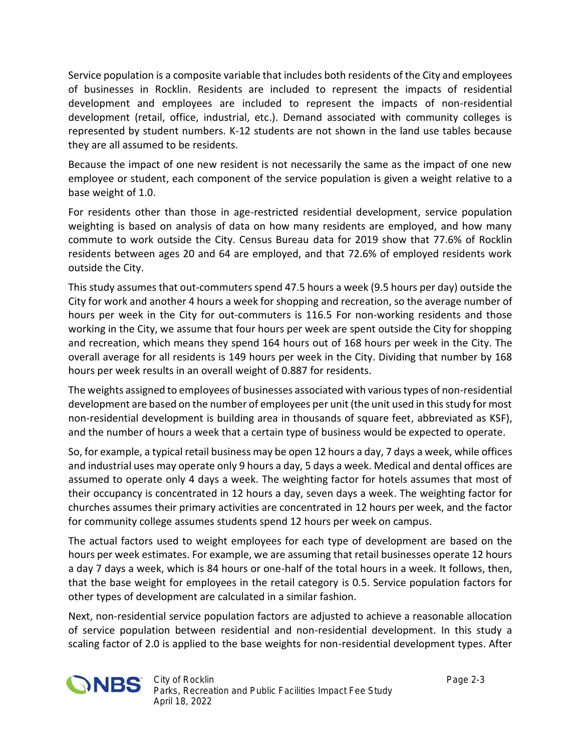Service population is a composite variable that includes both residents of the City and employees of businesses in Rocklin. Residents are included to represent the impacts of residential development and employees are included to represent the impacts of non-residential development (retail, office, industrial, etc.). Demand associated with community colleges is represented by student numbers. K-12 students are not shown in the land use tables because they are all assumed to be residents.

Because the impact of one new resident is not necessarily the same as the impact of one new employee or student, each component of the service population is given a weight relative to a base weight of 1.0.

For residents other than those in age-restricted residential development, service population weighting is based on analysis of data on how many residents are employed, and how many commute to work outside the City. Census Bureau data for 2019 show that 77.6% of Rocklin residents between ages 20 and 64 are employed, and that 72.6% of employed residents work outside the City.

This study assumes that out-commuters spend 47.5 hours a week (9.5 hours per day) outside the City for work and another 4 hours a week for shopping and recreation, so the average number of hours per week in the City for out-commuters is 116.5 For non-working residents and those working in the City, we assume that four hours per week are spent outside the City for shopping and recreation, which means they spend 164 hours out of 168 hours per week in the City. The overall average for all residents is 149 hours per week in the City. Dividing that number by 168 hours per week results in an overall weight of 0.887 for residents.

The weights assigned to employees of businesses associated with various types of non-residential development are based on the number of employees per unit (the unit used in this study for most non-residential development is building area in thousands of square feet, abbreviated as KSF), and the number of hours a week that a certain type of business would be expected to operate.

So, for example, a typical retail business may be open 12 hours a day, 7 days a week, while offices and industrial uses may operate only 9 hours a day, 5 days a week. Medical and dental offices are assumed to operate only 4 days a week. The weighting factor for hotels assumes that most of their occupancy is concentrated in 12 hours a day, seven days a week. The weighting factor for churches assumes their primary activities are concentrated in 12 hours per week, and the factor for community college assumes students spend 12 hours per week on campus.

The actual factors used to weight employees for each type of development are based on the hours per week estimates. For example, we are assuming that retail businesses operate 12 hours a day 7 days a week, which is 84 hours or one-half of the total hours in a week. It follows, then, that the base weight for employees in the retail category is 0.5. Service population factors for other types of development are calculated in a similar fashion.

Next, non-residential service population factors are adjusted to achieve a reasonable allocation of service population between residential and non-residential development. In this study a scaling factor of 2.0 is applied to the base weights for non-residential development types. After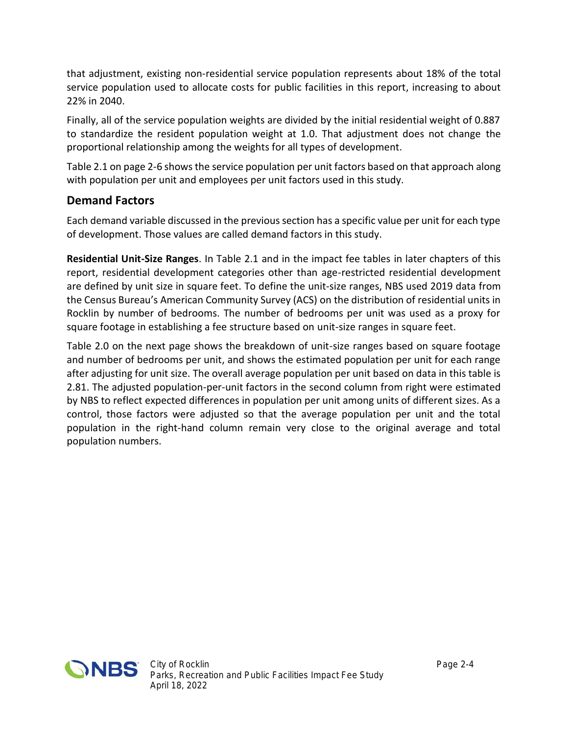that adjustment, existing non-residential service population represents about 18% of the total service population used to allocate costs for public facilities in this report, increasing to about 22% in 2040.

Finally, all of the service population weights are divided by the initial residential weight of 0.887 to standardize the resident population weight at 1.0. That adjustment does not change the proportional relationship among the weights for all types of development.

Table 2.1 on page 2-6 shows the service population per unit factors based on that approach along with population per unit and employees per unit factors used in this study.

## Demand Factors

Each demand variable discussed in the previous section has a specific value per unit for each type of development. Those values are called demand factors in this study.

**Residential Unit-Size Ranges**. In Table 2.1 and in the impact fee tables in later chapters of this report, residential development categories other than age-restricted residential development are defined by unit size in square feet. To define the unit-size ranges, NBS used 2019 data from the Census Bureau's American Community Survey (ACS) on the distribution of residential units in Rocklin by number of bedrooms. The number of bedrooms per unit was used as a proxy for square footage in establishing a fee structure based on unit-size ranges in square feet.

Table 2.0 on the next page shows the breakdown of unit-size ranges based on square footage and number of bedrooms per unit, and shows the estimated population per unit for each range after adjusting for unit size. The overall average population per unit based on data in this table is 2.81. The adjusted population-per-unit factors in the second column from right were estimated by NBS to reflect expected differences in population per unit among units of different sizes. As a control, those factors were adjusted so that the average population per unit and the total population in the right-hand column remain very close to the original average and total population numbers.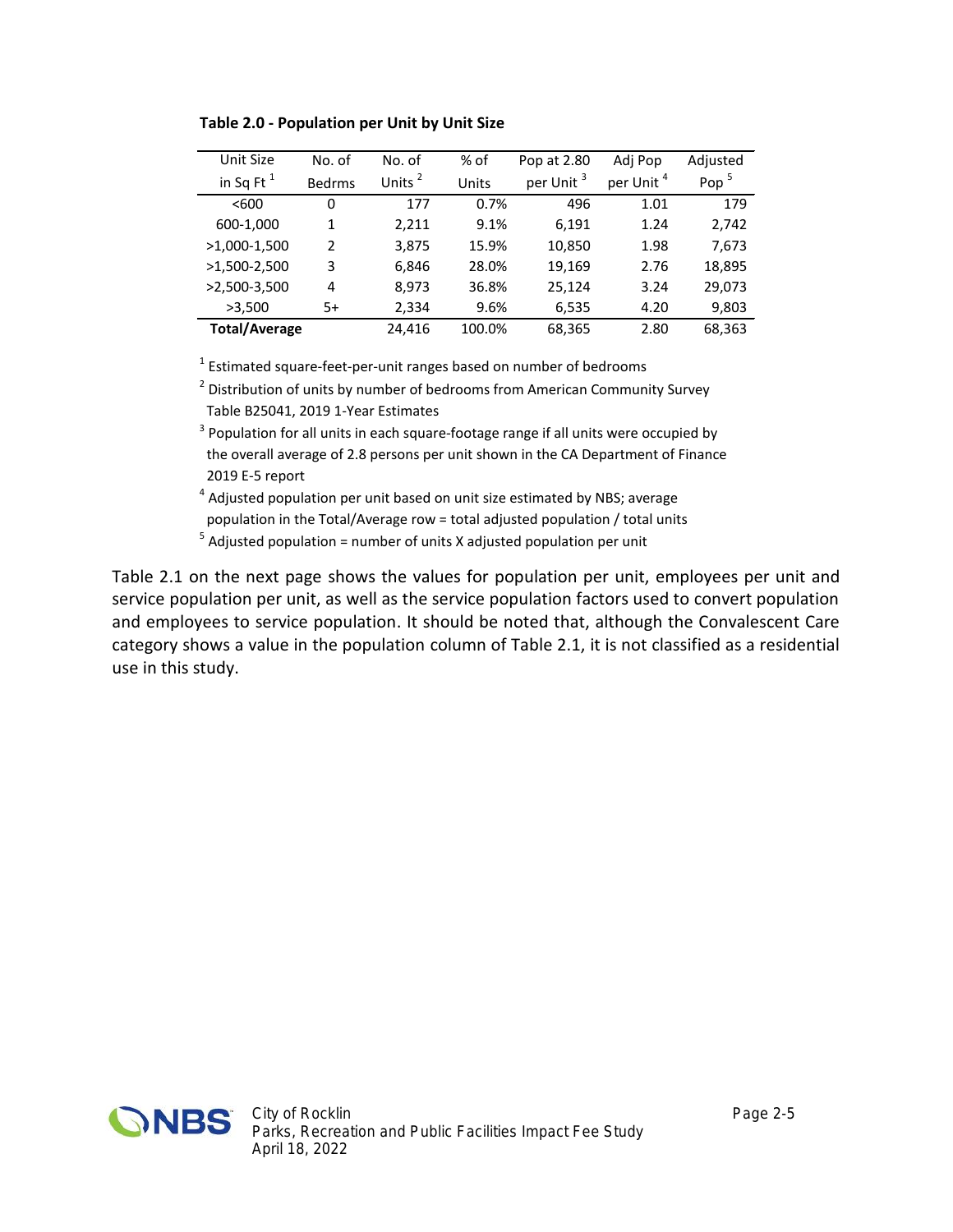**Table 2.0 - Population per Unit by Unit Size**

| Unit Size in Sq Ft [1] | No. of Bedrms | No. of Units [2] | % of Units | Pop at 2.80 per Unit [3] | Adj Pop per Unit [4] | Adjusted Pop [5] |
|---|---|---|---|---|---|---|
| <600 | 0 | 177 | 0.7% | 496 | 1.01 | 179 |
| 600-1,000 | 1 | 2,211 | 9.1% | 6,191 | 1.24 | 2,742 |
| >1,000-1,500 | 2 | 3,875 | 15.9% | 10,850 | 1.98 | 7,673 |
| >1,500-2,500 | 3 | 6,846 | 28.0% | 19,169 | 2.76 | 18,895 |
| >2,500-3,500 | 4 | 8,973 | 36.8% | 25,124 | 3.24 | 29,073 |
| >3,500 | 5+ | 2,334 | 9.6% | 6,535 | 4.20 | 9,803 |
| **Total/Average** | | 24,416 | 100.0% | 68,365 | 2.80 | 68,363 |

[1] Estimated square-feet-per-unit ranges based on number of bedrooms

[2] Distribution of units by number of bedrooms from American Community Survey Table B25041, 2019 1-Year Estimates

[3] Population for all units in each square-footage range if all units were occupied by the overall average of 2.8 persons per unit shown in the CA Department of Finance 2019 E-5 report

[4] Adjusted population per unit based on unit size estimated by NBS; average population in the Total/Average row = total adjusted population / total units

[5] Adjusted population = number of units X adjusted population per unit

Table 2.1 on the next page shows the values for population per unit, employees per unit and service population per unit, as well as the service population factors used to convert population and employees to service population. It should be noted that, although the Convalescent Care category shows a value in the population column of Table 2.1, it is not classified as a residential use in this study.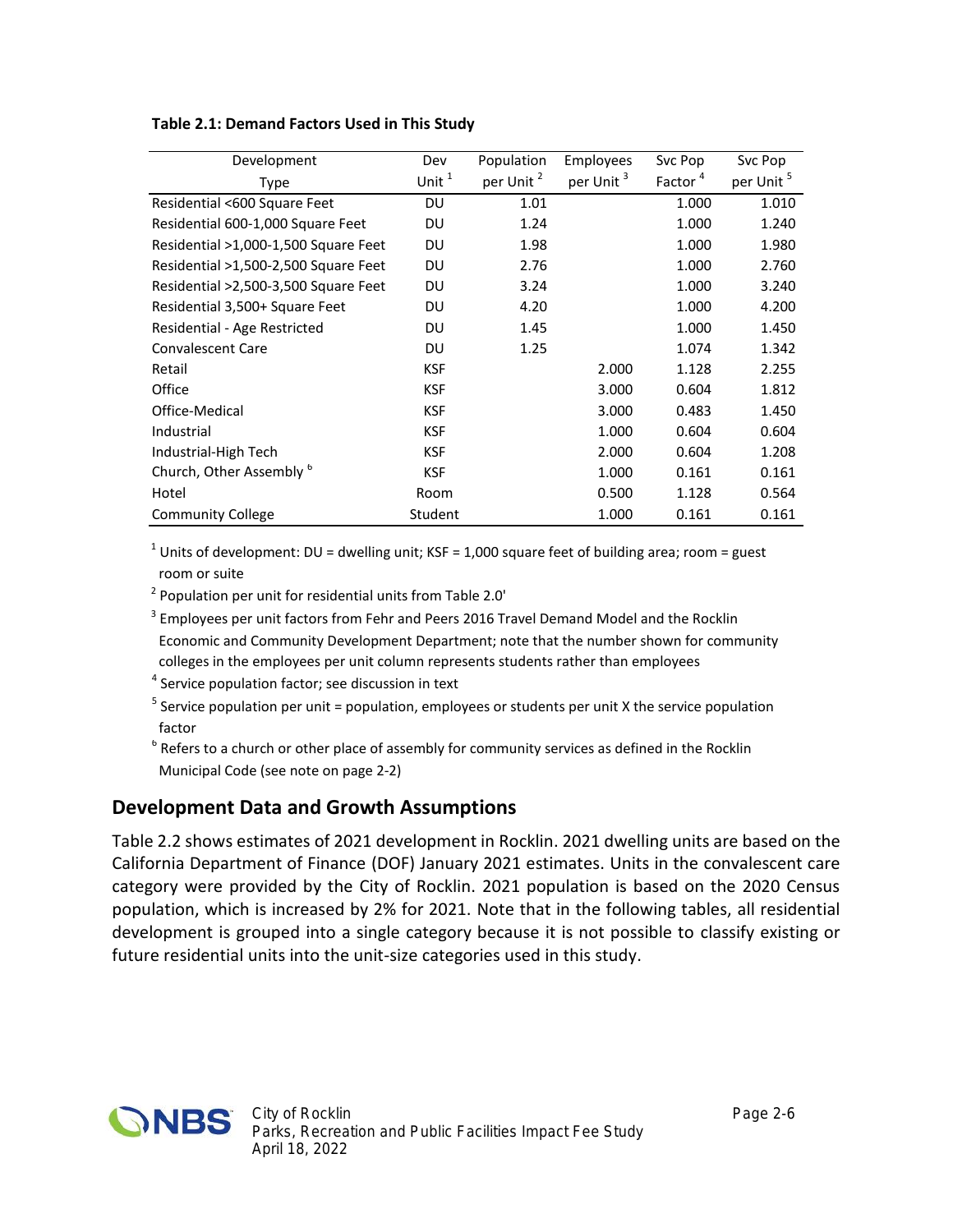**Table 2.1: Demand Factors Used in This Study**

| Development Type | Dev Unit [1] | Population per Unit [2] | Employees per Unit [3] | Svc Pop Factor [4] | Svc Pop per Unit [5] |
|---|---|---|---|---|---|
| Residential <600 Square Feet | DU | 1.01 | | 1.000 | 1.010 |
| Residential 600-1,000 Square Feet | DU | 1.24 | | 1.000 | 1.240 |
| Residential >1,000-1,500 Square Feet | DU | 1.98 | | 1.000 | 1.980 |
| Residential >1,500-2,500 Square Feet | DU | 2.76 | | 1.000 | 2.760 |
| Residential >2,500-3,500 Square Feet | DU | 3.24 | | 1.000 | 3.240 |
| Residential 3,500+ Square Feet | DU | 4.20 | | 1.000 | 4.200 |
| Residential - Age Restricted | DU | 1.45 | | 1.000 | 1.450 |
| Convalescent Care | DU | 1.25 | | 1.074 | 1.342 |
| Retail | KSF | | 2.000 | 1.128 | 2.255 |
| Office | KSF | | 3.000 | 0.604 | 1.812 |
| Office-Medical | KSF | | 3.000 | 0.483 | 1.450 |
| Industrial | KSF | | 1.000 | 0.604 | 0.604 |
| Industrial-High Tech | KSF | | 2.000 | 0.604 | 1.208 |
| Church, Other Assembly [6] | KSF | | 1.000 | 0.161 | 0.161 |
| Hotel | Room | | 0.500 | 1.128 | 0.564 |
| Community College | Student | | 1.000 | 0.161 | 0.161 |

[1] Units of development: DU = dwelling unit; KSF = 1,000 square feet of building area; room = guest room or suite

[2] Population per unit for residential units from Table 2.0'

[3] Employees per unit factors from Fehr and Peers 2016 Travel Demand Model and the Rocklin Economic and Community Development Department; note that the number shown for community colleges in the employees per unit column represents students rather than employees

[4] Service population factor; see discussion in text

[5] Service population per unit = population, employees or students per unit X the service population factor

[6] Refers to a church or other place of assembly for community services as defined in the Rocklin Municipal Code (see note on page 2-2)

## Development Data and Growth Assumptions

Table 2.2 shows estimates of 2021 development in Rocklin. 2021 dwelling units are based on the California Department of Finance (DOF) January 2021 estimates. Units in the convalescent care category were provided by the City of Rocklin. 2021 population is based on the 2020 Census population, which is increased by 2% for 2021. Note that in the following tables, all residential development is grouped into a single category because it is not possible to classify existing or future residential units into the unit-size categories used in this study.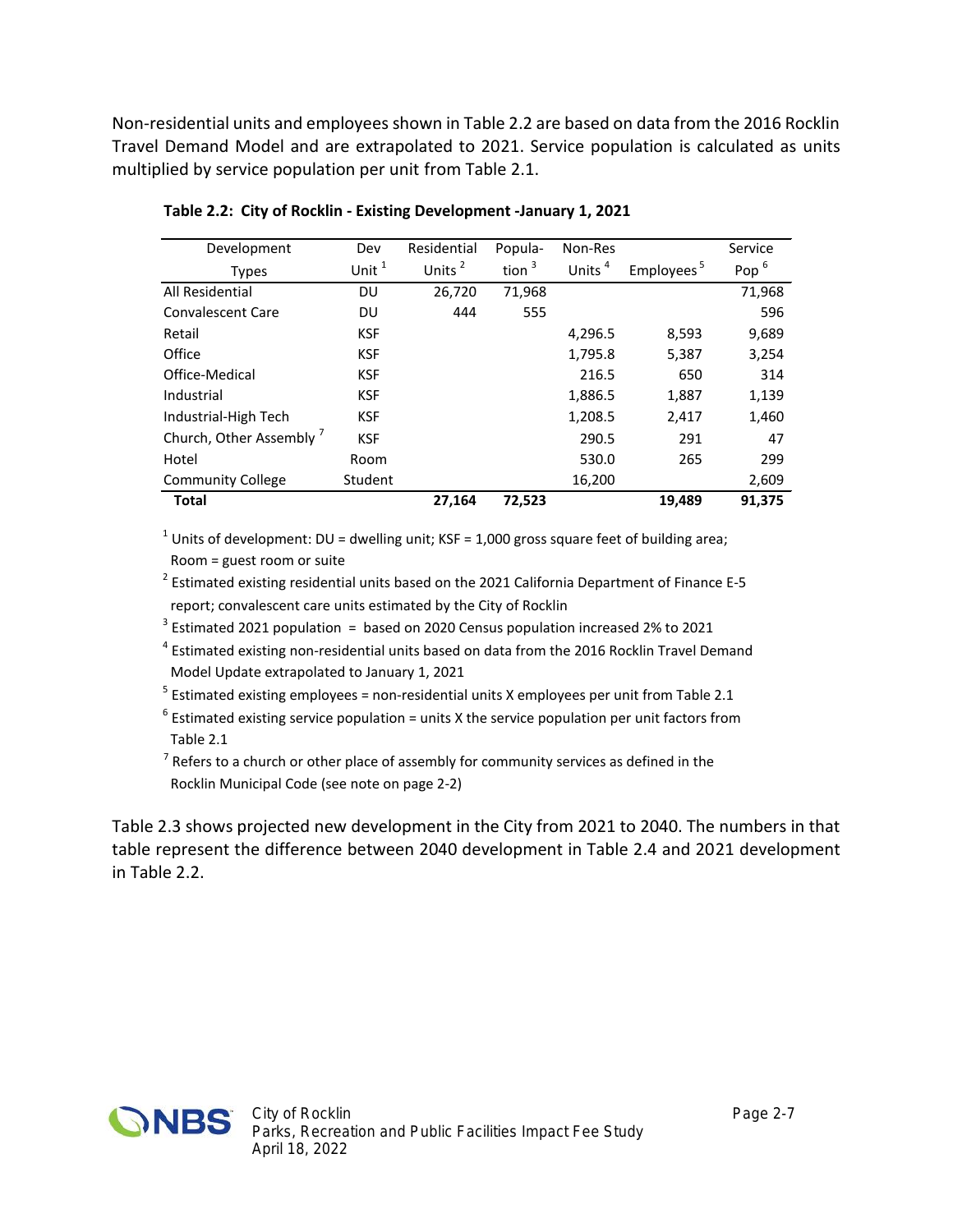Non-residential units and employees shown in Table 2.2 are based on data from the 2016 Rocklin Travel Demand Model and are extrapolated to 2021. Service population is calculated as units multiplied by service population per unit from Table 2.1.

**Table 2.2: City of Rocklin - Existing Development -January 1, 2021**

| Development Types | Dev Unit [1] | Residential Units [2] | Population [3] | Non-Res Units [4] | Employees [5] | Service Pop [6] |
|---|---|---|---|---|---|---|
| All Residential | DU | 26,720 | 71,968 | | | 71,968 |
| Convalescent Care | DU | 444 | 555 | | | 596 |
| Retail | KSF | | | 4,296.5 | 8,593 | 9,689 |
| Office | KSF | | | 1,795.8 | 5,387 | 3,254 |
| Office-Medical | KSF | | | 216.5 | 650 | 314 |
| Industrial | KSF | | | 1,886.5 | 1,887 | 1,139 |
| Industrial-High Tech | KSF | | | 1,208.5 | 2,417 | 1,460 |
| Church, Other Assembly [7] | KSF | | | 290.5 | 291 | 47 |
| Hotel | Room | | | 530.0 | 265 | 299 |
| Community College | Student | | | 16,200 | | 2,609 |
| **Total** | | **27,164** | **72,523** | | **19,489** | **91,375** |

[1] Units of development: DU = dwelling unit; KSF = 1,000 gross square feet of building area; Room = guest room or suite

[2] Estimated existing residential units based on the 2021 California Department of Finance E-5 report; convalescent care units estimated by the City of Rocklin

[3] Estimated 2021 population = based on 2020 Census population increased 2% to 2021

[4] Estimated existing non-residential units based on data from the 2016 Rocklin Travel Demand Model Update extrapolated to January 1, 2021

[5] Estimated existing employees = non-residential units X employees per unit from Table 2.1

[6] Estimated existing service population = units X the service population per unit factors from Table 2.1

[7] Refers to a church or other place of assembly for community services as defined in the Rocklin Municipal Code (see note on page 2-2)

Table 2.3 shows projected new development in the City from 2021 to 2040. The numbers in that table represent the difference between 2040 development in Table 2.4 and 2021 development in Table 2.2.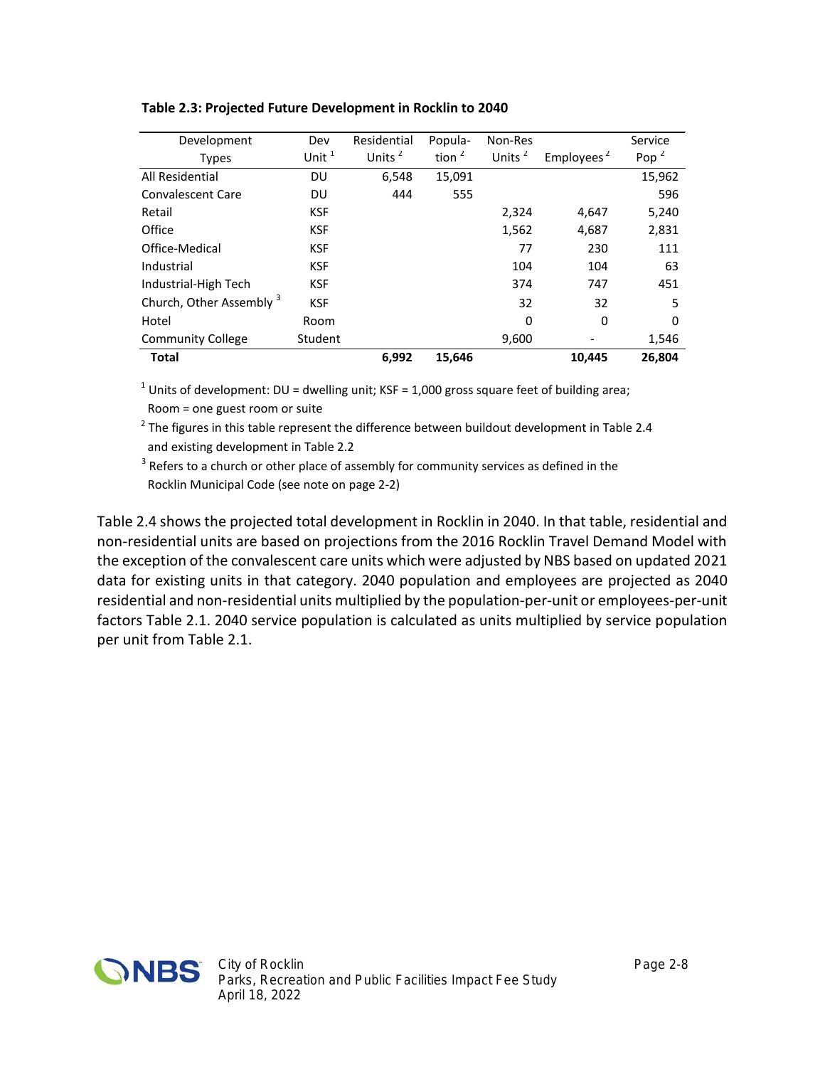**Table 2.3: Projected Future Development in Rocklin to 2040**

| Development Types | Dev Unit [1] | Residential Units [2] | Population [2] | Non-Res Units [2] | Employees [2] | Service Pop [2] |
|---|---|---|---|---|---|---|
| All Residential | DU | 6,548 | 15,091 | | | 15,962 |
| Convalescent Care | DU | 444 | 555 | | | 596 |
| Retail | KSF | | | 2,324 | 4,647 | 5,240 |
| Office | KSF | | | 1,562 | 4,687 | 2,831 |
| Office-Medical | KSF | | | 77 | 230 | 111 |
| Industrial | KSF | | | 104 | 104 | 63 |
| Industrial-High Tech | KSF | | | 374 | 747 | 451 |
| Church, Other Assembly [3] | KSF | | | 32 | 32 | 5 |
| Hotel | Room | | | 0 | 0 | 0 |
| Community College | Student | | | 9,600 | - | 1,546 |
| **Total** | | **6,992** | **15,646** | | **10,445** | **26,804** |

[1] Units of development: DU = dwelling unit; KSF = 1,000 gross square feet of building area; Room = one guest room or suite

[2] The figures in this table represent the difference between buildout development in Table 2.4 and existing development in Table 2.2

[3] Refers to a church or other place of assembly for community services as defined in the Rocklin Municipal Code (see note on page 2-2)

Table 2.4 shows the projected total development in Rocklin in 2040. In that table, residential and non-residential units are based on projections from the 2016 Rocklin Travel Demand Model with the exception of the convalescent care units which were adjusted by NBS based on updated 2021 data for existing units in that category. 2040 population and employees are projected as 2040 residential and non-residential units multiplied by the population-per-unit or employees-per-unit factors Table 2.1. 2040 service population is calculated as units multiplied by service population per unit from Table 2.1.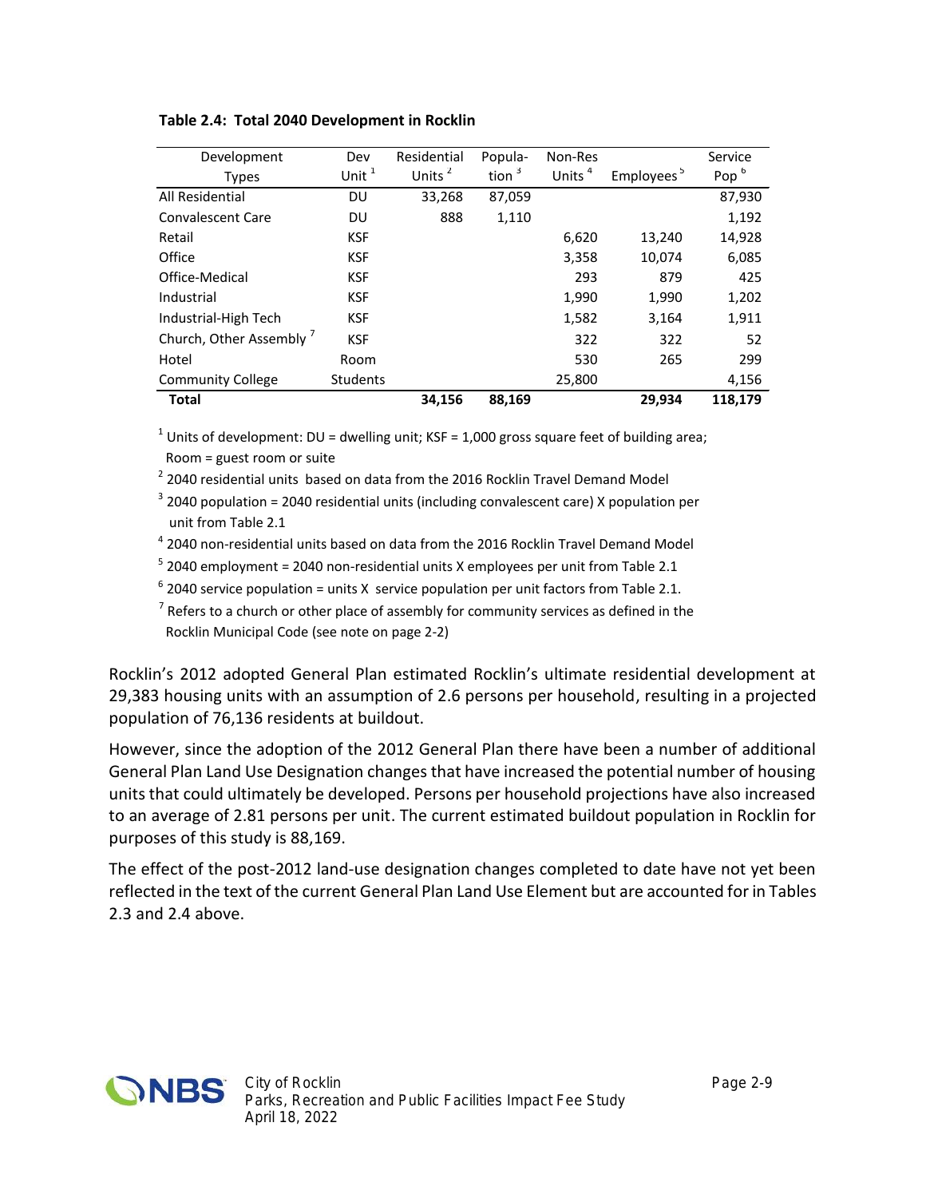**Table 2.4: Total 2040 Development in Rocklin**

| Development Types | Dev Unit [1] | Residential Units [2] | Population [3] | Non-Res Units [4] | Employees [5] | Service Pop [6] |
|---|---|---|---|---|---|---|
| All Residential | DU | 33,268 | 87,059 | | | 87,930 |
| Convalescent Care | DU | 888 | 1,110 | | | 1,192 |
| Retail | KSF | | | 6,620 | 13,240 | 14,928 |
| Office | KSF | | | 3,358 | 10,074 | 6,085 |
| Office-Medical | KSF | | | 293 | 879 | 425 |
| Industrial | KSF | | | 1,990 | 1,990 | 1,202 |
| Industrial-High Tech | KSF | | | 1,582 | 3,164 | 1,911 |
| Church, Other Assembly [7] | KSF | | | 322 | 322 | 52 |
| Hotel | Room | | | 530 | 265 | 299 |
| Community College | Students | | | 25,800 | | 4,156 |
| **Total** | | **34,156** | **88,169** | | **29,934** | **118,179** |

[1] Units of development: DU = dwelling unit; KSF = 1,000 gross square feet of building area; Room = guest room or suite

[2] 2040 residential units based on data from the 2016 Rocklin Travel Demand Model

[3] 2040 population = 2040 residential units (including convalescent care) X population per unit from Table 2.1

[4] 2040 non-residential units based on data from the 2016 Rocklin Travel Demand Model

[5] 2040 employment = 2040 non-residential units X employees per unit from Table 2.1

[6] 2040 service population = units X service population per unit factors from Table 2.1.

[7] Refers to a church or other place of assembly for community services as defined in the Rocklin Municipal Code (see note on page 2-2)

Rocklin's 2012 adopted General Plan estimated Rocklin's ultimate residential development at 29,383 housing units with an assumption of 2.6 persons per household, resulting in a projected population of 76,136 residents at buildout.

However, since the adoption of the 2012 General Plan there have been a number of additional General Plan Land Use Designation changes that have increased the potential number of housing units that could ultimately be developed. Persons per household projections have also increased to an average of 2.81 persons per unit. The current estimated buildout population in Rocklin for purposes of this study is 88,169.

The effect of the post-2012 land-use designation changes completed to date have not yet been reflected in the text of the current General Plan Land Use Element but are accounted for in Tables 2.3 and 2.4 above.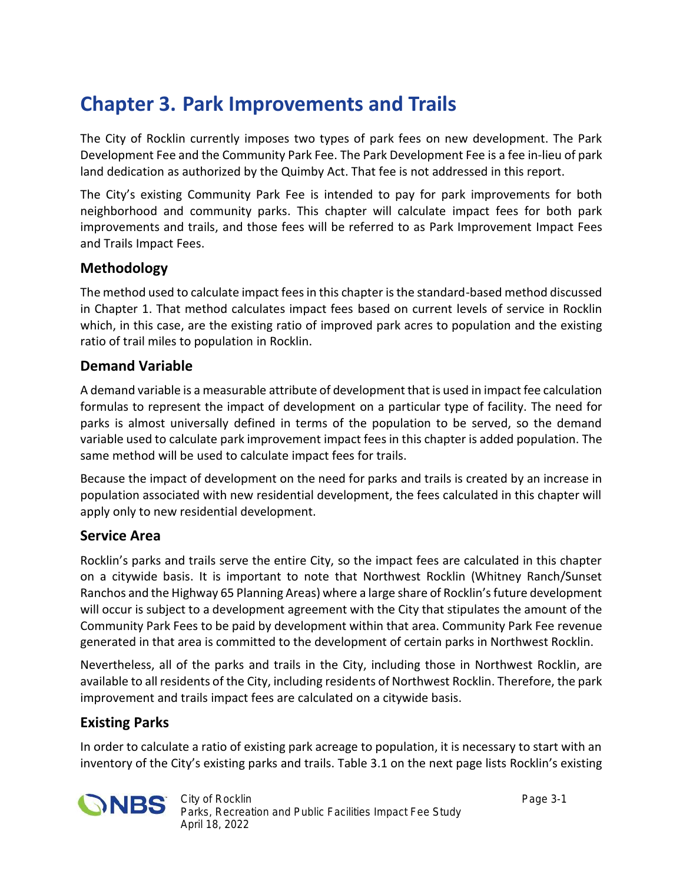# Chapter 3. Park Improvements and Trails

The City of Rocklin currently imposes two types of park fees on new development. The Park Development Fee and the Community Park Fee. The Park Development Fee is a fee in-lieu of park land dedication as authorized by the Quimby Act. That fee is not addressed in this report.

The City's existing Community Park Fee is intended to pay for park improvements for both neighborhood and community parks. This chapter will calculate impact fees for both park improvements and trails, and those fees will be referred to as Park Improvement Impact Fees and Trails Impact Fees.

## Methodology

The method used to calculate impact fees in this chapter is the standard-based method discussed in Chapter 1. That method calculates impact fees based on current levels of service in Rocklin which, in this case, are the existing ratio of improved park acres to population and the existing ratio of trail miles to population in Rocklin.

## Demand Variable

A demand variable is a measurable attribute of development that is used in impact fee calculation formulas to represent the impact of development on a particular type of facility. The need for parks is almost universally defined in terms of the population to be served, so the demand variable used to calculate park improvement impact fees in this chapter is added population. The same method will be used to calculate impact fees for trails.

Because the impact of development on the need for parks and trails is created by an increase in population associated with new residential development, the fees calculated in this chapter will apply only to new residential development.

## Service Area

Rocklin's parks and trails serve the entire City, so the impact fees are calculated in this chapter on a citywide basis. It is important to note that Northwest Rocklin (Whitney Ranch/Sunset Ranchos and the Highway 65 Planning Areas) where a large share of Rocklin's future development will occur is subject to a development agreement with the City that stipulates the amount of the Community Park Fees to be paid by development within that area. Community Park Fee revenue generated in that area is committed to the development of certain parks in Northwest Rocklin.

Nevertheless, all of the parks and trails in the City, including those in Northwest Rocklin, are available to all residents of the City, including residents of Northwest Rocklin. Therefore, the park improvement and trails impact fees are calculated on a citywide basis.

## Existing Parks

In order to calculate a ratio of existing park acreage to population, it is necessary to start with an inventory of the City's existing parks and trails. Table 3.1 on the next page lists Rocklin's existing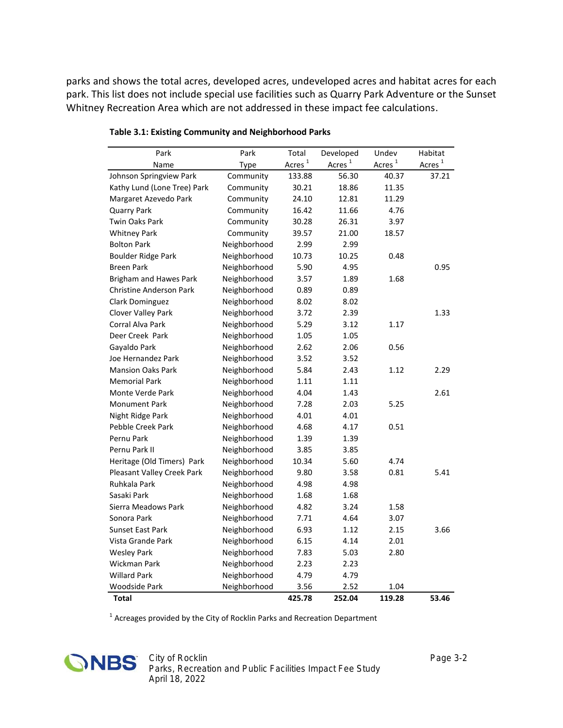parks and shows the total acres, developed acres, undeveloped acres and habitat acres for each park. This list does not include special use facilities such as Quarry Park Adventure or the Sunset Whitney Recreation Area which are not addressed in these impact fee calculations.

**Table 3.1: Existing Community and Neighborhood Parks**

| Park Name | Park Type | Total Acres [1] | Developed Acres [1] | Undev Acres [1] | Habitat Acres [1] |
|---|---|---|---|---|---|
| Johnson Springview Park | Community | 133.88 | 56.30 | 40.37 | 37.21 |
| Kathy Lund (Lone Tree) Park | Community | 30.21 | 18.86 | 11.35 | |
| Margaret Azevedo Park | Community | 24.10 | 12.81 | 11.29 | |
| Quarry Park | Community | 16.42 | 11.66 | 4.76 | |
| Twin Oaks Park | Community | 30.28 | 26.31 | 3.97 | |
| Whitney Park | Community | 39.57 | 21.00 | 18.57 | |
| Bolton Park | Neighborhood | 2.99 | 2.99 | | |
| Boulder Ridge Park | Neighborhood | 10.73 | 10.25 | 0.48 | |
| Breen Park | Neighborhood | 5.90 | 4.95 | | 0.95 |
| Brigham and Hawes Park | Neighborhood | 3.57 | 1.89 | 1.68 | |
| Christine Anderson Park | Neighborhood | 0.89 | 0.89 | | |
| Clark Dominguez | Neighborhood | 8.02 | 8.02 | | |
| Clover Valley Park | Neighborhood | 3.72 | 2.39 | | 1.33 |
| Corral Alva Park | Neighborhood | 5.29 | 3.12 | 1.17 | |
| Deer Creek Park | Neighborhood | 1.05 | 1.05 | | |
| Gayaldo Park | Neighborhood | 2.62 | 2.06 | 0.56 | |
| Joe Hernandez Park | Neighborhood | 3.52 | 3.52 | | |
| Mansion Oaks Park | Neighborhood | 5.84 | 2.43 | 1.12 | 2.29 |
| Memorial Park | Neighborhood | 1.11 | 1.11 | | |
| Monte Verde Park | Neighborhood | 4.04 | 1.43 | | 2.61 |
| Monument Park | Neighborhood | 7.28 | 2.03 | 5.25 | |
| Night Ridge Park | Neighborhood | 4.01 | 4.01 | | |
| Pebble Creek Park | Neighborhood | 4.68 | 4.17 | 0.51 | |
| Pernu Park | Neighborhood | 1.39 | 1.39 | | |
| Pernu Park II | Neighborhood | 3.85 | 3.85 | | |
| Heritage (Old Timers) Park | Neighborhood | 10.34 | 5.60 | 4.74 | |
| Pleasant Valley Creek Park | Neighborhood | 9.80 | 3.58 | 0.81 | 5.41 |
| Ruhkala Park | Neighborhood | 4.98 | 4.98 | | |
| Sasaki Park | Neighborhood | 1.68 | 1.68 | | |
| Sierra Meadows Park | Neighborhood | 4.82 | 3.24 | 1.58 | |
| Sonora Park | Neighborhood | 7.71 | 4.64 | 3.07 | |
| Sunset East Park | Neighborhood | 6.93 | 1.12 | 2.15 | 3.66 |
| Vista Grande Park | Neighborhood | 6.15 | 4.14 | 2.01 | |
| Wesley Park | Neighborhood | 7.83 | 5.03 | 2.80 | |
| Wickman Park | Neighborhood | 2.23 | 2.23 | | |
| Willard Park | Neighborhood | 4.79 | 4.79 | | |
| Woodside Park | Neighborhood | 3.56 | 2.52 | 1.04 | |
| **Total** | | **425.78** | **252.04** | **119.28** | **53.46** |

[1] Acreages provided by the City of Rocklin Parks and Recreation Department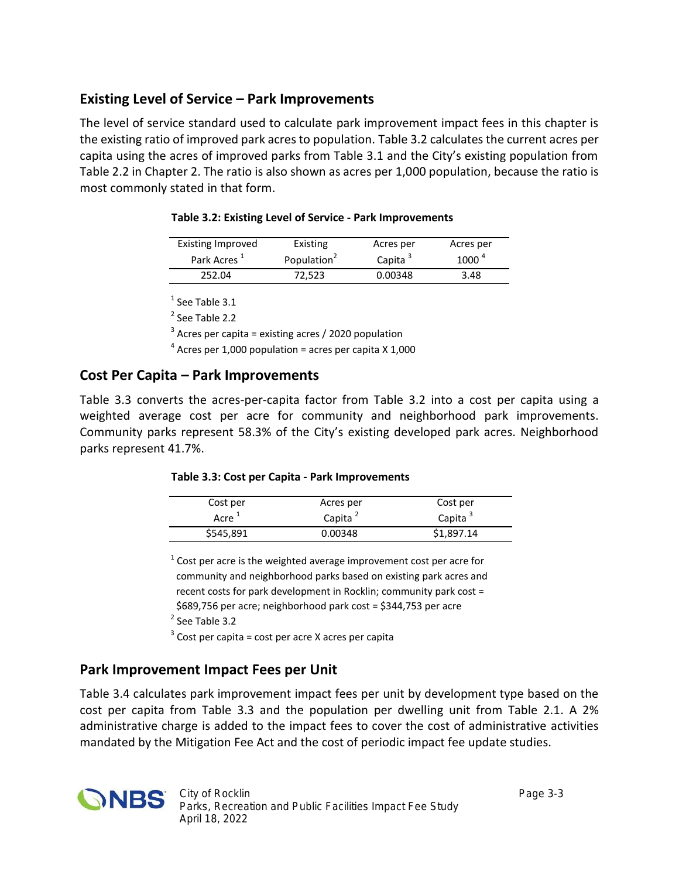## Existing Level of Service – Park Improvements

The level of service standard used to calculate park improvement impact fees in this chapter is the existing ratio of improved park acres to population. Table 3.2 calculates the current acres per capita using the acres of improved parks from Table 3.1 and the City's existing population from Table 2.2 in Chapter 2. The ratio is also shown as acres per 1,000 population, because the ratio is most commonly stated in that form.

**Table 3.2: Existing Level of Service - Park Improvements**

| Existing Improved Park Acres [1] | Existing Population[2] | Acres per Capita [3] | Acres per 1000 [4] |
|---|---|---|---|
| 252.04 | 72,523 | 0.00348 | 3.48 |

[1] See Table 3.1

[2] See Table 2.2

[3] Acres per capita = existing acres / 2020 population

[4] Acres per 1,000 population = acres per capita X 1,000

## Cost Per Capita – Park Improvements

Table 3.3 converts the acres-per-capita factor from Table 3.2 into a cost per capita using a weighted average cost per acre for community and neighborhood park improvements. Community parks represent 58.3% of the City's existing developed park acres. Neighborhood parks represent 41.7%.

**Table 3.3: Cost per Capita - Park Improvements**

| Cost per Acre [1] | Acres per Capita [2] | Cost per Capita [3] |
|---|---|---|
| $545,891 | 0.00348 | $1,897.14 |

[1] Cost per acre is the weighted average improvement cost per acre for community and neighborhood parks based on existing park acres and recent costs for park development in Rocklin; community park cost = $689,756 per acre; neighborhood park cost = $344,753 per acre

[2] See Table 3.2

[3] Cost per capita = cost per acre X acres per capita

## Park Improvement Impact Fees per Unit

Table 3.4 calculates park improvement impact fees per unit by development type based on the cost per capita from Table 3.3 and the population per dwelling unit from Table 2.1. A 2% administrative charge is added to the impact fees to cover the cost of administrative activities mandated by the Mitigation Fee Act and the cost of periodic impact fee update studies.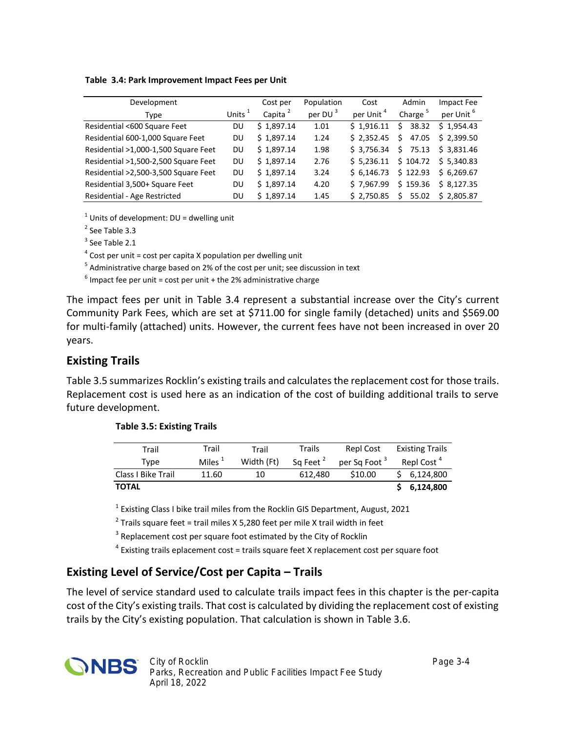**Table 3.4: Park Improvement Impact Fees per Unit**

| Development Type | Units [1] | Cost per Capita [2] | Population per DU [3] | Cost per Unit [4] | Admin Charge [5] | Impact Fee per Unit [6] |
|---|---|---|---|---|---|---|
| Residential <600 Square Feet | DU | $ 1,897.14 | 1.01 | $ 1,916.11 | $ 38.32 | $ 1,954.43 |
| Residential 600-1,000 Square Feet | DU | $ 1,897.14 | 1.24 | $ 2,352.45 | $ 47.05 | $ 2,399.50 |
| Residential >1,000-1,500 Square Feet | DU | $ 1,897.14 | 1.98 | $ 3,756.34 | $ 75.13 | $ 3,831.46 |
| Residential >1,500-2,500 Square Feet | DU | $ 1,897.14 | 2.76 | $ 5,236.11 | $ 104.72 | $ 5,340.83 |
| Residential >2,500-3,500 Square Feet | DU | $ 1,897.14 | 3.24 | $ 6,146.73 | $ 122.93 | $ 6,269.67 |
| Residential 3,500+ Square Feet | DU | $ 1,897.14 | 4.20 | $ 7,967.99 | $ 159.36 | $ 8,127.35 |
| Residential - Age Restricted | DU | $ 1,897.14 | 1.45 | $ 2,750.85 | $ 55.02 | $ 2,805.87 |

[1] Units of development: DU = dwelling unit

[2] See Table 3.3

[3] See Table 2.1

[4] Cost per unit = cost per capita X population per dwelling unit

[5] Administrative charge based on 2% of the cost per unit; see discussion in text

[6] Impact fee per unit = cost per unit + the 2% administrative charge

The impact fees per unit in Table 3.4 represent a substantial increase over the City's current Community Park Fees, which are set at $711.00 for single family (detached) units and $569.00 for multi-family (attached) units. However, the current fees have not been increased in over 20 years.

## Existing Trails

Table 3.5 summarizes Rocklin's existing trails and calculates the replacement cost for those trails. Replacement cost is used here as an indication of the cost of building additional trails to serve future development.

**Table 3.5: Existing Trails**

| Trail Type | Trail Miles [1] | Trail Width (Ft) | Trails Sq Feet [2] | Repl Cost per Sq Foot [3] | Existing Trails Repl Cost [4] |
|---|---|---|---|---|---|
| Class I Bike Trail | 11.60 | 10 | 612,480 | $10.00 | $ 6,124,800 |
| **TOTAL** | | | | | **$ 6,124,800** |

[1] Existing Class I bike trail miles from the Rocklin GIS Department, August, 2021

[2] Trails square feet = trail miles X 5,280 feet per mile X trail width in feet

[3] Replacement cost per square foot estimated by the City of Rocklin

[4] Existing trails eplacement cost = trails square feet X replacement cost per square foot

## Existing Level of Service/Cost per Capita – Trails

The level of service standard used to calculate trails impact fees in this chapter is the per-capita cost of the City's existing trails. That cost is calculated by dividing the replacement cost of existing trails by the City's existing population. That calculation is shown in Table 3.6.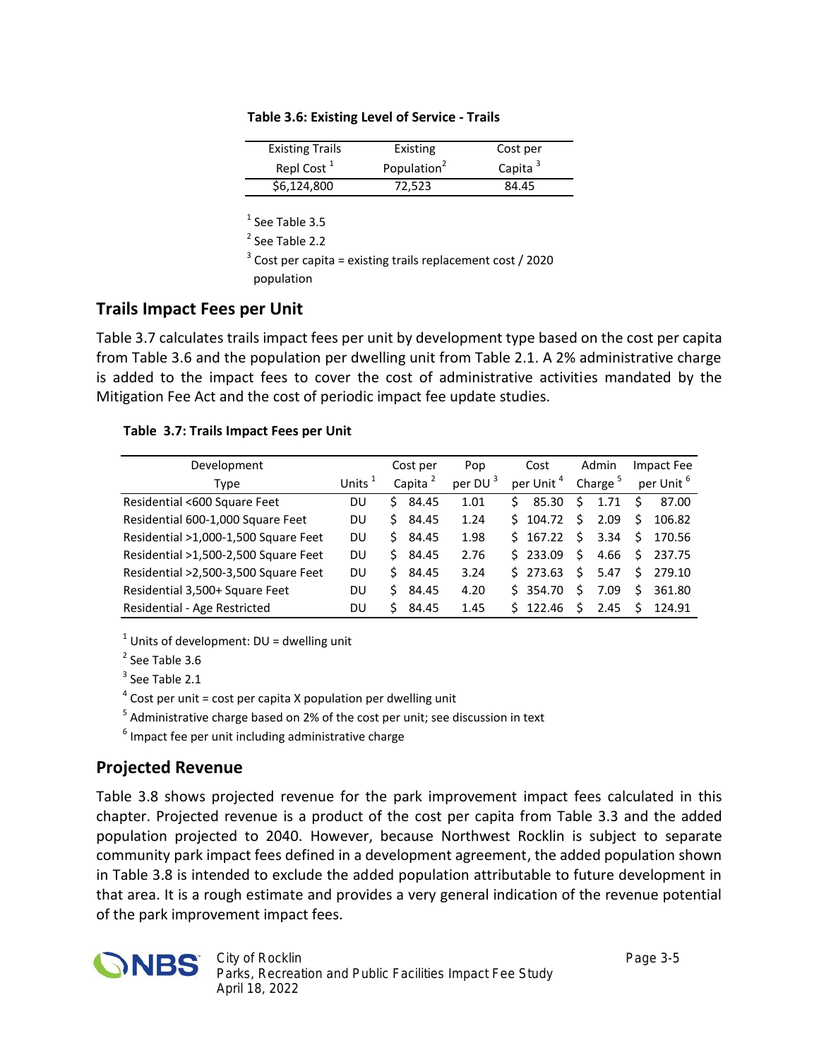**Table 3.6: Existing Level of Service - Trails**

| Existing Trails Repl Cost [1] | Existing Population[2] | Cost per Capita [3] |
|---|---|---|
| $6,124,800 | 72,523 | 84.45 |

[1] See Table 3.5

[2] See Table 2.2

[3] Cost per capita = existing trails replacement cost / 2020 population

## Trails Impact Fees per Unit

Table 3.7 calculates trails impact fees per unit by development type based on the cost per capita from Table 3.6 and the population per dwelling unit from Table 2.1. A 2% administrative charge is added to the impact fees to cover the cost of administrative activities mandated by the Mitigation Fee Act and the cost of periodic impact fee update studies.

**Table 3.7: Trails Impact Fees per Unit**

| Development Type | Units [1] | Cost per Capita [2] | Pop per DU [3] | Cost per Unit [4] | Admin Charge [5] | Impact Fee per Unit [6] |
|---|---|---|---|---|---|---|
| Residential <600 Square Feet | DU | $ 84.45 | 1.01 | $ 85.30 | $ 1.71 | $ 87.00 |
| Residential 600-1,000 Square Feet | DU | $ 84.45 | 1.24 | $ 104.72 | $ 2.09 | $ 106.82 |
| Residential >1,000-1,500 Square Feet | DU | $ 84.45 | 1.98 | $ 167.22 | $ 3.34 | $ 170.56 |
| Residential >1,500-2,500 Square Feet | DU | $ 84.45 | 2.76 | $ 233.09 | $ 4.66 | $ 237.75 |
| Residential >2,500-3,500 Square Feet | DU | $ 84.45 | 3.24 | $ 273.63 | $ 5.47 | $ 279.10 |
| Residential 3,500+ Square Feet | DU | $ 84.45 | 4.20 | $ 354.70 | $ 7.09 | $ 361.80 |
| Residential - Age Restricted | DU | $ 84.45 | 1.45 | $ 122.46 | $ 2.45 | $ 124.91 |

[1] Units of development: DU = dwelling unit

[2] See Table 3.6

[3] See Table 2.1

[4] Cost per unit = cost per capita X population per dwelling unit

[5] Administrative charge based on 2% of the cost per unit; see discussion in text

[6] Impact fee per unit including administrative charge

## Projected Revenue

Table 3.8 shows projected revenue for the park improvement impact fees calculated in this chapter. Projected revenue is a product of the cost per capita from Table 3.3 and the added population projected to 2040. However, because Northwest Rocklin is subject to separate community park impact fees defined in a development agreement, the added population shown in Table 3.8 is intended to exclude the added population attributable to future development in that area. It is a rough estimate and provides a very general indication of the revenue potential of the park improvement impact fees.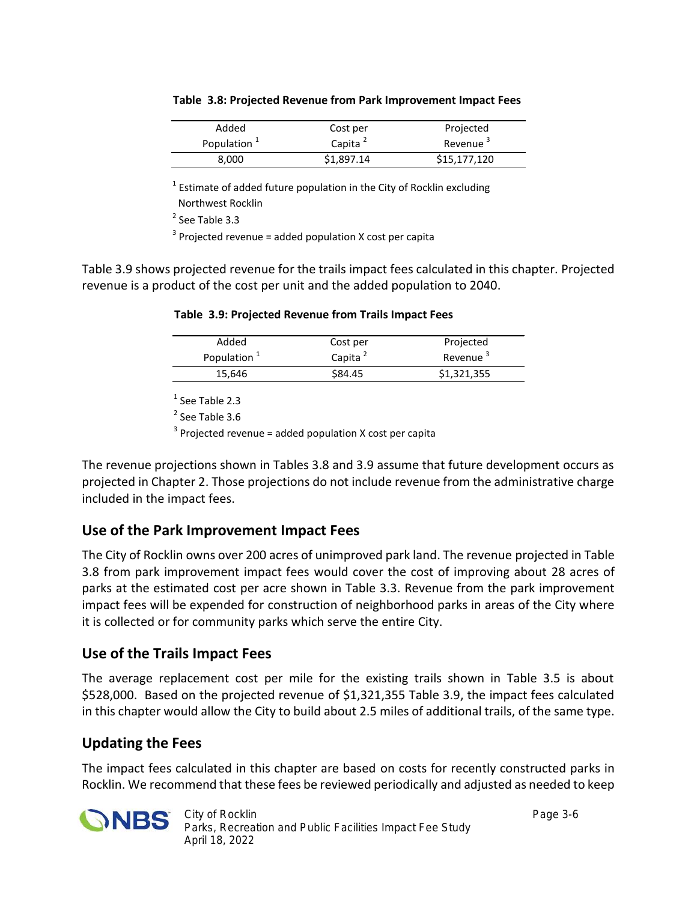**Table 3.8: Projected Revenue from Park Improvement Impact Fees**

| Added Population [1] | Cost per Capita [2] | Projected Revenue [3] |
|---|---|---|
| 8,000 | $1,897.14 | $15,177,120 |

[1] Estimate of added future population in the City of Rocklin excluding Northwest Rocklin

[2] See Table 3.3

[3] Projected revenue = added population X cost per capita

Table 3.9 shows projected revenue for the trails impact fees calculated in this chapter. Projected revenue is a product of the cost per unit and the added population to 2040.

**Table 3.9: Projected Revenue from Trails Impact Fees**

| Added Population [1] | Cost per Capita [2] | Projected Revenue [3] |
|---|---|---|
| 15,646 | $84.45 | $1,321,355 |

[1] See Table 2.3

[2] See Table 3.6

[3] Projected revenue = added population X cost per capita

The revenue projections shown in Tables 3.8 and 3.9 assume that future development occurs as projected in Chapter 2. Those projections do not include revenue from the administrative charge included in the impact fees.

## Use of the Park Improvement Impact Fees

The City of Rocklin owns over 200 acres of unimproved park land. The revenue projected in Table 3.8 from park improvement impact fees would cover the cost of improving about 28 acres of parks at the estimated cost per acre shown in Table 3.3. Revenue from the park improvement impact fees will be expended for construction of neighborhood parks in areas of the City where it is collected or for community parks which serve the entire City.

## Use of the Trails Impact Fees

The average replacement cost per mile for the existing trails shown in Table 3.5 is about $528,000. Based on the projected revenue of $1,321,355 Table 3.9, the impact fees calculated in this chapter would allow the City to build about 2.5 miles of additional trails, of the same type.

## Updating the Fees

The impact fees calculated in this chapter are based on costs for recently constructed parks in Rocklin. We recommend that these fees be reviewed periodically and adjusted as needed to keep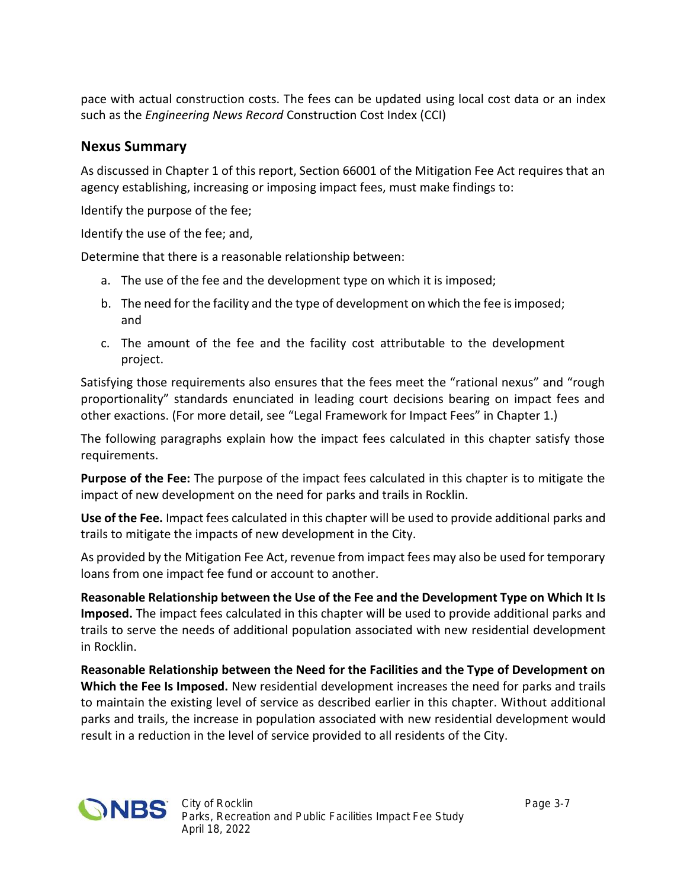pace with actual construction costs. The fees can be updated using local cost data or an index such as the *Engineering News Record* Construction Cost Index (CCI)

## Nexus Summary

As discussed in Chapter 1 of this report, Section 66001 of the Mitigation Fee Act requires that an agency establishing, increasing or imposing impact fees, must make findings to:

Identify the purpose of the fee;

Identify the use of the fee; and,

Determine that there is a reasonable relationship between:

a. The use of the fee and the development type on which it is imposed;
b. The need for the facility and the type of development on which the fee is imposed; and
c. The amount of the fee and the facility cost attributable to the development project.

Satisfying those requirements also ensures that the fees meet the "rational nexus" and "rough proportionality" standards enunciated in leading court decisions bearing on impact fees and other exactions. (For more detail, see "Legal Framework for Impact Fees" in Chapter 1.)

The following paragraphs explain how the impact fees calculated in this chapter satisfy those requirements.

**Purpose of the Fee:** The purpose of the impact fees calculated in this chapter is to mitigate the impact of new development on the need for parks and trails in Rocklin.

**Use of the Fee.** Impact fees calculated in this chapter will be used to provide additional parks and trails to mitigate the impacts of new development in the City.

As provided by the Mitigation Fee Act, revenue from impact fees may also be used for temporary loans from one impact fee fund or account to another.

**Reasonable Relationship between the Use of the Fee and the Development Type on Which It Is Imposed.** The impact fees calculated in this chapter will be used to provide additional parks and trails to serve the needs of additional population associated with new residential development in Rocklin.

**Reasonable Relationship between the Need for the Facilities and the Type of Development on Which the Fee Is Imposed.** New residential development increases the need for parks and trails to maintain the existing level of service as described earlier in this chapter. Without additional parks and trails, the increase in population associated with new residential development would result in a reduction in the level of service provided to all residents of the City.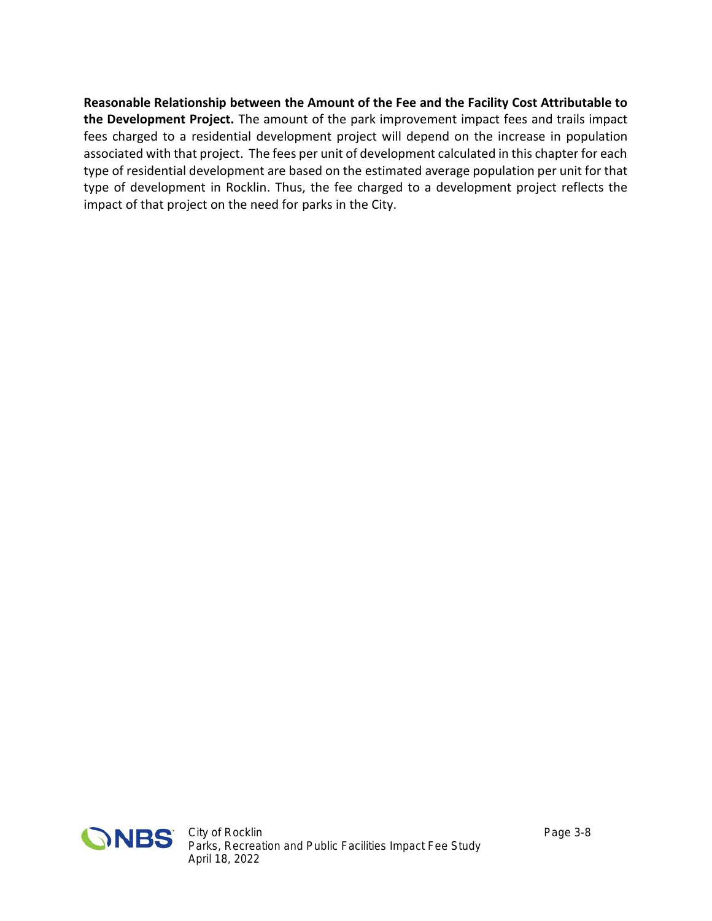**Reasonable Relationship between the Amount of the Fee and the Facility Cost Attributable to the Development Project.** The amount of the park improvement impact fees and trails impact fees charged to a residential development project will depend on the increase in population associated with that project. The fees per unit of development calculated in this chapter for each type of residential development are based on the estimated average population per unit for that type of development in Rocklin. Thus, the fee charged to a development project reflects the impact of that project on the need for parks in the City.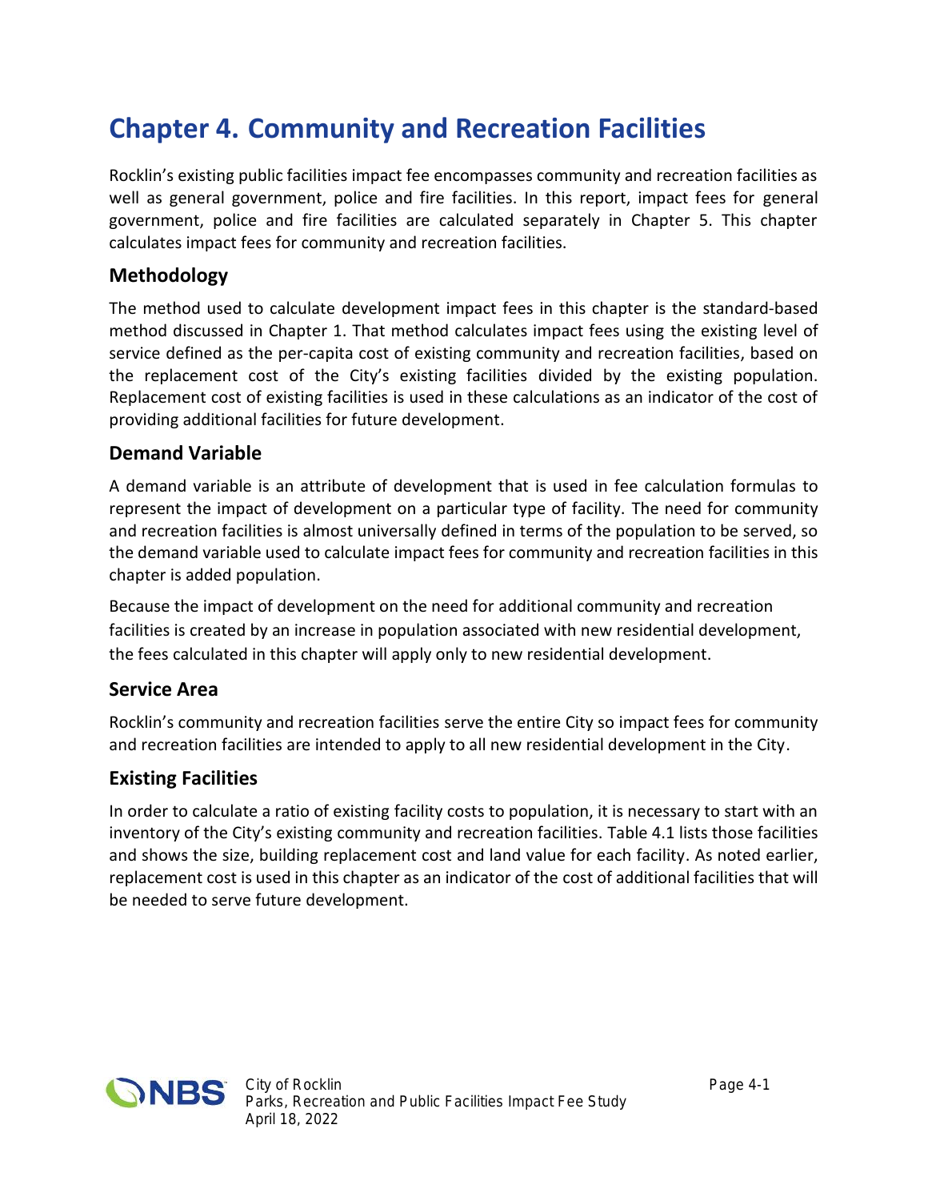# Chapter 4. Community and Recreation Facilities

Rocklin's existing public facilities impact fee encompasses community and recreation facilities as well as general government, police and fire facilities. In this report, impact fees for general government, police and fire facilities are calculated separately in Chapter 5. This chapter calculates impact fees for community and recreation facilities.

## Methodology

The method used to calculate development impact fees in this chapter is the standard-based method discussed in Chapter 1. That method calculates impact fees using the existing level of service defined as the per-capita cost of existing community and recreation facilities, based on the replacement cost of the City's existing facilities divided by the existing population. Replacement cost of existing facilities is used in these calculations as an indicator of the cost of providing additional facilities for future development.

## Demand Variable

A demand variable is an attribute of development that is used in fee calculation formulas to represent the impact of development on a particular type of facility. The need for community and recreation facilities is almost universally defined in terms of the population to be served, so the demand variable used to calculate impact fees for community and recreation facilities in this chapter is added population.

Because the impact of development on the need for additional community and recreation facilities is created by an increase in population associated with new residential development, the fees calculated in this chapter will apply only to new residential development.

## Service Area

Rocklin's community and recreation facilities serve the entire City so impact fees for community and recreation facilities are intended to apply to all new residential development in the City.

## Existing Facilities

In order to calculate a ratio of existing facility costs to population, it is necessary to start with an inventory of the City's existing community and recreation facilities. Table 4.1 lists those facilities and shows the size, building replacement cost and land value for each facility. As noted earlier, replacement cost is used in this chapter as an indicator of the cost of additional facilities that will be needed to serve future development.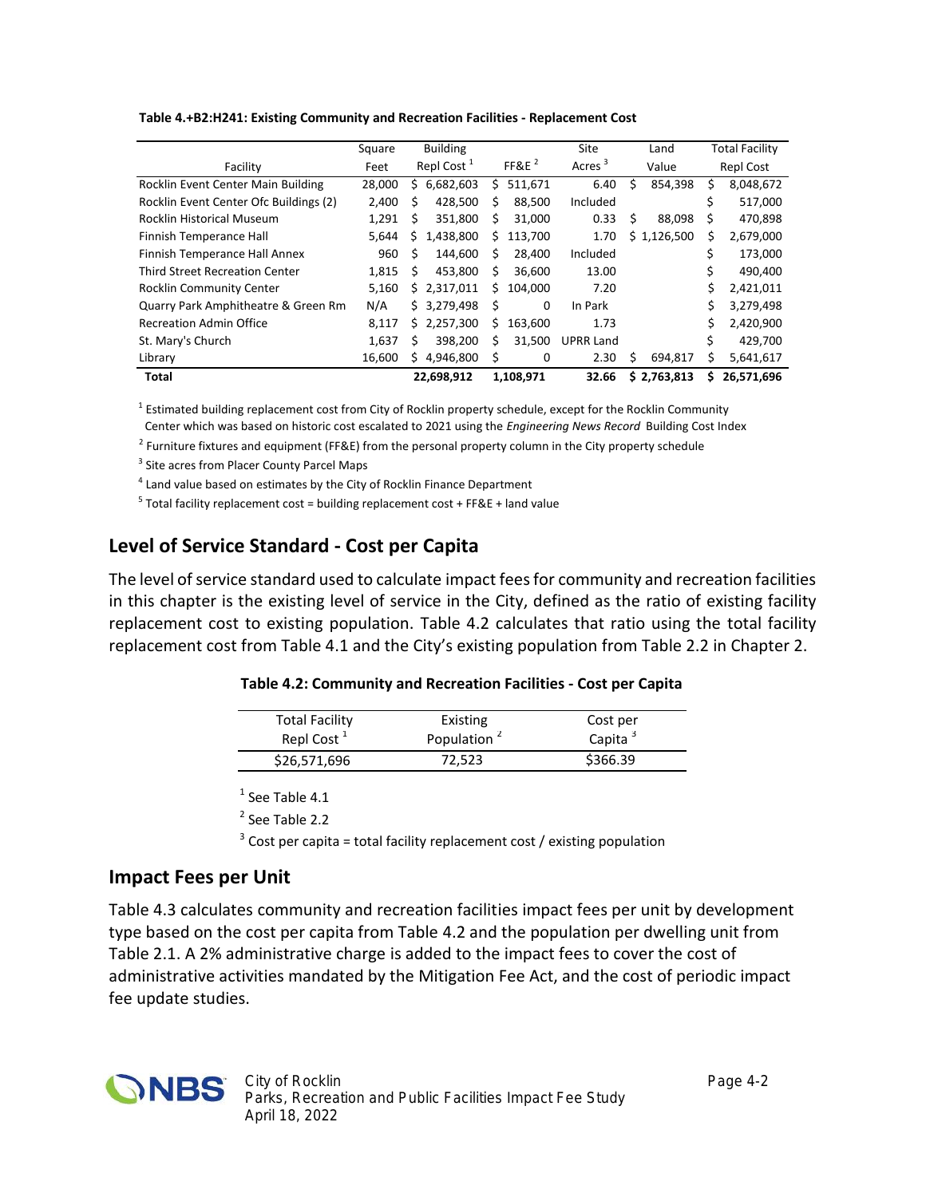**Table 4.+B2:H241: Existing Community and Recreation Facilities - Replacement Cost**

| Facility | Square Feet | Building Repl Cost [1] | FF&E [2] | Site Acres [3] | Land Value | Total Facility Repl Cost |
|---|---|---|---|---|---|---|
| Rocklin Event Center Main Building | 28,000 | $ 6,682,603 | $ 511,671 | 6.40 | $ 854,398 | $ 8,048,672 |
| Rocklin Event Center Ofc Buildings (2) | 2,400 | $ 428,500 | $ 88,500 | Included | | $ 517,000 |
| Rocklin Historical Museum | 1,291 | $ 351,800 | $ 31,000 | 0.33 | $ 88,098 | $ 470,898 |
| Finnish Temperance Hall | 5,644 | $ 1,438,800 | $ 113,700 | 1.70 | $ 1,126,500 | $ 2,679,000 |
| Finnish Temperance Hall Annex | 960 | $ 144,600 | $ 28,400 | Included | | $ 173,000 |
| Third Street Recreation Center | 1,815 | $ 453,800 | $ 36,600 | 13.00 | | $ 490,400 |
| Rocklin Community Center | 5,160 | $ 2,317,011 | $ 104,000 | 7.20 | | $ 2,421,011 |
| Quarry Park Amphitheatre & Green Rm | N/A | $ 3,279,498 | $ 0 | In Park | | $ 3,279,498 |
| Recreation Admin Office | 8,117 | $ 2,257,300 | $ 163,600 | 1.73 | | $ 2,420,900 |
| St. Mary's Church | 1,637 | $ 398,200 | $ 31,500 | UPRR Land | | $ 429,700 |
| Library | 16,600 | $ 4,946,800 | $ 0 | 2.30 | $ 694,817 | $ 5,641,617 |
| **Total** | | **22,698,912** | **1,108,971** | **32.66** | **$ 2,763,813** | **$ 26,571,696** |

[1] Estimated building replacement cost from City of Rocklin property schedule, except for the Rocklin Community Center which was based on historic cost escalated to 2021 using the *Engineering News Record* Building Cost Index

[2] Furniture fixtures and equipment (FF&E) from the personal property column in the City property schedule

[3] Site acres from Placer County Parcel Maps

[4] Land value based on estimates by the City of Rocklin Finance Department

[5] Total facility replacement cost = building replacement cost + FF&E + land value

## Level of Service Standard - Cost per Capita

The level of service standard used to calculate impact fees for community and recreation facilities in this chapter is the existing level of service in the City, defined as the ratio of existing facility replacement cost to existing population. Table 4.2 calculates that ratio using the total facility replacement cost from Table 4.1 and the City's existing population from Table 2.2 in Chapter 2.

**Table 4.2: Community and Recreation Facilities - Cost per Capita**

| Total Facility Repl Cost [1] | Existing Population [2] | Cost per Capita [3] |
|---|---|---|
| $26,571,696 | 72,523 | $366.39 |

[1] See Table 4.1

[2] See Table 2.2

[3] Cost per capita = total facility replacement cost / existing population

## Impact Fees per Unit

Table 4.3 calculates community and recreation facilities impact fees per unit by development type based on the cost per capita from Table 4.2 and the population per dwelling unit from Table 2.1. A 2% administrative charge is added to the impact fees to cover the cost of administrative activities mandated by the Mitigation Fee Act, and the cost of periodic impact fee update studies.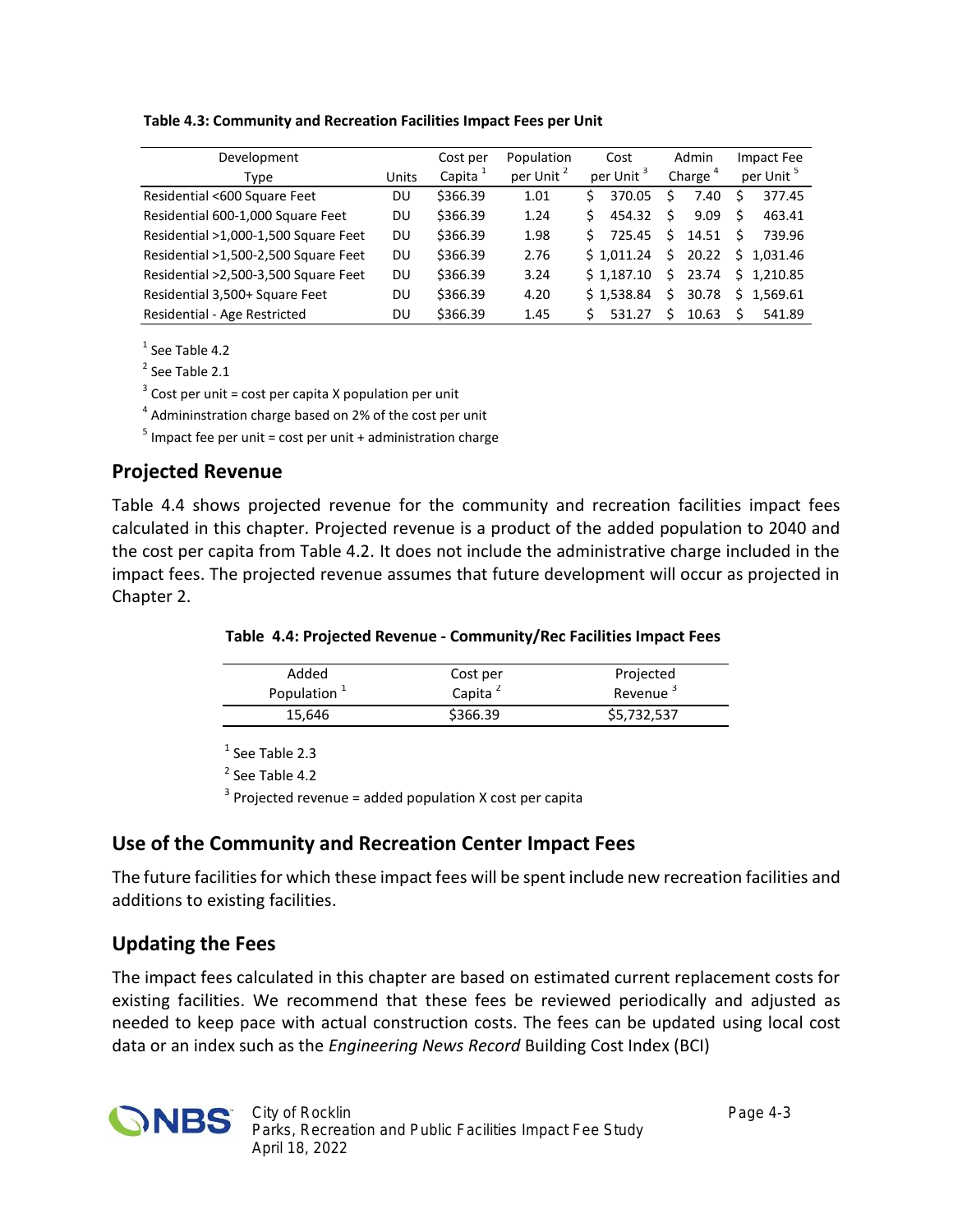**Table 4.3: Community and Recreation Facilities Impact Fees per Unit**

| Development Type | Units | Cost per Capita [1] | Population per Unit [2] | Cost per Unit [3] | Admin Charge [4] | Impact Fee per Unit [5] |
|---|---|---|---|---|---|---|
| Residential <600 Square Feet | DU | $366.39 | 1.01 | $ 370.05 | $ 7.40 | $ 377.45 |
| Residential 600-1,000 Square Feet | DU | $366.39 | 1.24 | $ 454.32 | $ 9.09 | $ 463.41 |
| Residential >1,000-1,500 Square Feet | DU | $366.39 | 1.98 | $ 725.45 | $ 14.51 | $ 739.96 |
| Residential >1,500-2,500 Square Feet | DU | $366.39 | 2.76 | $ 1,011.24 | $ 20.22 | $ 1,031.46 |
| Residential >2,500-3,500 Square Feet | DU | $366.39 | 3.24 | $ 1,187.10 | $ 23.74 | $ 1,210.85 |
| Residential 3,500+ Square Feet | DU | $366.39 | 4.20 | $ 1,538.84 | $ 30.78 | $ 1,569.61 |
| Residential - Age Restricted | DU | $366.39 | 1.45 | $ 531.27 | $ 10.63 | $ 541.89 |

[1] See Table 4.2

[2] See Table 2.1

[3] Cost per unit = cost per capita X population per unit

[4] Admininstration charge based on 2% of the cost per unit

[5] Impact fee per unit = cost per unit + administration charge

## Projected Revenue

Table 4.4 shows projected revenue for the community and recreation facilities impact fees calculated in this chapter. Projected revenue is a product of the added population to 2040 and the cost per capita from Table 4.2. It does not include the administrative charge included in the impact fees. The projected revenue assumes that future development will occur as projected in Chapter 2.

**Table 4.4: Projected Revenue - Community/Rec Facilities Impact Fees**

| Added Population [1] | Cost per Capita [2] | Projected Revenue [3] |
|---|---|---|
| 15,646 | $366.39 | $5,732,537 |

[1] See Table 2.3

[2] See Table 4.2

[3] Projected revenue = added population X cost per capita

## Use of the Community and Recreation Center Impact Fees

The future facilities for which these impact fees will be spent include new recreation facilities and additions to existing facilities.

## Updating the Fees

The impact fees calculated in this chapter are based on estimated current replacement costs for existing facilities. We recommend that these fees be reviewed periodically and adjusted as needed to keep pace with actual construction costs. The fees can be updated using local cost data or an index such as the *Engineering News Record* Building Cost Index (BCI)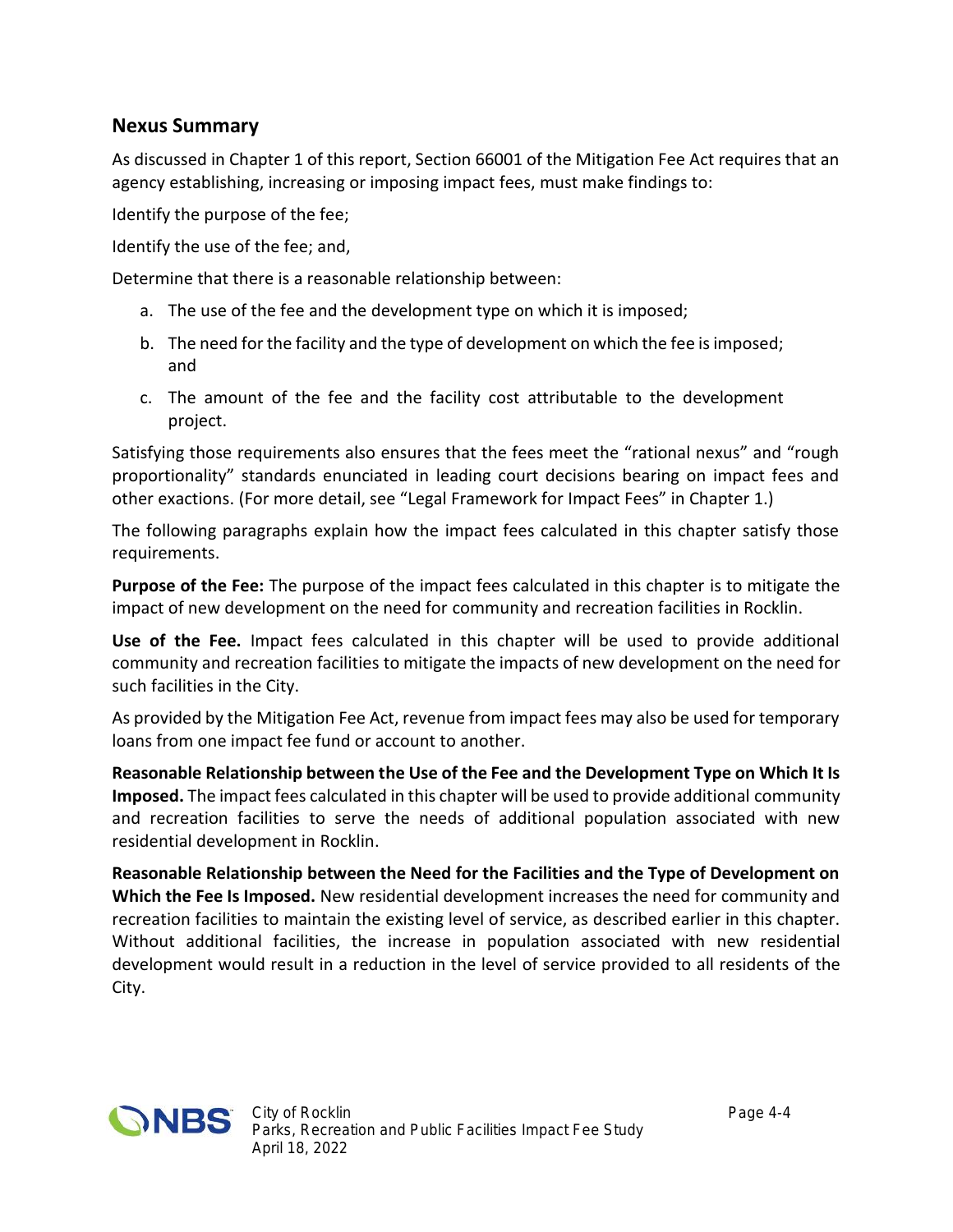## Nexus Summary

As discussed in Chapter 1 of this report, Section 66001 of the Mitigation Fee Act requires that an agency establishing, increasing or imposing impact fees, must make findings to:

Identify the purpose of the fee;

Identify the use of the fee; and,

Determine that there is a reasonable relationship between:

a. The use of the fee and the development type on which it is imposed;
b. The need for the facility and the type of development on which the fee is imposed; and
c. The amount of the fee and the facility cost attributable to the development project.

Satisfying those requirements also ensures that the fees meet the "rational nexus" and "rough proportionality" standards enunciated in leading court decisions bearing on impact fees and other exactions. (For more detail, see "Legal Framework for Impact Fees" in Chapter 1.)

The following paragraphs explain how the impact fees calculated in this chapter satisfy those requirements.

**Purpose of the Fee:** The purpose of the impact fees calculated in this chapter is to mitigate the impact of new development on the need for community and recreation facilities in Rocklin.

**Use of the Fee.** Impact fees calculated in this chapter will be used to provide additional community and recreation facilities to mitigate the impacts of new development on the need for such facilities in the City.

As provided by the Mitigation Fee Act, revenue from impact fees may also be used for temporary loans from one impact fee fund or account to another.

**Reasonable Relationship between the Use of the Fee and the Development Type on Which It Is Imposed.** The impact fees calculated in this chapter will be used to provide additional community and recreation facilities to serve the needs of additional population associated with new residential development in Rocklin.

**Reasonable Relationship between the Need for the Facilities and the Type of Development on Which the Fee Is Imposed.** New residential development increases the need for community and recreation facilities to maintain the existing level of service, as described earlier in this chapter. Without additional facilities, the increase in population associated with new residential development would result in a reduction in the level of service provided to all residents of the City.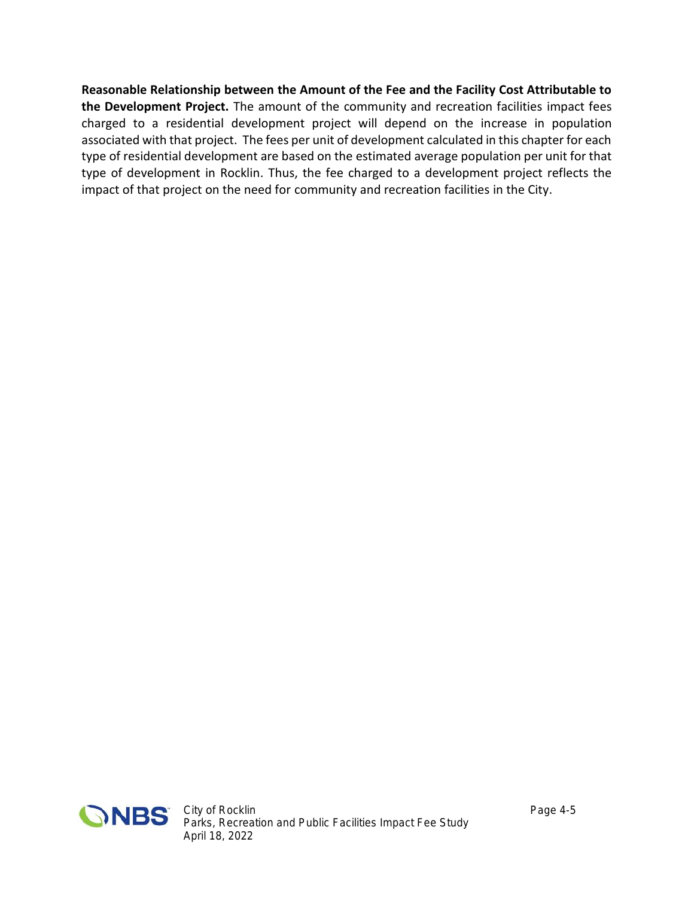**Reasonable Relationship between the Amount of the Fee and the Facility Cost Attributable to the Development Project.** The amount of the community and recreation facilities impact fees charged to a residential development project will depend on the increase in population associated with that project. The fees per unit of development calculated in this chapter for each type of residential development are based on the estimated average population per unit for that type of development in Rocklin. Thus, the fee charged to a development project reflects the impact of that project on the need for community and recreation facilities in the City.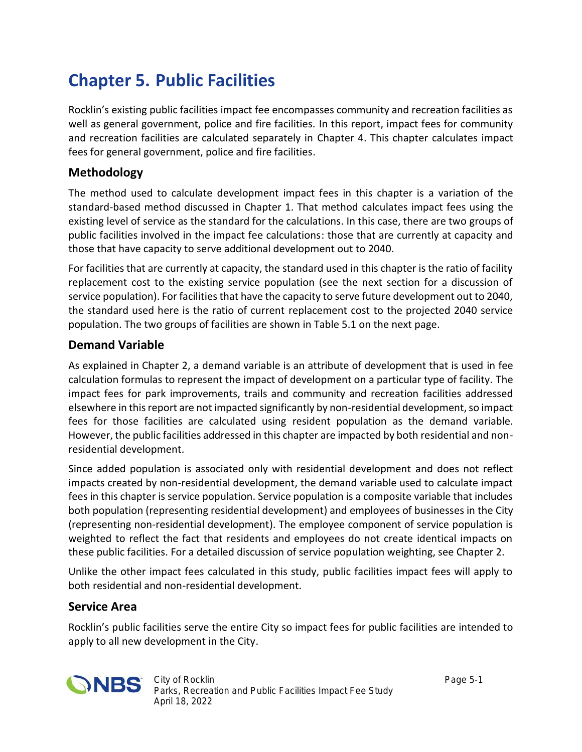# Chapter 5. Public Facilities

Rocklin's existing public facilities impact fee encompasses community and recreation facilities as well as general government, police and fire facilities. In this report, impact fees for community and recreation facilities are calculated separately in Chapter 4. This chapter calculates impact fees for general government, police and fire facilities.

## Methodology

The method used to calculate development impact fees in this chapter is a variation of the standard-based method discussed in Chapter 1. That method calculates impact fees using the existing level of service as the standard for the calculations. In this case, there are two groups of public facilities involved in the impact fee calculations: those that are currently at capacity and those that have capacity to serve additional development out to 2040.

For facilities that are currently at capacity, the standard used in this chapter is the ratio of facility replacement cost to the existing service population (see the next section for a discussion of service population). For facilities that have the capacity to serve future development out to 2040, the standard used here is the ratio of current replacement cost to the projected 2040 service population. The two groups of facilities are shown in Table 5.1 on the next page.

## Demand Variable

As explained in Chapter 2, a demand variable is an attribute of development that is used in fee calculation formulas to represent the impact of development on a particular type of facility. The impact fees for park improvements, trails and community and recreation facilities addressed elsewhere in this report are not impacted significantly by non-residential development, so impact fees for those facilities are calculated using resident population as the demand variable. However, the public facilities addressed in this chapter are impacted by both residential and non-residential development.

Since added population is associated only with residential development and does not reflect impacts created by non-residential development, the demand variable used to calculate impact fees in this chapter is service population. Service population is a composite variable that includes both population (representing residential development) and employees of businesses in the City (representing non-residential development). The employee component of service population is weighted to reflect the fact that residents and employees do not create identical impacts on these public facilities. For a detailed discussion of service population weighting, see Chapter 2.

Unlike the other impact fees calculated in this study, public facilities impact fees will apply to both residential and non-residential development.

## Service Area

Rocklin's public facilities serve the entire City so impact fees for public facilities are intended to apply to all new development in the City.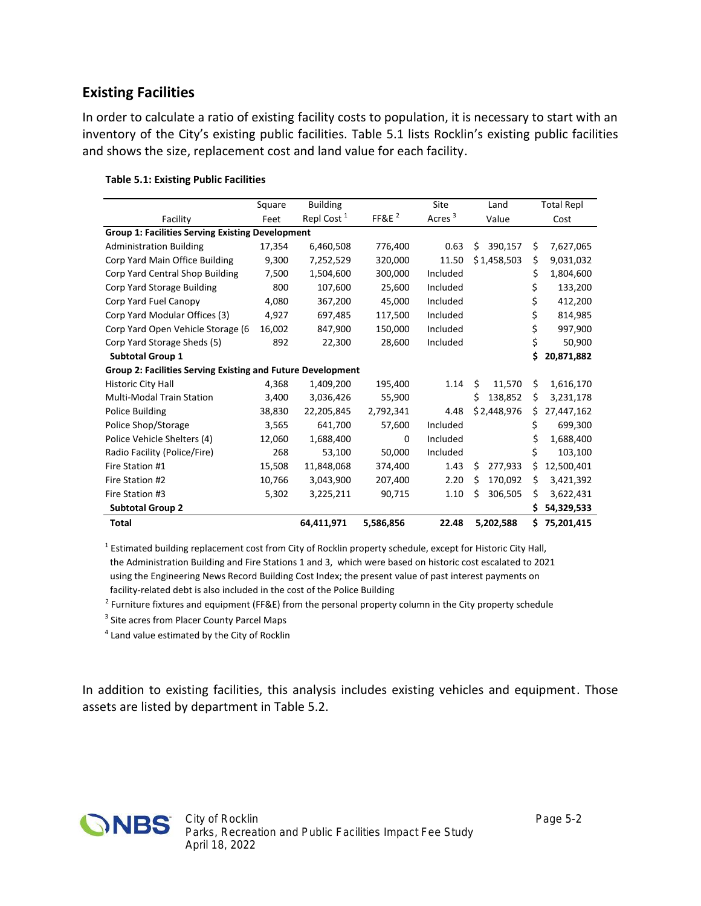## Existing Facilities

In order to calculate a ratio of existing facility costs to population, it is necessary to start with an inventory of the City's existing public facilities. Table 5.1 lists Rocklin's existing public facilities and shows the size, replacement cost and land value for each facility.

**Table 5.1: Existing Public Facilities**

| Facility | Square Feet | Building Repl Cost [1] | FF&E [2] | Site Acres [3] | Land Value | Total Repl Cost |
|---|---|---|---|---|---|---|
| **Group 1: Facilities Serving Existing Development** | | | | | | |
| Administration Building | 17,354 | 6,460,508 | 776,400 | 0.63 | $ 390,157 | $ 7,627,065 |
| Corp Yard Main Office Building | 9,300 | 7,252,529 | 320,000 | 11.50 | $ 1,458,503 | $ 9,031,032 |
| Corp Yard Central Shop Building | 7,500 | 1,504,600 | 300,000 | Included | | $ 1,804,600 |
| Corp Yard Storage Building | 800 | 107,600 | 25,600 | Included | | $ 133,200 |
| Corp Yard Fuel Canopy | 4,080 | 367,200 | 45,000 | Included | | $ 412,200 |
| Corp Yard Modular Offices (3) | 4,927 | 697,485 | 117,500 | Included | | $ 814,985 |
| Corp Yard Open Vehicle Storage (6 | 16,002 | 847,900 | 150,000 | Included | | $ 997,900 |
| Corp Yard Storage Sheds (5) | 892 | 22,300 | 28,600 | Included | | $ 50,900 |
| **Subtotal Group 1** | | | | | | **$ 20,871,882** |
| **Group 2: Facilities Serving Existing and Future Development** | | | | | | |
| Historic City Hall | 4,368 | 1,409,200 | 195,400 | 1.14 | $ 11,570 | $ 1,616,170 |
| Multi-Modal Train Station | 3,400 | 3,036,426 | 55,900 | | $ 138,852 | $ 3,231,178 |
| Police Building | 38,830 | 22,205,845 | 2,792,341 | 4.48 | $ 2,448,976 | $ 27,447,162 |
| Police Shop/Storage | 3,565 | 641,700 | 57,600 | Included | | $ 699,300 |
| Police Vehicle Shelters (4) | 12,060 | 1,688,400 | 0 | Included | | $ 1,688,400 |
| Radio Facility (Police/Fire) | 268 | 53,100 | 50,000 | Included | | $ 103,100 |
| Fire Station #1 | 15,508 | 11,848,068 | 374,400 | 1.43 | $ 277,933 | $ 12,500,401 |
| Fire Station #2 | 10,766 | 3,043,900 | 207,400 | 2.20 | $ 170,092 | $ 3,421,392 |
| Fire Station #3 | 5,302 | 3,225,211 | 90,715 | 1.10 | $ 306,505 | $ 3,622,431 |
| **Subtotal Group 2** | | | | | | **$ 54,329,533** |
| **Total** | | **64,411,971** | **5,586,856** | **22.48** | **5,202,588** | **$ 75,201,415** |

[1] Estimated building replacement cost from City of Rocklin property schedule, except for Historic City Hall, the Administration Building and Fire Stations 1 and 3, which were based on historic cost escalated to 2021 using the Engineering News Record Building Cost Index; the present value of past interest payments on facility-related debt is also included in the cost of the Police Building

[2] Furniture fixtures and equipment (FF&E) from the personal property column in the City property schedule

[3] Site acres from Placer County Parcel Maps

[4] Land value estimated by the City of Rocklin

In addition to existing facilities, this analysis includes existing vehicles and equipment. Those assets are listed by department in Table 5.2.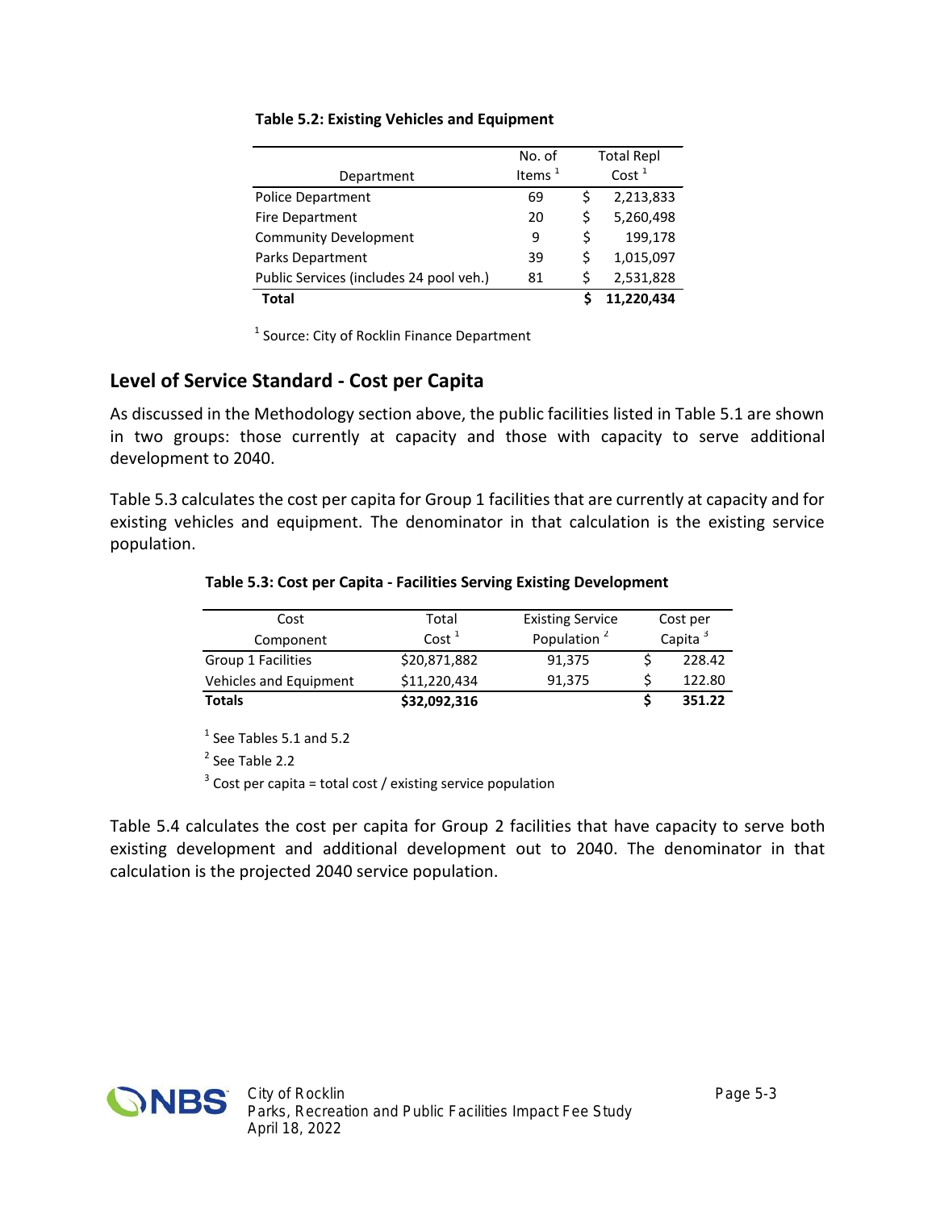**Table 5.2: Existing Vehicles and Equipment**

| Department | No. of Items [1] | Total Repl Cost [1] |
|---|---|---|
| Police Department | 69 | $ 2,213,833 |
| Fire Department | 20 | $ 5,260,498 |
| Community Development | 9 | $ 199,178 |
| Parks Department | 39 | $ 1,015,097 |
| Public Services (includes 24 pool veh.) | 81 | $ 2,531,828 |
| **Total** | | **$ 11,220,434** |

[1] Source: City of Rocklin Finance Department

## Level of Service Standard - Cost per Capita

As discussed in the Methodology section above, the public facilities listed in Table 5.1 are shown in two groups: those currently at capacity and those with capacity to serve additional development to 2040.

Table 5.3 calculates the cost per capita for Group 1 facilities that are currently at capacity and for existing vehicles and equipment. The denominator in that calculation is the existing service population.

**Table 5.3: Cost per Capita - Facilities Serving Existing Development**

| Cost Component | Total Cost [1] | Existing Service Population [2] | Cost per Capita [3] |
|---|---|---|---|
| Group 1 Facilities | $20,871,882 | 91,375 | $ 228.42 |
| Vehicles and Equipment | $11,220,434 | 91,375 | $ 122.80 |
| **Totals** | **$32,092,316** | | **$ 351.22** |

[1] See Tables 5.1 and 5.2

[2] See Table 2.2

[3] Cost per capita = total cost / existing service population

Table 5.4 calculates the cost per capita for Group 2 facilities that have capacity to serve both existing development and additional development out to 2040. The denominator in that calculation is the projected 2040 service population.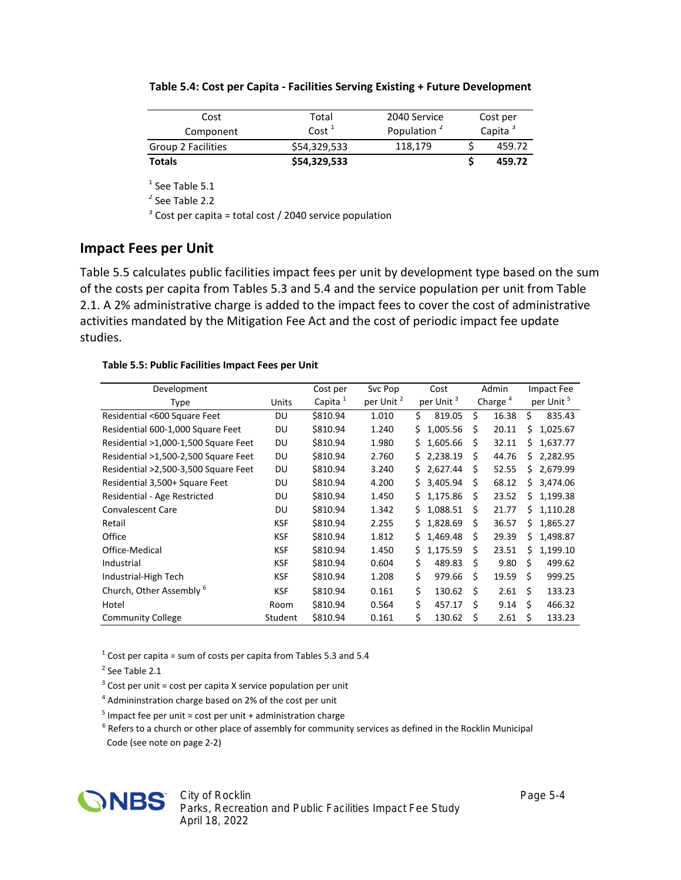**Table 5.4: Cost per Capita - Facilities Serving Existing + Future Development**

| Cost Component | Total Cost [1] | 2040 Service Population [2] | Cost per Capita [3] |
|---|---|---|---|
| Group 2 Facilities | $54,329,533 | 118,179 | $ 459.72 |
| **Totals** | **$54,329,533** | | **$ 459.72** |

[1] See Table 5.1

[2] See Table 2.2

[3] Cost per capita = total cost / 2040 service population

## Impact Fees per Unit

Table 5.5 calculates public facilities impact fees per unit by development type based on the sum of the costs per capita from Tables 5.3 and 5.4 and the service population per unit from Table 2.1. A 2% administrative charge is added to the impact fees to cover the cost of administrative activities mandated by the Mitigation Fee Act and the cost of periodic impact fee update studies.

**Table 5.5: Public Facilities Impact Fees per Unit**

| Development Type | Units | Cost per Capita [1] | Svc Pop per Unit [2] | Cost per Unit [3] | Admin Charge [4] | Impact Fee per Unit [5] |
|---|---|---|---|---|---|---|
| Residential <600 Square Feet | DU | $810.94 | 1.010 | $ 819.05 | $ 16.38 | $ 835.43 |
| Residential 600-1,000 Square Feet | DU | $810.94 | 1.240 | $ 1,005.56 | $ 20.11 | $ 1,025.67 |
| Residential >1,000-1,500 Square Feet | DU | $810.94 | 1.980 | $ 1,605.66 | $ 32.11 | $ 1,637.77 |
| Residential >1,500-2,500 Square Feet | DU | $810.94 | 2.760 | $ 2,238.19 | $ 44.76 | $ 2,282.95 |
| Residential >2,500-3,500 Square Feet | DU | $810.94 | 3.240 | $ 2,627.44 | $ 52.55 | $ 2,679.99 |
| Residential 3,500+ Square Feet | DU | $810.94 | 4.200 | $ 3,405.94 | $ 68.12 | $ 3,474.06 |
| Residential - Age Restricted | DU | $810.94 | 1.450 | $ 1,175.86 | $ 23.52 | $ 1,199.38 |
| Convalescent Care | DU | $810.94 | 1.342 | $ 1,088.51 | $ 21.77 | $ 1,110.28 |
| Retail | KSF | $810.94 | 2.255 | $ 1,828.69 | $ 36.57 | $ 1,865.27 |
| Office | KSF | $810.94 | 1.812 | $ 1,469.48 | $ 29.39 | $ 1,498.87 |
| Office-Medical | KSF | $810.94 | 1.450 | $ 1,175.59 | $ 23.51 | $ 1,199.10 |
| Industrial | KSF | $810.94 | 0.604 | $ 489.83 | $ 9.80 | $ 499.62 |
| Industrial-High Tech | KSF | $810.94 | 1.208 | $ 979.66 | $ 19.59 | $ 999.25 |
| Church, Other Assembly [6] | KSF | $810.94 | 0.161 | $ 130.62 | $ 2.61 | $ 133.23 |
| Hotel | Room | $810.94 | 0.564 | $ 457.17 | $ 9.14 | $ 466.32 |
| Community College | Student | $810.94 | 0.161 | $ 130.62 | $ 2.61 | $ 133.23 |

[1] Cost per capita = sum of costs per capita from Tables 5.3 and 5.4

[2] See Table 2.1

[3] Cost per unit = cost per capita X service population per unit

[4] Admininstration charge based on 2% of the cost per unit

[5] Impact fee per unit = cost per unit + administration charge

[6] Refers to a church or other place of assembly for community services as defined in the Rocklin Municipal Code (see note on page 2-2)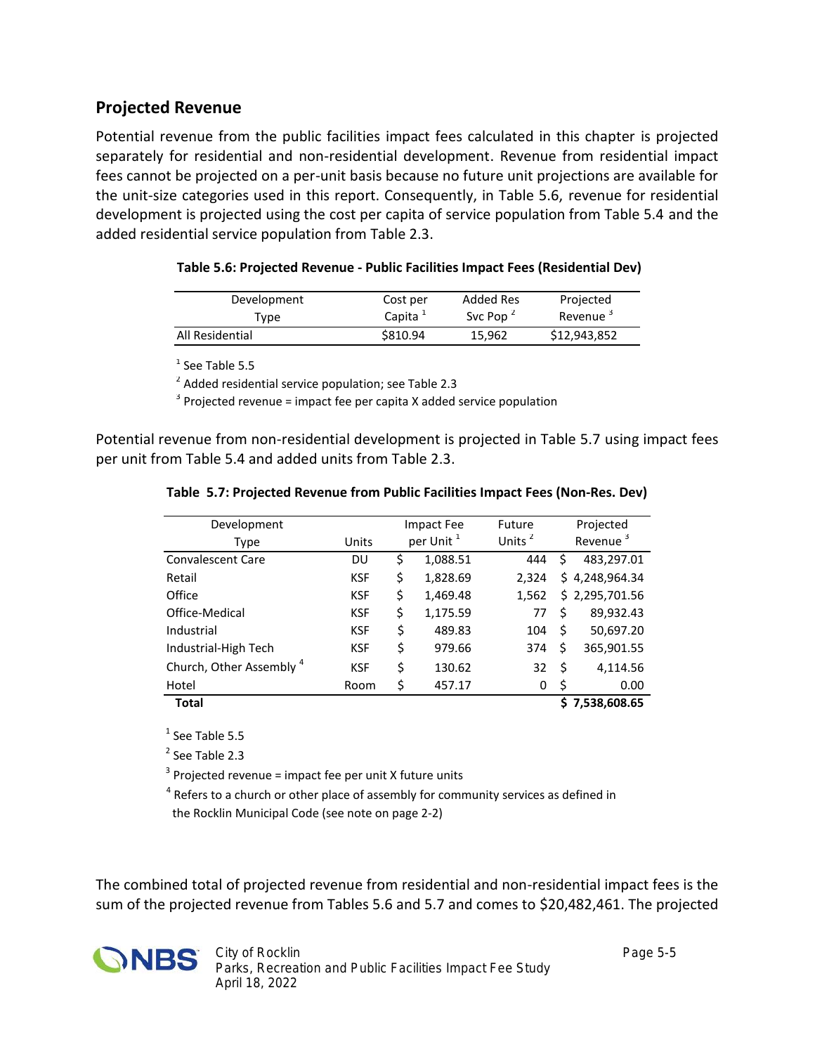## Projected Revenue

Potential revenue from the public facilities impact fees calculated in this chapter is projected separately for residential and non-residential development. Revenue from residential impact fees cannot be projected on a per-unit basis because no future unit projections are available for the unit-size categories used in this report. Consequently, in Table 5.6, revenue for residential development is projected using the cost per capita of service population from Table 5.4 and the added residential service population from Table 2.3.

**Table 5.6: Projected Revenue - Public Facilities Impact Fees (Residential Dev)**

| Development Type | Cost per Capita [1] | Added Res Svc Pop [2] | Projected Revenue [3] |
|---|---|---|---|
| All Residential | $810.94 | 15,962 | $12,943,852 |

[1] See Table 5.5

[2] Added residential service population; see Table 2.3

[3] Projected revenue = impact fee per capita X added service population

Potential revenue from non-residential development is projected in Table 5.7 using impact fees per unit from Table 5.4 and added units from Table 2.3.

**Table 5.7: Projected Revenue from Public Facilities Impact Fees (Non-Res. Dev)**

| Development Type | Units | Impact Fee per Unit [1] | Future Units [2] | Projected Revenue [3] |
|---|---|---|---|---|
| Convalescent Care | DU | $ 1,088.51 | 444 | $ 483,297.01 |
| Retail | KSF | $ 1,828.69 | 2,324 | $ 4,248,964.34 |
| Office | KSF | $ 1,469.48 | 1,562 | $ 2,295,701.56 |
| Office-Medical | KSF | $ 1,175.59 | 77 | $ 89,932.43 |
| Industrial | KSF | $ 489.83 | 104 | $ 50,697.20 |
| Industrial-High Tech | KSF | $ 979.66 | 374 | $ 365,901.55 |
| Church, Other Assembly [4] | KSF | $ 130.62 | 32 | $ 4,114.56 |
| Hotel | Room | $ 457.17 | 0 | $ 0.00 |
| **Total** | | | | **$ 7,538,608.65** |

[1] See Table 5.5

[2] See Table 2.3

[3] Projected revenue = impact fee per unit X future units

[4] Refers to a church or other place of assembly for community services as defined in the Rocklin Municipal Code (see note on page 2-2)

The combined total of projected revenue from residential and non-residential impact fees is the sum of the projected revenue from Tables 5.6 and 5.7 and comes to $20,482,461. The projected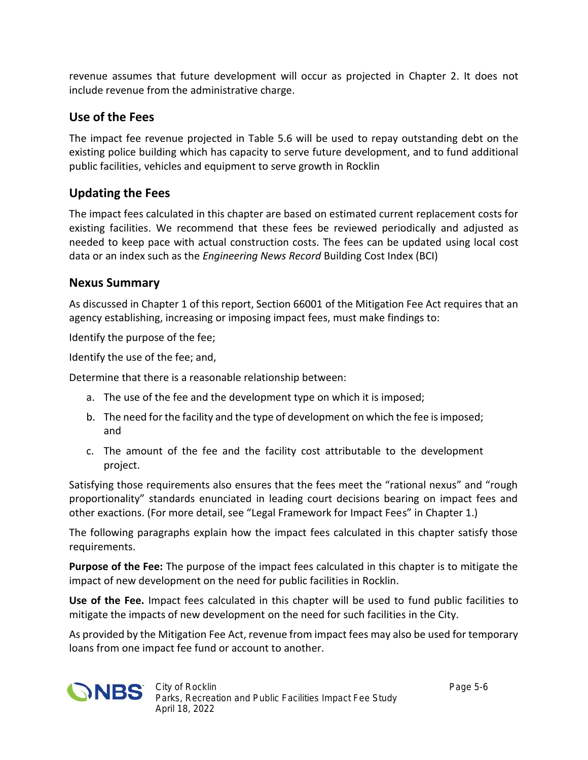revenue assumes that future development will occur as projected in Chapter 2. It does not include revenue from the administrative charge.

## Use of the Fees

The impact fee revenue projected in Table 5.6 will be used to repay outstanding debt on the existing police building which has capacity to serve future development, and to fund additional public facilities, vehicles and equipment to serve growth in Rocklin

## Updating the Fees

The impact fees calculated in this chapter are based on estimated current replacement costs for existing facilities. We recommend that these fees be reviewed periodically and adjusted as needed to keep pace with actual construction costs. The fees can be updated using local cost data or an index such as the *Engineering News Record* Building Cost Index (BCI)

## Nexus Summary

As discussed in Chapter 1 of this report, Section 66001 of the Mitigation Fee Act requires that an agency establishing, increasing or imposing impact fees, must make findings to:

Identify the purpose of the fee;

Identify the use of the fee; and,

Determine that there is a reasonable relationship between:

a. The use of the fee and the development type on which it is imposed;
b. The need for the facility and the type of development on which the fee is imposed; and
c. The amount of the fee and the facility cost attributable to the development project.

Satisfying those requirements also ensures that the fees meet the "rational nexus" and "rough proportionality" standards enunciated in leading court decisions bearing on impact fees and other exactions. (For more detail, see "Legal Framework for Impact Fees" in Chapter 1.)

The following paragraphs explain how the impact fees calculated in this chapter satisfy those requirements.

**Purpose of the Fee:** The purpose of the impact fees calculated in this chapter is to mitigate the impact of new development on the need for public facilities in Rocklin.

**Use of the Fee.** Impact fees calculated in this chapter will be used to fund public facilities to mitigate the impacts of new development on the need for such facilities in the City.

As provided by the Mitigation Fee Act, revenue from impact fees may also be used for temporary loans from one impact fee fund or account to another.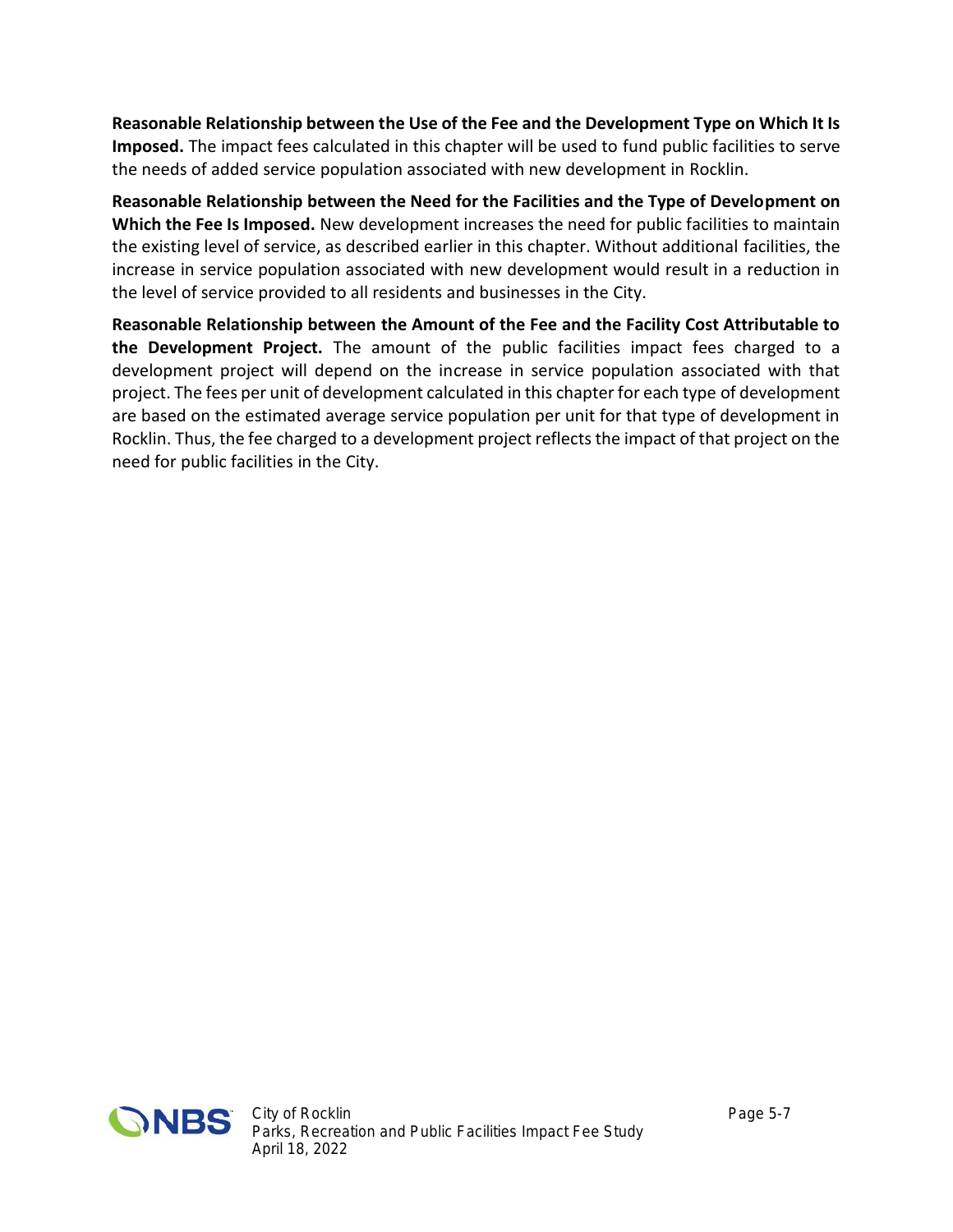**Reasonable Relationship between the Use of the Fee and the Development Type on Which It Is Imposed.** The impact fees calculated in this chapter will be used to fund public facilities to serve the needs of added service population associated with new development in Rocklin.

**Reasonable Relationship between the Need for the Facilities and the Type of Development on Which the Fee Is Imposed.** New development increases the need for public facilities to maintain the existing level of service, as described earlier in this chapter. Without additional facilities, the increase in service population associated with new development would result in a reduction in the level of service provided to all residents and businesses in the City.

**Reasonable Relationship between the Amount of the Fee and the Facility Cost Attributable to the Development Project.** The amount of the public facilities impact fees charged to a development project will depend on the increase in service population associated with that project. The fees per unit of development calculated in this chapter for each type of development are based on the estimated average service population per unit for that type of development in Rocklin. Thus, the fee charged to a development project reflects the impact of that project on the need for public facilities in the City.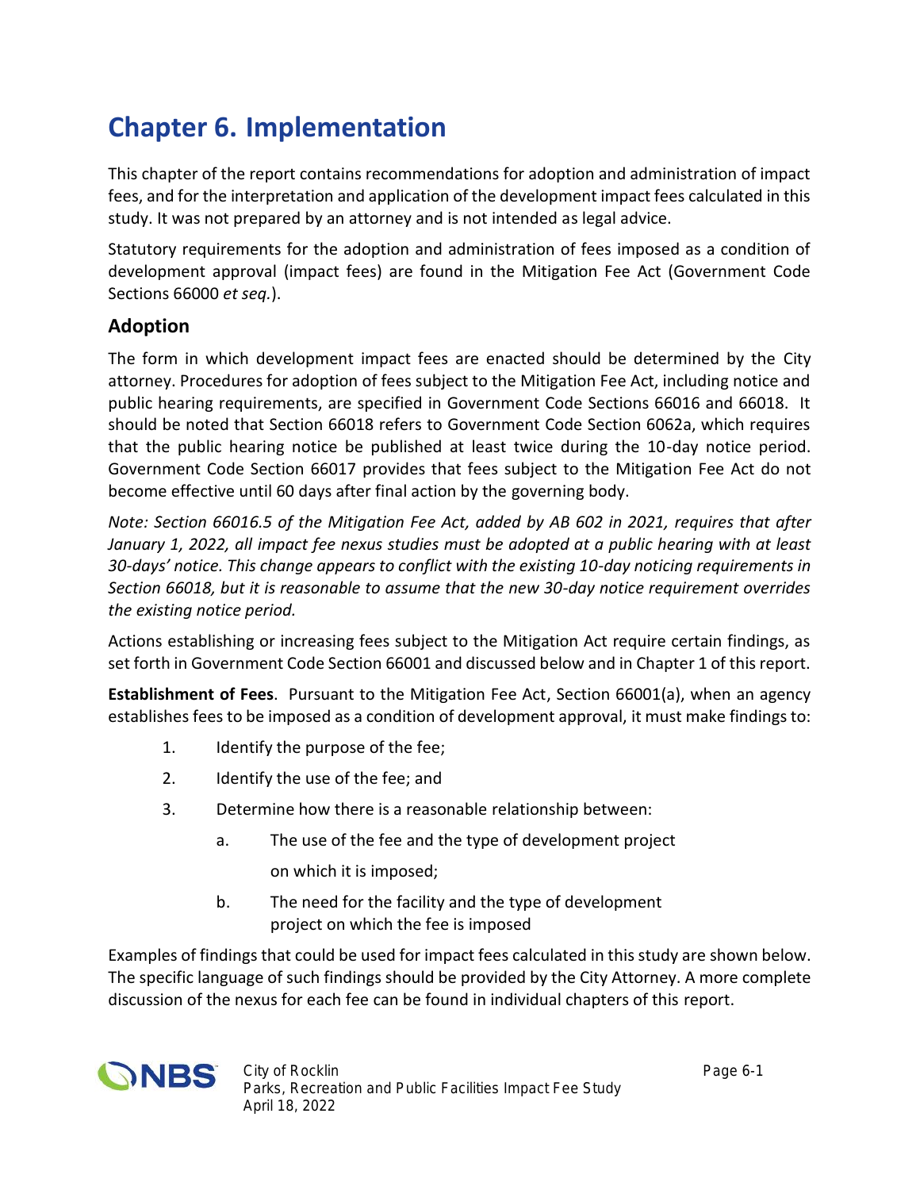# Chapter 6. Implementation

This chapter of the report contains recommendations for adoption and administration of impact fees, and for the interpretation and application of the development impact fees calculated in this study. It was not prepared by an attorney and is not intended as legal advice.

Statutory requirements for the adoption and administration of fees imposed as a condition of development approval (impact fees) are found in the Mitigation Fee Act (Government Code Sections 66000 *et seq.*).

## Adoption

The form in which development impact fees are enacted should be determined by the City attorney. Procedures for adoption of fees subject to the Mitigation Fee Act, including notice and public hearing requirements, are specified in Government Code Sections 66016 and 66018. It should be noted that Section 66018 refers to Government Code Section 6062a, which requires that the public hearing notice be published at least twice during the 10-day notice period. Government Code Section 66017 provides that fees subject to the Mitigation Fee Act do not become effective until 60 days after final action by the governing body.

*Note: Section 66016.5 of the Mitigation Fee Act, added by AB 602 in 2021, requires that after January 1, 2022, all impact fee nexus studies must be adopted at a public hearing with at least 30-days' notice. This change appears to conflict with the existing 10-day noticing requirements in Section 66018, but it is reasonable to assume that the new 30-day notice requirement overrides the existing notice period.*

Actions establishing or increasing fees subject to the Mitigation Act require certain findings, as set forth in Government Code Section 66001 and discussed below and in Chapter 1 of this report.

**Establishment of Fees**. Pursuant to the Mitigation Fee Act, Section 66001(a), when an agency establishes fees to be imposed as a condition of development approval, it must make findings to:

1. Identify the purpose of the fee;
2. Identify the use of the fee; and
3. Determine how there is a reasonable relationship between:
   a. The use of the fee and the type of development project on which it is imposed;
   b. The need for the facility and the type of development project on which the fee is imposed

Examples of findings that could be used for impact fees calculated in this study are shown below. The specific language of such findings should be provided by the City Attorney. A more complete discussion of the nexus for each fee can be found in individual chapters of this report.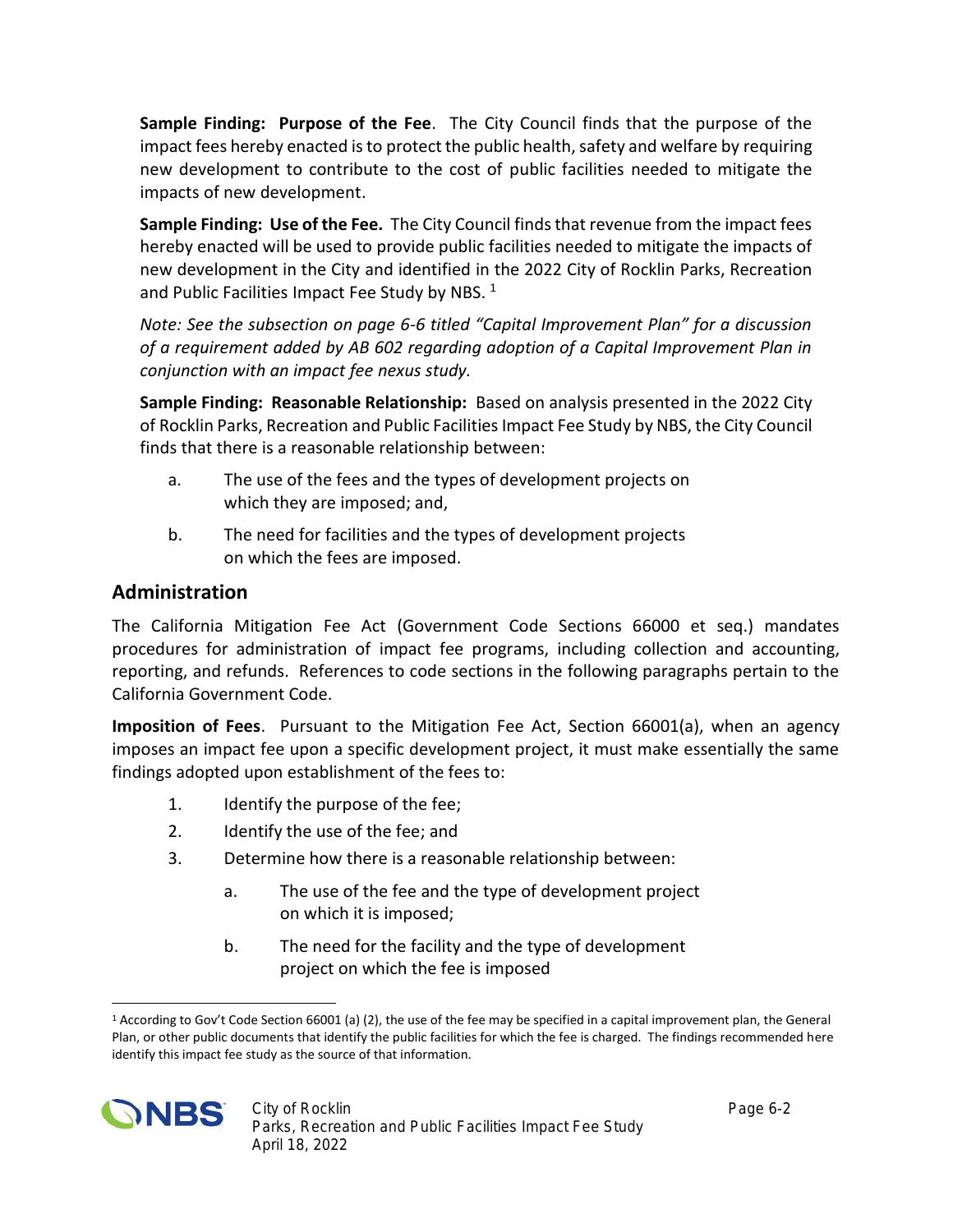**Sample Finding: Purpose of the Fee**. The City Council finds that the purpose of the impact fees hereby enacted is to protect the public health, safety and welfare by requiring new development to contribute to the cost of public facilities needed to mitigate the impacts of new development.

**Sample Finding: Use of the Fee.** The City Council finds that revenue from the impact fees hereby enacted will be used to provide public facilities needed to mitigate the impacts of new development in the City and identified in the 2022 City of Rocklin Parks, Recreation and Public Facilities Impact Fee Study by NBS. [1]

*Note: See the subsection on page 6-6 titled "Capital Improvement Plan" for a discussion of a requirement added by AB 602 regarding adoption of a Capital Improvement Plan in conjunction with an impact fee nexus study.*

**Sample Finding: Reasonable Relationship:** Based on analysis presented in the 2022 City of Rocklin Parks, Recreation and Public Facilities Impact Fee Study by NBS, the City Council finds that there is a reasonable relationship between:

a. The use of the fees and the types of development projects on which they are imposed; and,

b. The need for facilities and the types of development projects on which the fees are imposed.

## Administration

The California Mitigation Fee Act (Government Code Sections 66000 et seq.) mandates procedures for administration of impact fee programs, including collection and accounting, reporting, and refunds. References to code sections in the following paragraphs pertain to the California Government Code.

**Imposition of Fees**. Pursuant to the Mitigation Fee Act, Section 66001(a), when an agency imposes an impact fee upon a specific development project, it must make essentially the same findings adopted upon establishment of the fees to:

1. Identify the purpose of the fee;
2. Identify the use of the fee; and
3. Determine how there is a reasonable relationship between:
    a. The use of the fee and the type of development project on which it is imposed;
    b. The need for the facility and the type of development project on which the fee is imposed

[1] According to Gov't Code Section 66001 (a) (2), the use of the fee may be specified in a capital improvement plan, the General Plan, or other public documents that identify the public facilities for which the fee is charged. The findings recommended here identify this impact fee study as the source of that information.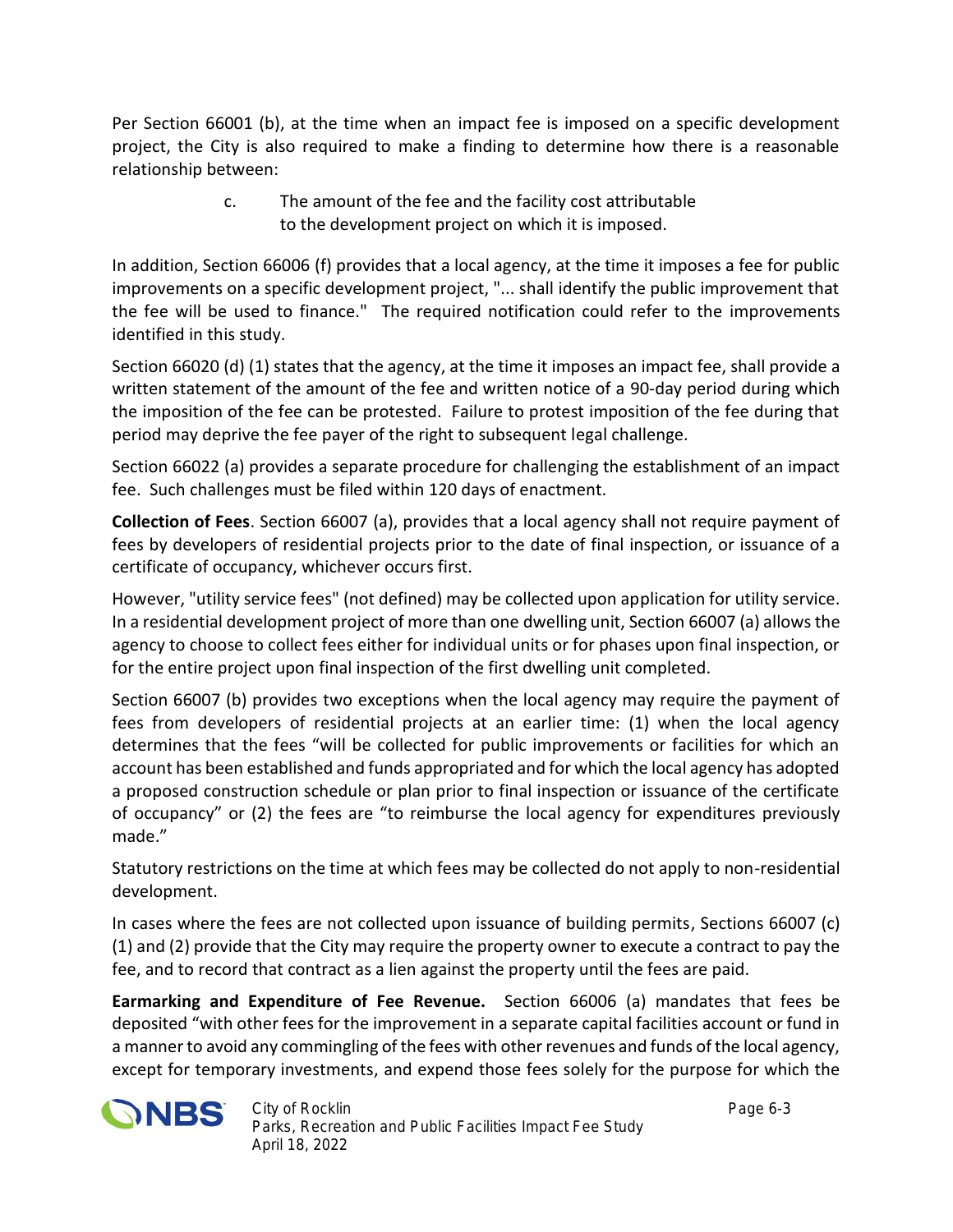Per Section 66001 (b), at the time when an impact fee is imposed on a specific development project, the City is also required to make a finding to determine how there is a reasonable relationship between:

> c. The amount of the fee and the facility cost attributable to the development project on which it is imposed.

In addition, Section 66006 (f) provides that a local agency, at the time it imposes a fee for public improvements on a specific development project, "... shall identify the public improvement that the fee will be used to finance." The required notification could refer to the improvements identified in this study.

Section 66020 (d) (1) states that the agency, at the time it imposes an impact fee, shall provide a written statement of the amount of the fee and written notice of a 90-day period during which the imposition of the fee can be protested. Failure to protest imposition of the fee during that period may deprive the fee payer of the right to subsequent legal challenge.

Section 66022 (a) provides a separate procedure for challenging the establishment of an impact fee. Such challenges must be filed within 120 days of enactment.

**Collection of Fees**. Section 66007 (a), provides that a local agency shall not require payment of fees by developers of residential projects prior to the date of final inspection, or issuance of a certificate of occupancy, whichever occurs first.

However, "utility service fees" (not defined) may be collected upon application for utility service. In a residential development project of more than one dwelling unit, Section 66007 (a) allows the agency to choose to collect fees either for individual units or for phases upon final inspection, or for the entire project upon final inspection of the first dwelling unit completed.

Section 66007 (b) provides two exceptions when the local agency may require the payment of fees from developers of residential projects at an earlier time: (1) when the local agency determines that the fees "will be collected for public improvements or facilities for which an account has been established and funds appropriated and for which the local agency has adopted a proposed construction schedule or plan prior to final inspection or issuance of the certificate of occupancy" or (2) the fees are "to reimburse the local agency for expenditures previously made."

Statutory restrictions on the time at which fees may be collected do not apply to non-residential development.

In cases where the fees are not collected upon issuance of building permits, Sections 66007 (c) (1) and (2) provide that the City may require the property owner to execute a contract to pay the fee, and to record that contract as a lien against the property until the fees are paid.

**Earmarking and Expenditure of Fee Revenue.** Section 66006 (a) mandates that fees be deposited "with other fees for the improvement in a separate capital facilities account or fund in a manner to avoid any commingling of the fees with other revenues and funds of the local agency, except for temporary investments, and expend those fees solely for the purpose for which the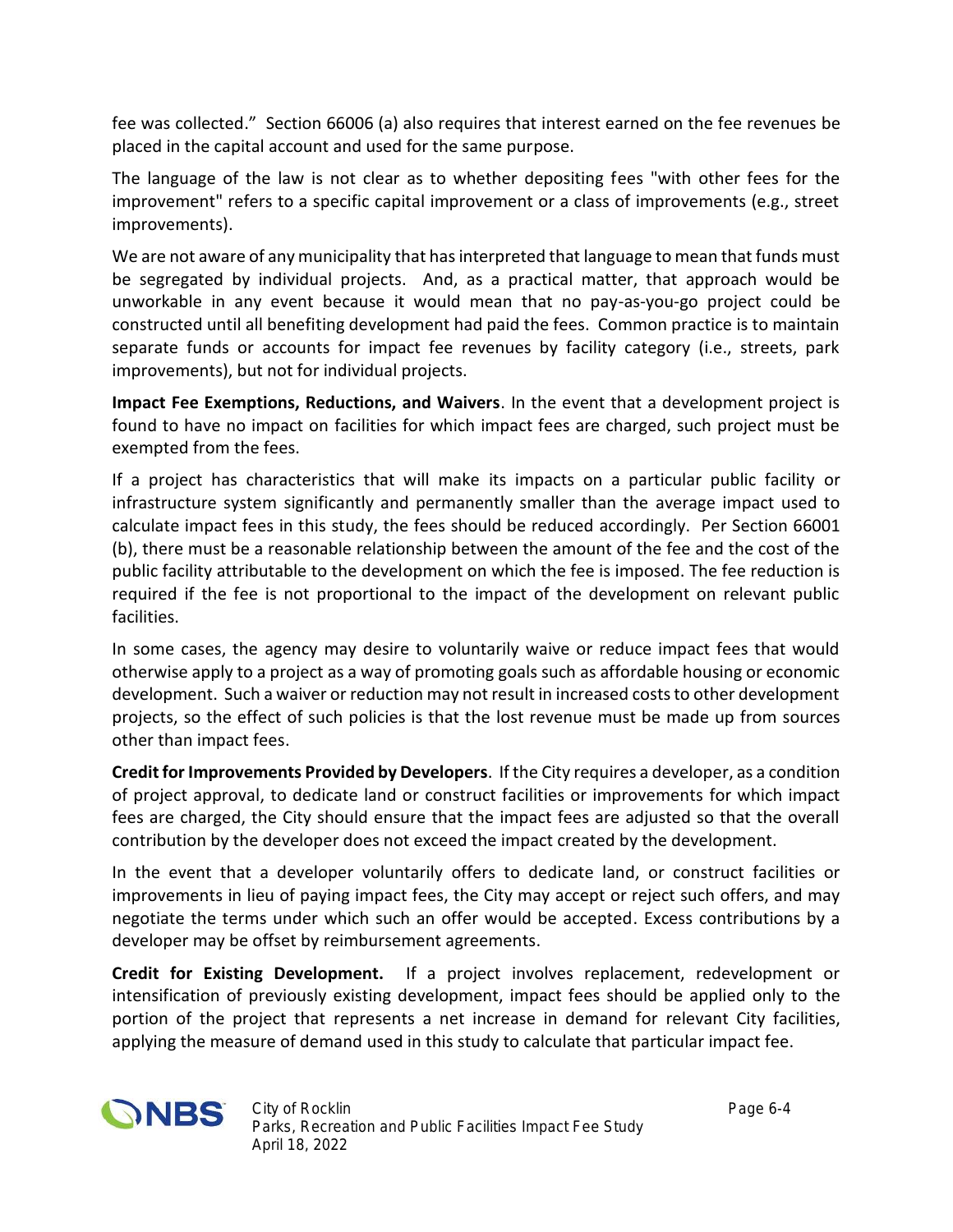fee was collected." Section 66006 (a) also requires that interest earned on the fee revenues be placed in the capital account and used for the same purpose.

The language of the law is not clear as to whether depositing fees "with other fees for the improvement" refers to a specific capital improvement or a class of improvements (e.g., street improvements).

We are not aware of any municipality that has interpreted that language to mean that funds must be segregated by individual projects. And, as a practical matter, that approach would be unworkable in any event because it would mean that no pay-as-you-go project could be constructed until all benefiting development had paid the fees. Common practice is to maintain separate funds or accounts for impact fee revenues by facility category (i.e., streets, park improvements), but not for individual projects.

**Impact Fee Exemptions, Reductions, and Waivers**. In the event that a development project is found to have no impact on facilities for which impact fees are charged, such project must be exempted from the fees.

If a project has characteristics that will make its impacts on a particular public facility or infrastructure system significantly and permanently smaller than the average impact used to calculate impact fees in this study, the fees should be reduced accordingly. Per Section 66001 (b), there must be a reasonable relationship between the amount of the fee and the cost of the public facility attributable to the development on which the fee is imposed. The fee reduction is required if the fee is not proportional to the impact of the development on relevant public facilities.

In some cases, the agency may desire to voluntarily waive or reduce impact fees that would otherwise apply to a project as a way of promoting goals such as affordable housing or economic development. Such a waiver or reduction may not result in increased costs to other development projects, so the effect of such policies is that the lost revenue must be made up from sources other than impact fees.

**Credit for Improvements Provided by Developers**. If the City requires a developer, as a condition of project approval, to dedicate land or construct facilities or improvements for which impact fees are charged, the City should ensure that the impact fees are adjusted so that the overall contribution by the developer does not exceed the impact created by the development.

In the event that a developer voluntarily offers to dedicate land, or construct facilities or improvements in lieu of paying impact fees, the City may accept or reject such offers, and may negotiate the terms under which such an offer would be accepted. Excess contributions by a developer may be offset by reimbursement agreements.

**Credit for Existing Development.** If a project involves replacement, redevelopment or intensification of previously existing development, impact fees should be applied only to the portion of the project that represents a net increase in demand for relevant City facilities, applying the measure of demand used in this study to calculate that particular impact fee.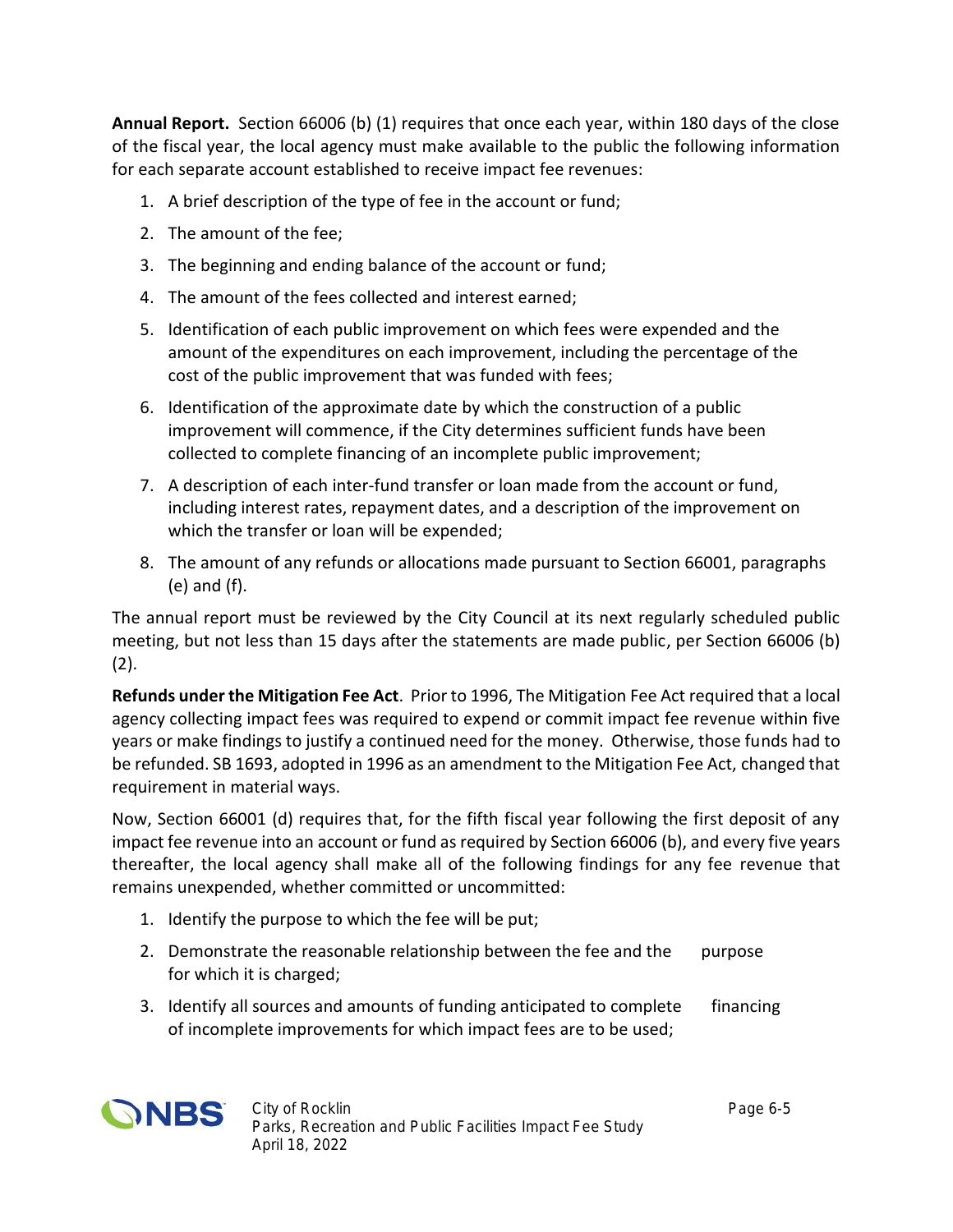**Annual Report.** Section 66006 (b) (1) requires that once each year, within 180 days of the close of the fiscal year, the local agency must make available to the public the following information for each separate account established to receive impact fee revenues:

1. A brief description of the type of fee in the account or fund;
2. The amount of the fee;
3. The beginning and ending balance of the account or fund;
4. The amount of the fees collected and interest earned;
5. Identification of each public improvement on which fees were expended and the amount of the expenditures on each improvement, including the percentage of the cost of the public improvement that was funded with fees;
6. Identification of the approximate date by which the construction of a public improvement will commence, if the City determines sufficient funds have been collected to complete financing of an incomplete public improvement;
7. A description of each inter-fund transfer or loan made from the account or fund, including interest rates, repayment dates, and a description of the improvement on which the transfer or loan will be expended;
8. The amount of any refunds or allocations made pursuant to Section 66001, paragraphs (e) and (f).

The annual report must be reviewed by the City Council at its next regularly scheduled public meeting, but not less than 15 days after the statements are made public, per Section 66006 (b) (2).

**Refunds under the Mitigation Fee Act**. Prior to 1996, The Mitigation Fee Act required that a local agency collecting impact fees was required to expend or commit impact fee revenue within five years or make findings to justify a continued need for the money. Otherwise, those funds had to be refunded. SB 1693, adopted in 1996 as an amendment to the Mitigation Fee Act, changed that requirement in material ways.

Now, Section 66001 (d) requires that, for the fifth fiscal year following the first deposit of any impact fee revenue into an account or fund as required by Section 66006 (b), and every five years thereafter, the local agency shall make all of the following findings for any fee revenue that remains unexpended, whether committed or uncommitted:

1. Identify the purpose to which the fee will be put;
2. Demonstrate the reasonable relationship between the fee and the purpose for which it is charged;
3. Identify all sources and amounts of funding anticipated to complete financing of incomplete improvements for which impact fees are to be used;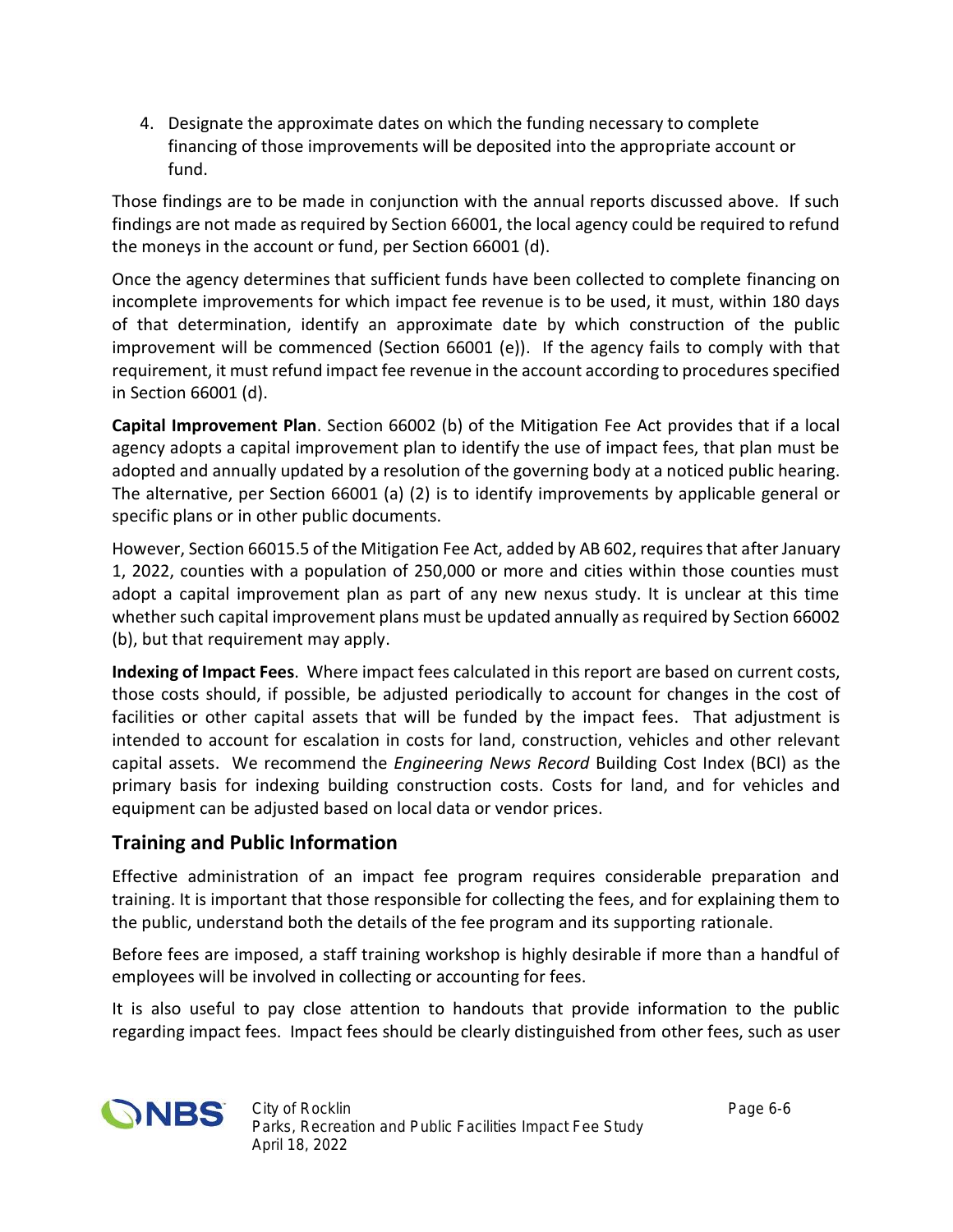4. Designate the approximate dates on which the funding necessary to complete financing of those improvements will be deposited into the appropriate account or fund.

Those findings are to be made in conjunction with the annual reports discussed above. If such findings are not made as required by Section 66001, the local agency could be required to refund the moneys in the account or fund, per Section 66001 (d).

Once the agency determines that sufficient funds have been collected to complete financing on incomplete improvements for which impact fee revenue is to be used, it must, within 180 days of that determination, identify an approximate date by which construction of the public improvement will be commenced (Section 66001 (e)). If the agency fails to comply with that requirement, it must refund impact fee revenue in the account according to procedures specified in Section 66001 (d).

**Capital Improvement Plan**. Section 66002 (b) of the Mitigation Fee Act provides that if a local agency adopts a capital improvement plan to identify the use of impact fees, that plan must be adopted and annually updated by a resolution of the governing body at a noticed public hearing. The alternative, per Section 66001 (a) (2) is to identify improvements by applicable general or specific plans or in other public documents.

However, Section 66015.5 of the Mitigation Fee Act, added by AB 602, requires that after January 1, 2022, counties with a population of 250,000 or more and cities within those counties must adopt a capital improvement plan as part of any new nexus study. It is unclear at this time whether such capital improvement plans must be updated annually as required by Section 66002 (b), but that requirement may apply.

**Indexing of Impact Fees**. Where impact fees calculated in this report are based on current costs, those costs should, if possible, be adjusted periodically to account for changes in the cost of facilities or other capital assets that will be funded by the impact fees. That adjustment is intended to account for escalation in costs for land, construction, vehicles and other relevant capital assets. We recommend the *Engineering News Record* Building Cost Index (BCI) as the primary basis for indexing building construction costs. Costs for land, and for vehicles and equipment can be adjusted based on local data or vendor prices.

## Training and Public Information

Effective administration of an impact fee program requires considerable preparation and training. It is important that those responsible for collecting the fees, and for explaining them to the public, understand both the details of the fee program and its supporting rationale.

Before fees are imposed, a staff training workshop is highly desirable if more than a handful of employees will be involved in collecting or accounting for fees.

It is also useful to pay close attention to handouts that provide information to the public regarding impact fees. Impact fees should be clearly distinguished from other fees, such as user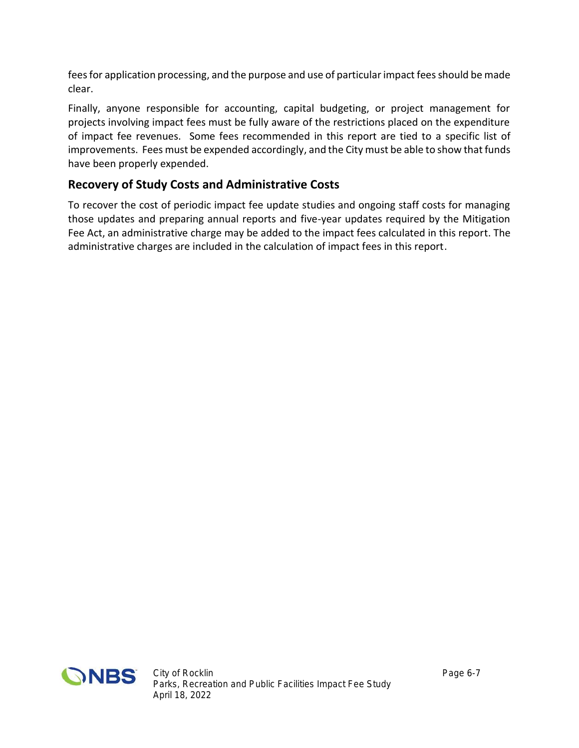fees for application processing, and the purpose and use of particular impact fees should be made clear.

Finally, anyone responsible for accounting, capital budgeting, or project management for projects involving impact fees must be fully aware of the restrictions placed on the expenditure of impact fee revenues. Some fees recommended in this report are tied to a specific list of improvements. Fees must be expended accordingly, and the City must be able to show that funds have been properly expended.

## Recovery of Study Costs and Administrative Costs

To recover the cost of periodic impact fee update studies and ongoing staff costs for managing those updates and preparing annual reports and five-year updates required by the Mitigation Fee Act, an administrative charge may be added to the impact fees calculated in this report. The administrative charges are included in the calculation of impact fees in this report.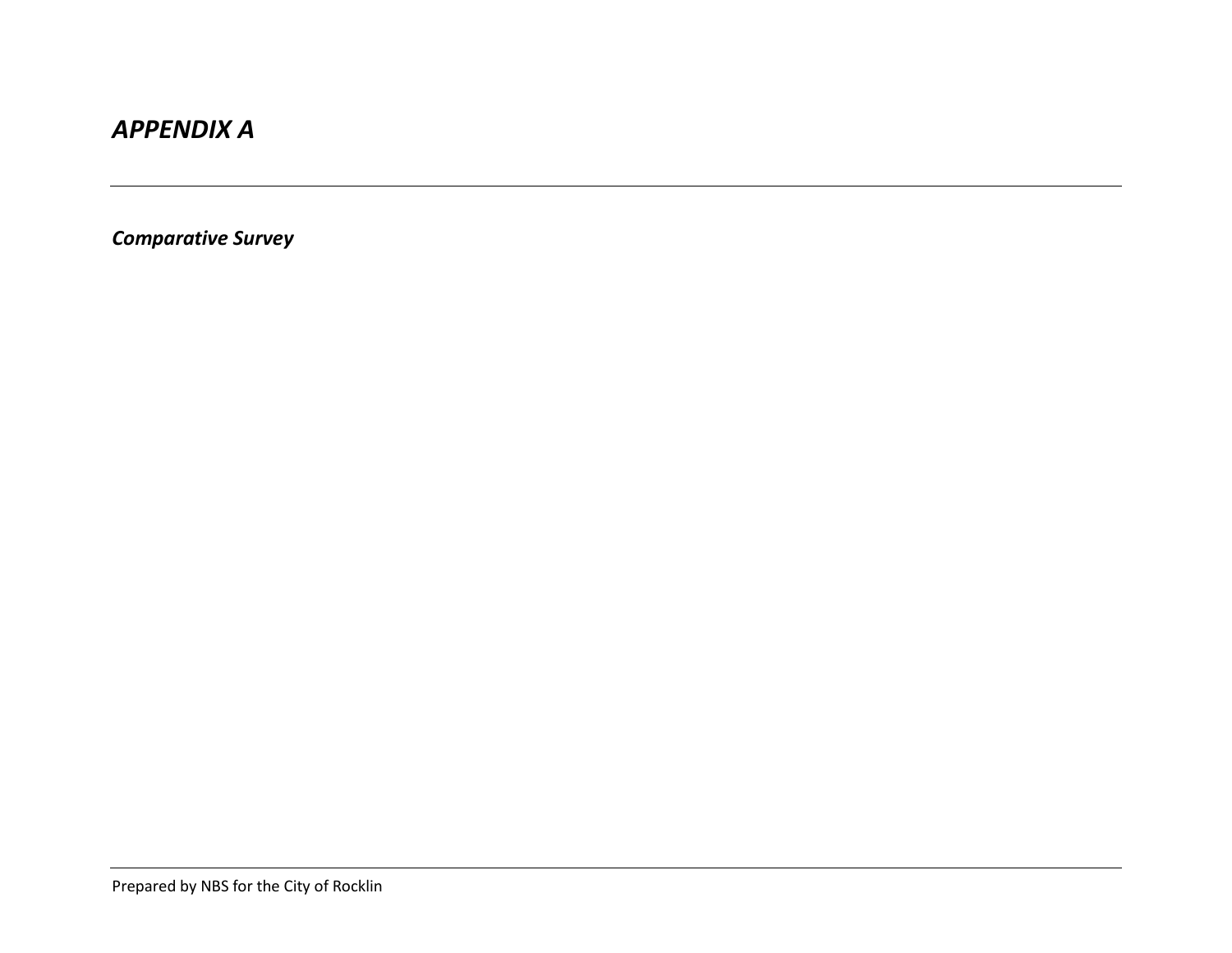# *APPENDIX A*

***Comparative Survey***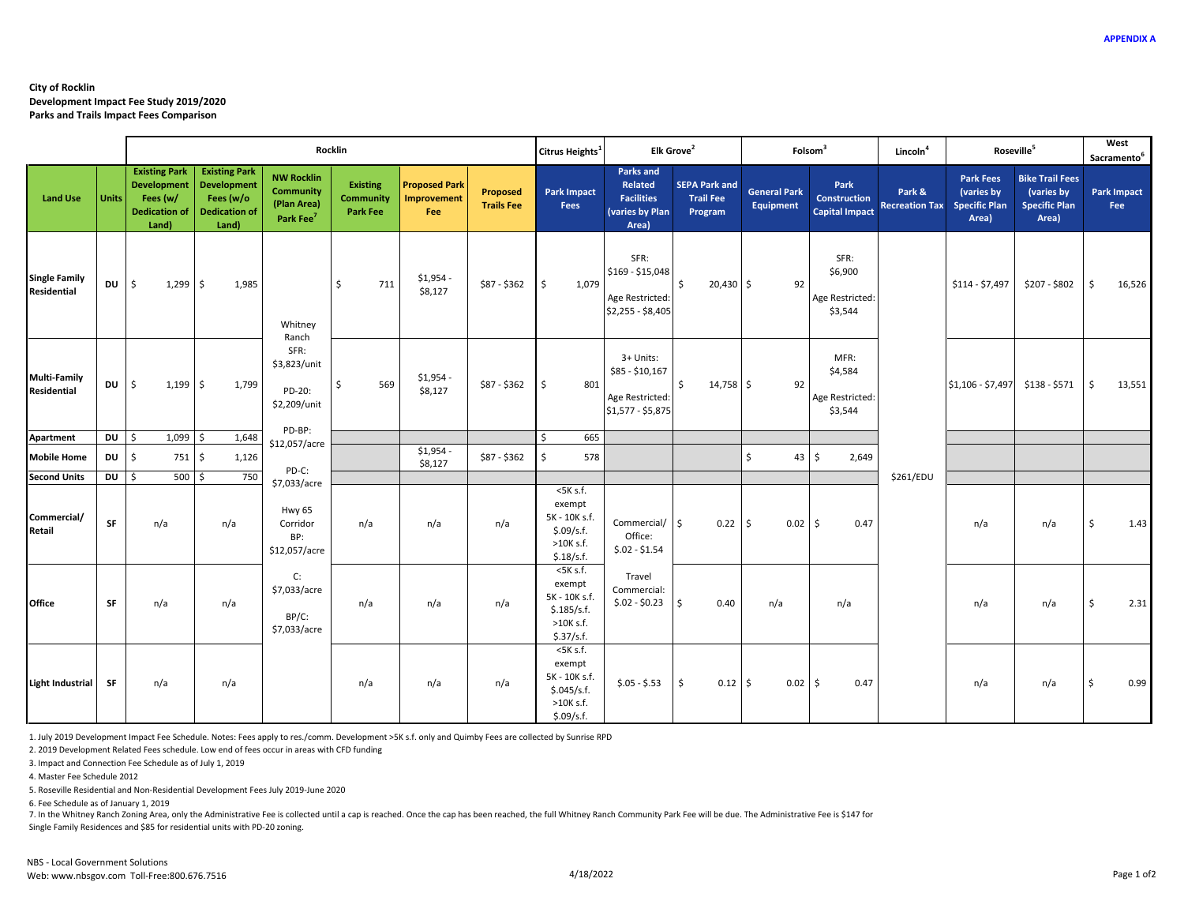APPENDIX A

**City of Rocklin**
**Development Impact Fee Study 2019/2020**
**Parks and Trails Impact Fees Comparison**

| | | Rocklin | | | | | | Citrus Heights[1] | Elk Grove[2] | | Folsom[3] | | Lincoln[4] | Roseville[5] | | West Sacramento[6] |
|---|---|---|---|---|---|---|---|---|---|---|---|---|---|---|---|---|
| **Land Use** | **Units** | **Existing Park Development Fees (w/ Dedication of Land)** | **Existing Park Development Fees (w/o Dedication of Land)** | **NW Rocklin Community (Plan Area) Park Fee[7]** | **Existing Community Park Fee** | **Proposed Park Improvement Fee** | **Proposed Trails Fee** | **Park Impact Fees** | **Parks and Related Facilities (varies by Plan Area)** | **SEPA Park and Trail Fee Program** | **General Park Equipment** | **Park Construction Capital Impact** | **Park & Recreation Tax** | **Park Fees (varies by Specific Plan Area)** | **Bike Trail Fees (varies by Specific Plan Area)** | **Park Impact Fee** |
| Single Family Residential | DU | $ 1,299 | $ 1,985 | Whitney Ranch SFR: $3,823/unit PD-20: $2,209/unit PD-BP: $12,057/acre PD-C: $7,033/acre Hwy 65 Corridor BP: $12,057/acre C: $7,033/acre BP/C: $7,033/acre | $ 711 | $1,954 - $8,127 | $87 - $362 | $ 1,079 | SFR: $169 - $15,048 Age Restricted: $2,255 - $8,405 | $ 20,430 | $ 92 | SFR: $6,900 Age Restricted: $3,544 | $261/EDU | $114 - $7,497 | $207 - $802 | $ 16,526 |
| Multi-Family Residential | DU | $ 1,199 | $ 1,799 | | $ 569 | $1,954 - $8,127 | $87 - $362 | $ 801 | 3+ Units: $85 - $10,167 Age Restricted: $1,577 - $5,875 | $ 14,758 | $ 92 | MFR: $4,584 Age Restricted: $3,544 | | $1,106 - $7,497 | $138 - $571 | $ 13,551 |
| Apartment | DU | $ 1,099 | $ 1,648 | | | | | $ 665 | | | | | | | | |
| Mobile Home | DU | $ 751 | $ 1,126 | | | $1,954 - $8,127 | $87 - $362 | $ 578 | | | $ 43 | $ 2,649 | | | | |
| Second Units | DU | $ 500 | $ 750 | | | | | | | | | | | | | |
| Commercial/ Retail | SF | n/a | n/a | | n/a | n/a | n/a | <5K s.f. exempt 5K - 10K s.f. $.09/s.f. >10K s.f. $.18/s.f. | Commercial/ Office: $.02 - $1.54 Travel Commercial: $.02 - $0.23 | $ 0.22 | $ 0.02 | $ 0.47 | | n/a | n/a | $ 1.43 |
| Office | SF | n/a | n/a | | n/a | n/a | n/a | <5K s.f. exempt 5K - 10K s.f. $.185/s.f. >10K s.f. $.37/s.f. | | $ 0.40 | n/a | n/a | | n/a | n/a | $ 2.31 |
| Light Industrial | SF | n/a | n/a | | n/a | n/a | n/a | <5K s.f. exempt 5K - 10K s.f. $.045/s.f. >10K s.f. $.09/s.f. | $.05 - $.53 | $ 0.12 | $ 0.02 | $ 0.47 | | n/a | n/a | $ 0.99 |

1. July 2019 Development Impact Fee Schedule. Notes: Fees apply to res./comm. Development >5K s.f. only and Quimby Fees are collected by Sunrise RPD
2. 2019 Development Related Fees schedule. Low end of fees occur in areas with CFD funding
3. Impact and Connection Fee Schedule as of July 1, 2019
4. Master Fee Schedule 2012
5. Roseville Residential and Non-Residential Development Fees July 2019-June 2020
6. Fee Schedule as of January 1, 2019
7. In the Whitney Ranch Zoning Area, only the Administrative Fee is collected until a cap is reached. Once the cap has been reached, the full Whitney Ranch Community Park Fee will be due. The Administrative Fee is $147 for Single Family Residences and $85 for residential units with PD-20 zoning.

NBS - Local Government Solutions
Web: www.nbsgov.com Toll-Free:800.676.7516

4/18/2022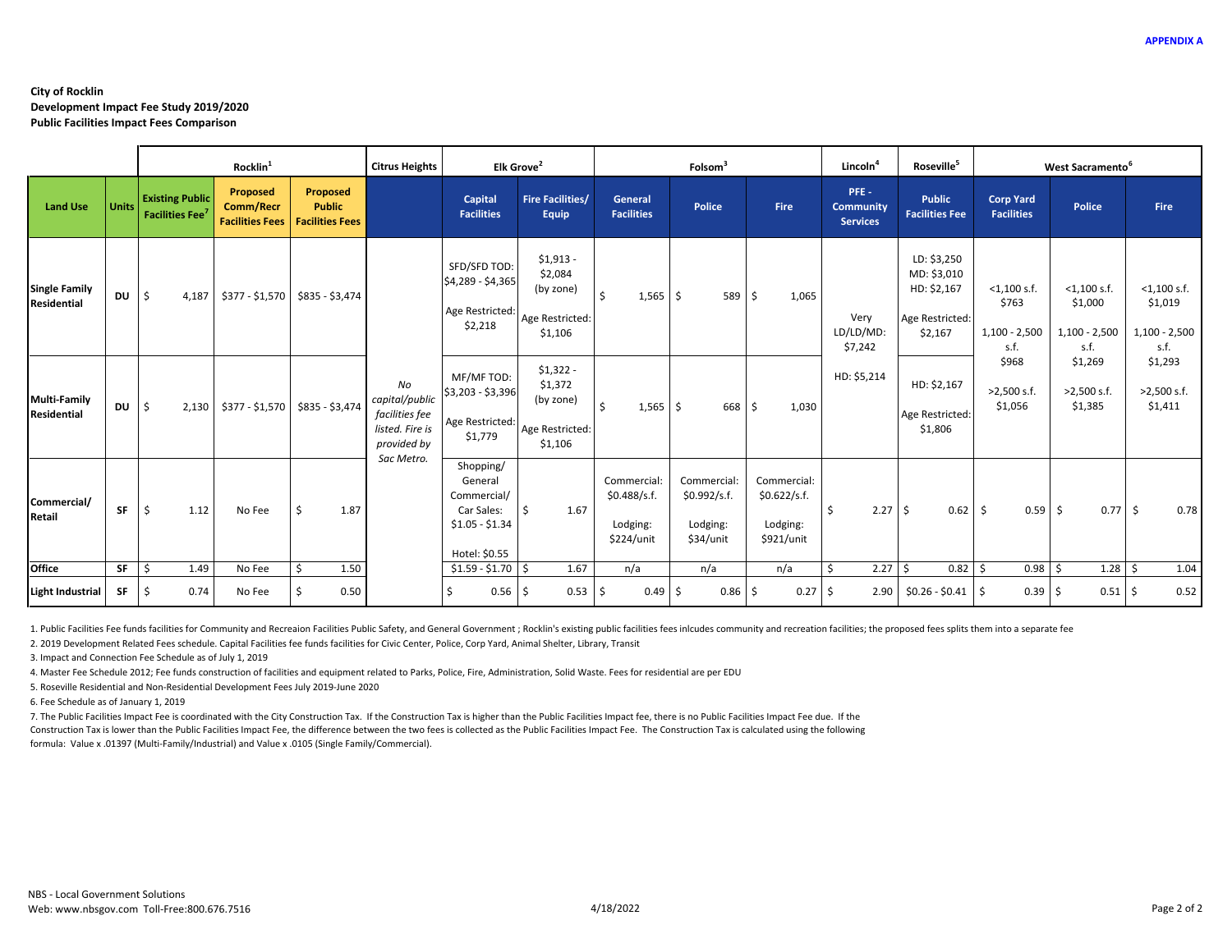APPENDIX A

**City of Rocklin**
**Development Impact Fee Study 2019/2020**
**Public Facilities Impact Fees Comparison**

| | | Rocklin[1] | | | Citrus Heights | Elk Grove[2] | | Folsom[3] | | | Lincoln[4] | Roseville[5] | West Sacramento[6] | | |
|---|---|---|---|---|---|---|---|---|---|---|---|---|---|---|---|
| **Land Use** | **Units** | **Existing Public Facilities Fee[7]** | **Proposed Comm/Recr Facilities Fees** | **Proposed Public Facilities Fees** | | **Capital Facilities** | **Fire Facilities/ Equip** | **General Facilities** | **Police** | **Fire** | **PFE - Community Services** | **Public Facilities Fee** | **Corp Yard Facilities** | **Police** | **Fire** |
| **Single Family Residential** | **DU** | $ 4,187 | $377 - $1,570 | $835 - $3,474 | *No capital/public facilities fee listed. Fire is provided by Sac Metro.* | SFD/SFD TOD: $4,289 - $4,365 Age Restricted: $2,218 | $1,913 - $2,084 (by zone) Age Restricted: $1,106 | $ 1,565 | $ 589 | $ 1,065 | Very LD/LD/MD: $7,242 HD: $5,214 | LD: $3,250 MD: $3,010 HD: $2,167 Age Restricted: $2,167 | <1,100 s.f. $763 1,100 - 2,500 s.f. $968 >2,500 s.f. $1,056 | <1,100 s.f. $1,000 1,100 - 2,500 s.f. $1,269 >2,500 s.f. $1,385 | <1,100 s.f. $1,019 1,100 - 2,500 s.f. $1,293 >2,500 s.f. $1,411 |
| **Multi-Family Residential** | **DU** | $ 2,130 | $377 - $1,570 | $835 - $3,474 | | MF/MF TOD: $3,203 - $3,396 Age Restricted: $1,779 | $1,322 - $1,372 (by zone) Age Restricted: $1,106 | $ 1,565 | $ 668 | $ 1,030 | | HD: $2,167 Age Restricted: $1,806 | | | |
| **Commercial/ Retail** | **SF** | $ 1.12 | No Fee | $ 1.87 | | Shopping/ General Commercial/ Car Sales: $1.05 - $1.34 Hotel: $0.55 | $ 1.67 | Commercial: $0.488/s.f. Lodging: $224/unit | Commercial: $0.992/s.f. Lodging: $34/unit | Commercial: $0.622/s.f. Lodging: $921/unit | $ 2.27 | $ 0.62 | $ 0.59 | $ 0.77 | $ 0.78 |
| **Office** | **SF** | $ 1.49 | No Fee | $ 1.50 | | $1.59 - $1.70 | $ 1.67 | n/a | n/a | n/a | $ 2.27 | $ 0.82 | $ 0.98 | $ 1.28 | $ 1.04 |
| **Light Industrial** | **SF** | $ 0.74 | No Fee | $ 0.50 | | $ 0.56 | $ 0.53 | $ 0.49 | $ 0.86 | $ 0.27 | $ 2.90 | $0.26 - $0.41 | $ 0.39 | $ 0.51 | $ 0.52 |

1. Public Facilities Fee funds facilities for Community and Recreaion Facilities Public Safety, and General Government ; Rocklin's existing public facilities fees inlcudes community and recreation facilities; the proposed fees splits them into a separate fee
2. 2019 Development Related Fees schedule. Capital Facilities fee funds facilities for Civic Center, Police, Corp Yard, Animal Shelter, Library, Transit
3. Impact and Connection Fee Schedule as of July 1, 2019
4. Master Fee Schedule 2012; Fee funds construction of facilities and equipment related to Parks, Police, Fire, Administration, Solid Waste. Fees for residential are per EDU
5. Roseville Residential and Non-Residential Development Fees July 2019-June 2020
6. Fee Schedule as of January 1, 2019
7. The Public Facilities Impact Fee is coordinated with the City Construction Tax. If the Construction Tax is higher than the Public Facilities Impact fee, there is no Public Facilities Impact Fee due. If the Construction Tax is lower than the Public Facilities Impact Fee, the difference between the two fees is collected as the Public Facilities Impact Fee. The Construction Tax is calculated using the following formula: Value x .01397 (Multi-Family/Industrial) and Value x .0105 (Single Family/Commercial).

NBS - Local Government Solutions
Web: www.nbsgov.com Toll-Free:800.676.7516

4/18/2022